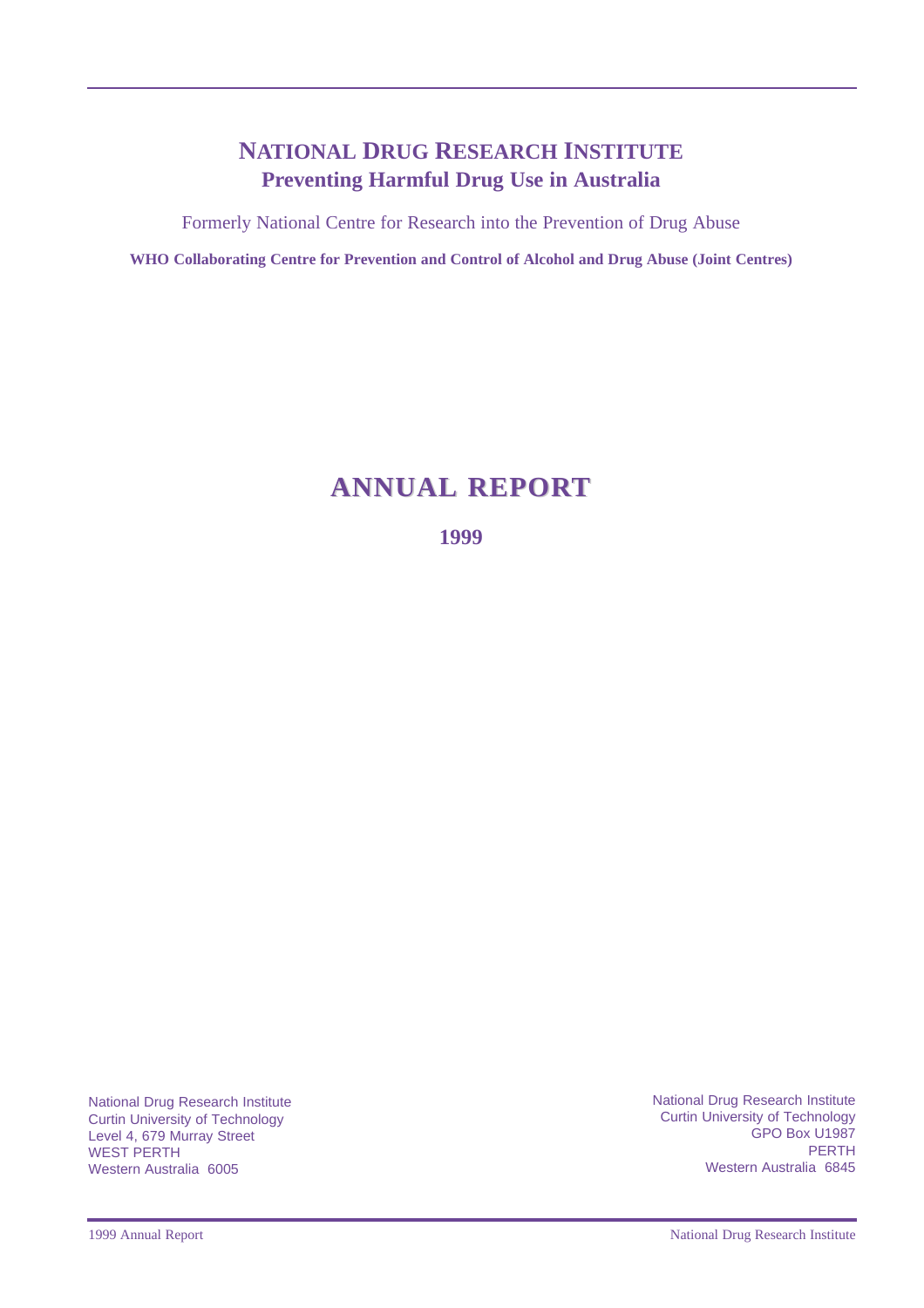# NATIONAL DRUG RESEARCH INSTITUTE
## Preventing Harmful Drug Use in Australia

Formerly National Centre for Research into the Prevention of Drug Abuse

**WHO Collaborating Centre for Prevention and Control of Alcohol and Drug Abuse (Joint Centres)**

# ANNUAL REPORT

**1999**

National Drug Research Institute
Curtin University of Technology
Level 4, 679 Murray Street
WEST PERTH
Western Australia 6005

National Drug Research Institute
Curtin University of Technology
GPO Box U1987
PERTH
Western Australia 6845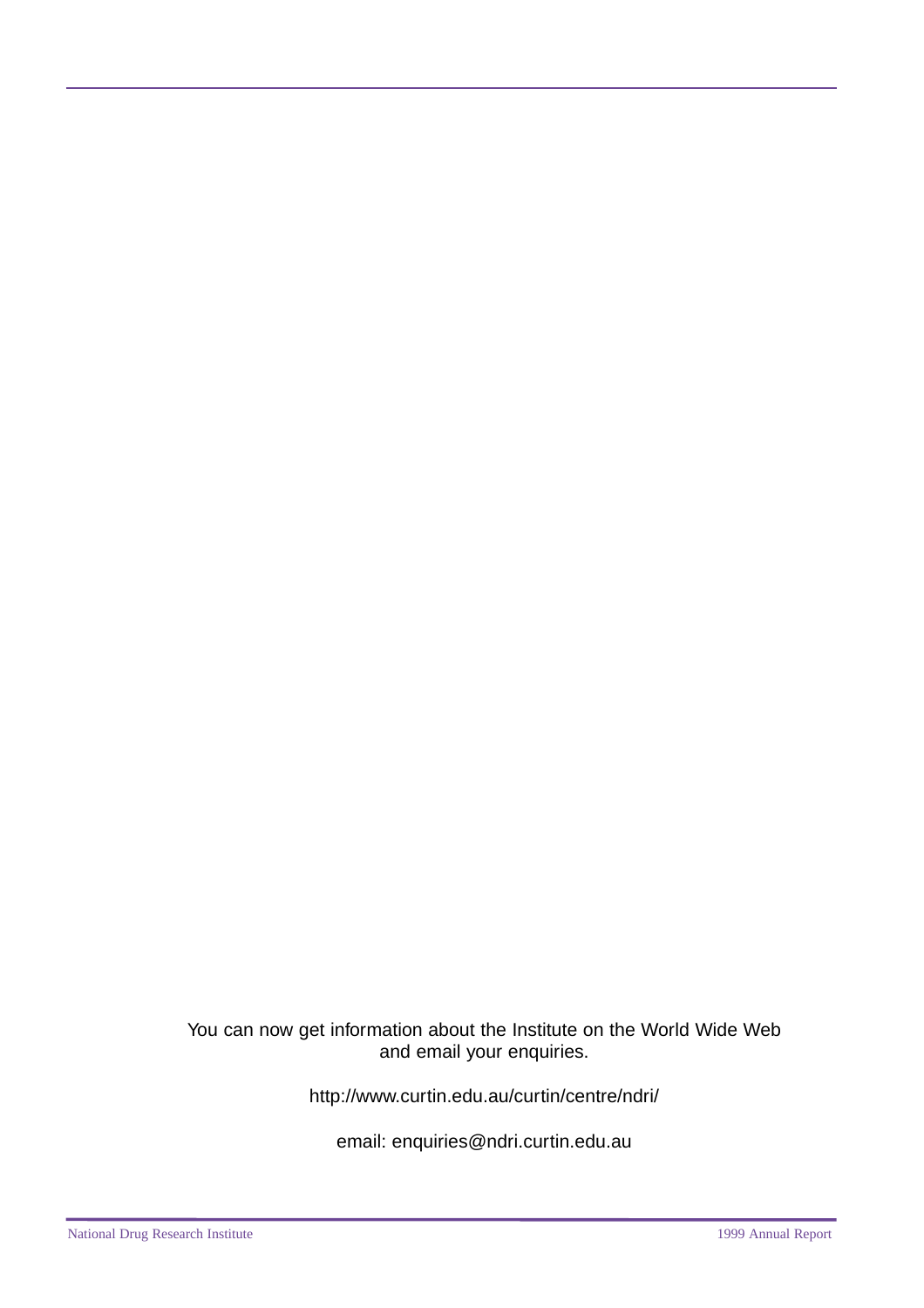You can now get information about the Institute on the World Wide Web and email your enquiries.

http://www.curtin.edu.au/curtin/centre/ndri/

email: enquiries@ndri.curtin.edu.au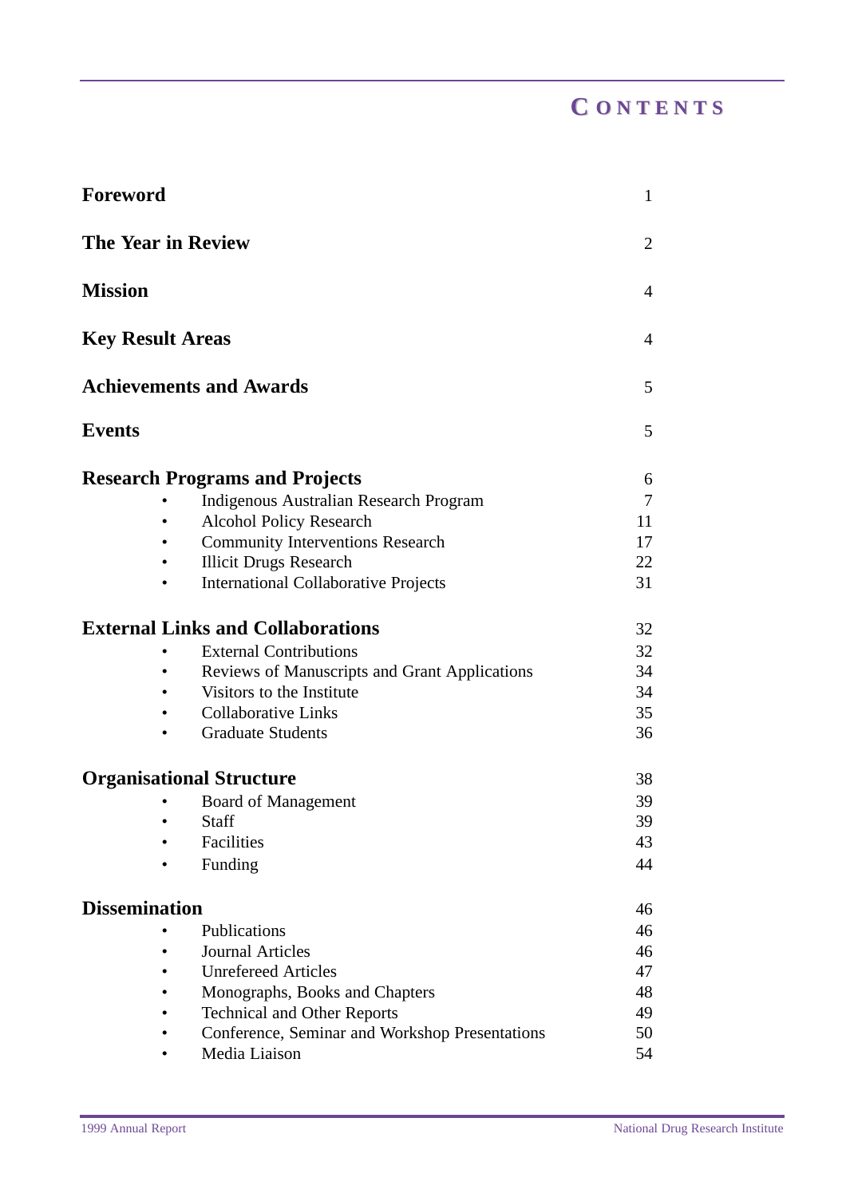# CONTENTS

| | |
|---|---|
| **Foreword** | 1 |
| **The Year in Review** | 2 |
| **Mission** | 4 |
| **Key Result Areas** | 4 |
| **Achievements and Awards** | 5 |
| **Events** | 5 |
| **Research Programs and Projects** | 6 |
| • Indigenous Australian Research Program | 7 |
| • Alcohol Policy Research | 11 |
| • Community Interventions Research | 17 |
| • Illicit Drugs Research | 22 |
| • International Collaborative Projects | 31 |
| **External Links and Collaborations** | 32 |
| • External Contributions | 32 |
| • Reviews of Manuscripts and Grant Applications | 34 |
| • Visitors to the Institute | 34 |
| • Collaborative Links | 35 |
| • Graduate Students | 36 |
| **Organisational Structure** | 38 |
| • Board of Management | 39 |
| • Staff | 39 |
| • Facilities | 43 |
| • Funding | 44 |
| **Dissemination** | 46 |
| • Publications | 46 |
| • Journal Articles | 46 |
| • Unrefereed Articles | 47 |
| • Monographs, Books and Chapters | 48 |
| • Technical and Other Reports | 49 |
| • Conference, Seminar and Workshop Presentations | 50 |
| • Media Liaison | 54 |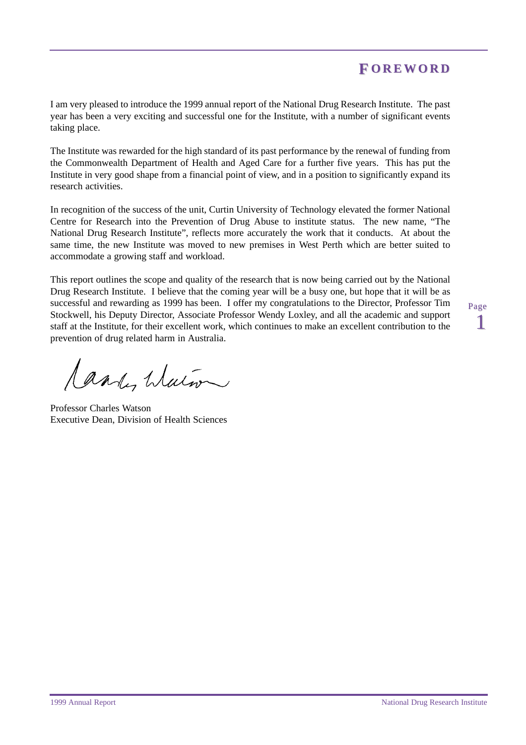# FOREWORD

I am very pleased to introduce the 1999 annual report of the National Drug Research Institute. The past year has been a very exciting and successful one for the Institute, with a number of significant events taking place.

The Institute was rewarded for the high standard of its past performance by the renewal of funding from the Commonwealth Department of Health and Aged Care for a further five years. This has put the Institute in very good shape from a financial point of view, and in a position to significantly expand its research activities.

In recognition of the success of the unit, Curtin University of Technology elevated the former National Centre for Research into the Prevention of Drug Abuse to institute status. The new name, "The National Drug Research Institute", reflects more accurately the work that it conducts. At about the same time, the new Institute was moved to new premises in West Perth which are better suited to accommodate a growing staff and workload.

This report outlines the scope and quality of the research that is now being carried out by the National Drug Research Institute. I believe that the coming year will be a busy one, but hope that it will be as successful and rewarding as 1999 has been. I offer my congratulations to the Director, Professor Tim Stockwell, his Deputy Director, Associate Professor Wendy Loxley, and all the academic and support staff at the Institute, for their excellent work, which continues to make an excellent contribution to the prevention of drug related harm in Australia.

Professor Charles Watson
Executive Dean, Division of Health Sciences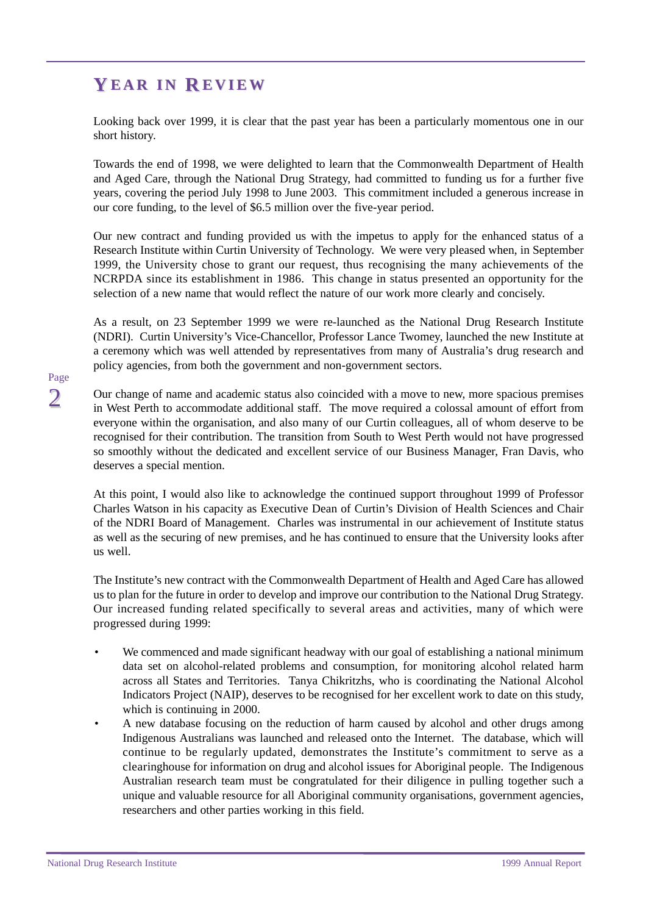# Year in Review

Looking back over 1999, it is clear that the past year has been a particularly momentous one in our short history.

Towards the end of 1998, we were delighted to learn that the Commonwealth Department of Health and Aged Care, through the National Drug Strategy, had committed to funding us for a further five years, covering the period July 1998 to June 2003. This commitment included a generous increase in our core funding, to the level of $6.5 million over the five-year period.

Our new contract and funding provided us with the impetus to apply for the enhanced status of a Research Institute within Curtin University of Technology. We were very pleased when, in September 1999, the University chose to grant our request, thus recognising the many achievements of the NCRPDA since its establishment in 1986. This change in status presented an opportunity for the selection of a new name that would reflect the nature of our work more clearly and concisely.

As a result, on 23 September 1999 we were re-launched as the National Drug Research Institute (NDRI). Curtin University's Vice-Chancellor, Professor Lance Twomey, launched the new Institute at a ceremony which was well attended by representatives from many of Australia's drug research and policy agencies, from both the government and non-government sectors.

Our change of name and academic status also coincided with a move to new, more spacious premises in West Perth to accommodate additional staff. The move required a colossal amount of effort from everyone within the organisation, and also many of our Curtin colleagues, all of whom deserve to be recognised for their contribution. The transition from South to West Perth would not have progressed so smoothly without the dedicated and excellent service of our Business Manager, Fran Davis, who deserves a special mention.

At this point, I would also like to acknowledge the continued support throughout 1999 of Professor Charles Watson in his capacity as Executive Dean of Curtin's Division of Health Sciences and Chair of the NDRI Board of Management. Charles was instrumental in our achievement of Institute status as well as the securing of new premises, and he has continued to ensure that the University looks after us well.

The Institute's new contract with the Commonwealth Department of Health and Aged Care has allowed us to plan for the future in order to develop and improve our contribution to the National Drug Strategy. Our increased funding related specifically to several areas and activities, many of which were progressed during 1999:

- We commenced and made significant headway with our goal of establishing a national minimum data set on alcohol-related problems and consumption, for monitoring alcohol related harm across all States and Territories. Tanya Chikritzhs, who is coordinating the National Alcohol Indicators Project (NAIP), deserves to be recognised for her excellent work to date on this study, which is continuing in 2000.
- A new database focusing on the reduction of harm caused by alcohol and other drugs among Indigenous Australians was launched and released onto the Internet. The database, which will continue to be regularly updated, demonstrates the Institute's commitment to serve as a clearinghouse for information on drug and alcohol issues for Aboriginal people. The Indigenous Australian research team must be congratulated for their diligence in pulling together such a unique and valuable resource for all Aboriginal community organisations, government agencies, researchers and other parties working in this field.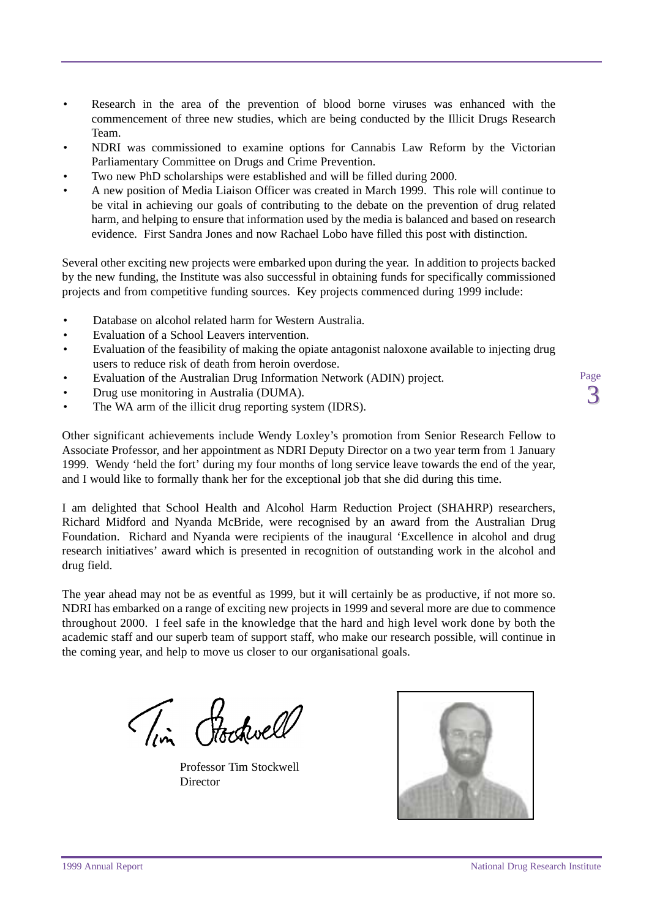- Research in the area of the prevention of blood borne viruses was enhanced with the commencement of three new studies, which are being conducted by the Illicit Drugs Research Team.
- NDRI was commissioned to examine options for Cannabis Law Reform by the Victorian Parliamentary Committee on Drugs and Crime Prevention.
- Two new PhD scholarships were established and will be filled during 2000.
- A new position of Media Liaison Officer was created in March 1999. This role will continue to be vital in achieving our goals of contributing to the debate on the prevention of drug related harm, and helping to ensure that information used by the media is balanced and based on research evidence. First Sandra Jones and now Rachael Lobo have filled this post with distinction.

Several other exciting new projects were embarked upon during the year. In addition to projects backed by the new funding, the Institute was also successful in obtaining funds for specifically commissioned projects and from competitive funding sources. Key projects commenced during 1999 include:

- Database on alcohol related harm for Western Australia.
- Evaluation of a School Leavers intervention.
- Evaluation of the feasibility of making the opiate antagonist naloxone available to injecting drug users to reduce risk of death from heroin overdose.
- Evaluation of the Australian Drug Information Network (ADIN) project.
- Drug use monitoring in Australia (DUMA).
- The WA arm of the illicit drug reporting system (IDRS).

Other significant achievements include Wendy Loxley's promotion from Senior Research Fellow to Associate Professor, and her appointment as NDRI Deputy Director on a two year term from 1 January 1999. Wendy 'held the fort' during my four months of long service leave towards the end of the year, and I would like to formally thank her for the exceptional job that she did during this time.

I am delighted that School Health and Alcohol Harm Reduction Project (SHAHRP) researchers, Richard Midford and Nyanda McBride, were recognised by an award from the Australian Drug Foundation. Richard and Nyanda were recipients of the inaugural 'Excellence in alcohol and drug research initiatives' award which is presented in recognition of outstanding work in the alcohol and drug field.

The year ahead may not be as eventful as 1999, but it will certainly be as productive, if not more so. NDRI has embarked on a range of exciting new projects in 1999 and several more are due to commence throughout 2000. I feel safe in the knowledge that the hard and high level work done by both the academic staff and our superb team of support staff, who make our research possible, will continue in the coming year, and help to move us closer to our organisational goals.

Tim Stockwell

Professor Tim Stockwell
Director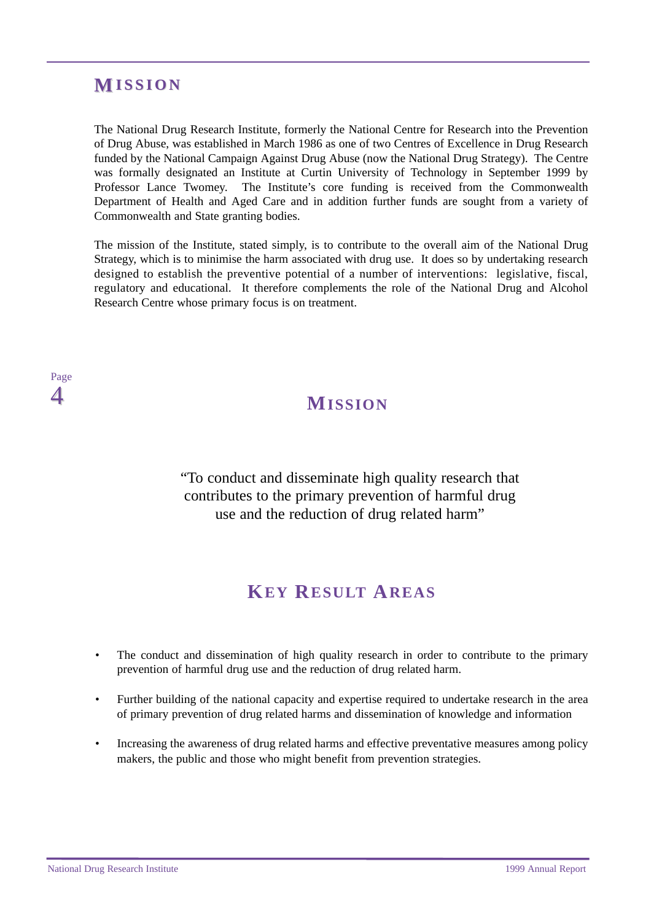# MISSION

The National Drug Research Institute, formerly the National Centre for Research into the Prevention of Drug Abuse, was established in March 1986 as one of two Centres of Excellence in Drug Research funded by the National Campaign Against Drug Abuse (now the National Drug Strategy). The Centre was formally designated an Institute at Curtin University of Technology in September 1999 by Professor Lance Twomey. The Institute's core funding is received from the Commonwealth Department of Health and Aged Care and in addition further funds are sought from a variety of Commonwealth and State granting bodies.

The mission of the Institute, stated simply, is to contribute to the overall aim of the National Drug Strategy, which is to minimise the harm associated with drug use. It does so by undertaking research designed to establish the preventive potential of a number of interventions: legislative, fiscal, regulatory and educational. It therefore complements the role of the National Drug and Alcohol Research Centre whose primary focus is on treatment.

## MISSION

"To conduct and disseminate high quality research that contributes to the primary prevention of harmful drug use and the reduction of drug related harm"

## KEY RESULT AREAS

- The conduct and dissemination of high quality research in order to contribute to the primary prevention of harmful drug use and the reduction of drug related harm.
- Further building of the national capacity and expertise required to undertake research in the area of primary prevention of drug related harms and dissemination of knowledge and information
- Increasing the awareness of drug related harms and effective preventative measures among policy makers, the public and those who might benefit from prevention strategies.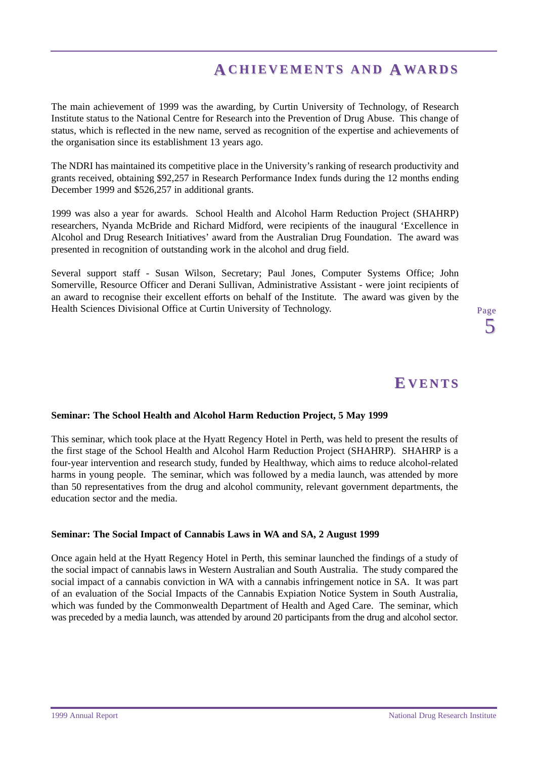## ACHIEVEMENTS AND AWARDS

The main achievement of 1999 was the awarding, by Curtin University of Technology, of Research Institute status to the National Centre for Research into the Prevention of Drug Abuse. This change of status, which is reflected in the new name, served as recognition of the expertise and achievements of the organisation since its establishment 13 years ago.

The NDRI has maintained its competitive place in the University's ranking of research productivity and grants received, obtaining $92,257 in Research Performance Index funds during the 12 months ending December 1999 and $526,257 in additional grants.

1999 was also a year for awards. School Health and Alcohol Harm Reduction Project (SHAHRP) researchers, Nyanda McBride and Richard Midford, were recipients of the inaugural 'Excellence in Alcohol and Drug Research Initiatives' award from the Australian Drug Foundation. The award was presented in recognition of outstanding work in the alcohol and drug field.

Several support staff - Susan Wilson, Secretary; Paul Jones, Computer Systems Office; John Somerville, Resource Officer and Derani Sullivan, Administrative Assistant - were joint recipients of an award to recognise their excellent efforts on behalf of the Institute. The award was given by the Health Sciences Divisional Office at Curtin University of Technology.

## EVENTS

**Seminar: The School Health and Alcohol Harm Reduction Project, 5 May 1999**

This seminar, which took place at the Hyatt Regency Hotel in Perth, was held to present the results of the first stage of the School Health and Alcohol Harm Reduction Project (SHAHRP). SHAHRP is a four-year intervention and research study, funded by Healthway, which aims to reduce alcohol-related harms in young people. The seminar, which was followed by a media launch, was attended by more than 50 representatives from the drug and alcohol community, relevant government departments, the education sector and the media.

**Seminar: The Social Impact of Cannabis Laws in WA and SA, 2 August 1999**

Once again held at the Hyatt Regency Hotel in Perth, this seminar launched the findings of a study of the social impact of cannabis laws in Western Australian and South Australia. The study compared the social impact of a cannabis conviction in WA with a cannabis infringement notice in SA. It was part of an evaluation of the Social Impacts of the Cannabis Expiation Notice System in South Australia, which was funded by the Commonwealth Department of Health and Aged Care. The seminar, which was preceded by a media launch, was attended by around 20 participants from the drug and alcohol sector.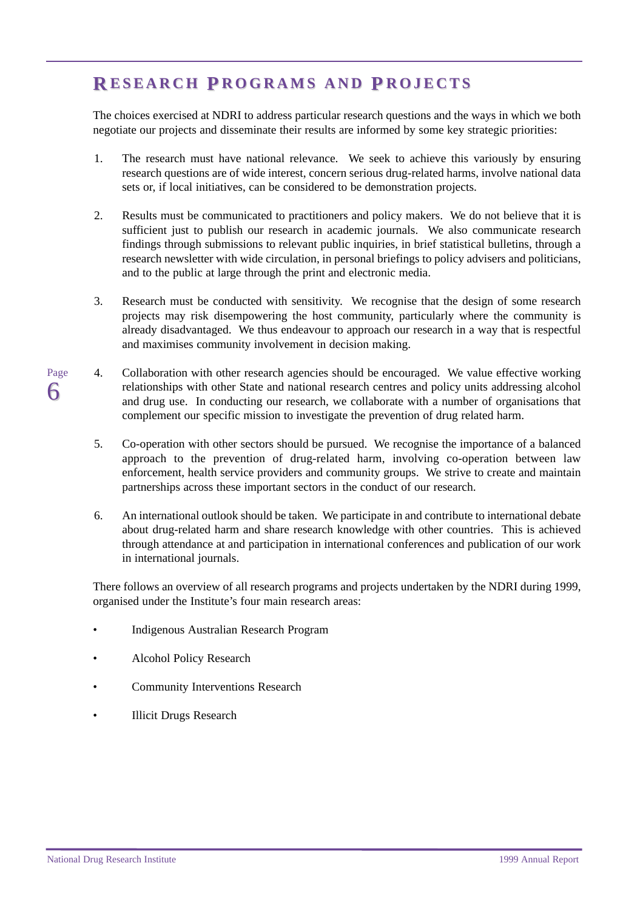# RESEARCH PROGRAMS AND PROJECTS

The choices exercised at NDRI to address particular research questions and the ways in which we both negotiate our projects and disseminate their results are informed by some key strategic priorities:

1. The research must have national relevance. We seek to achieve this variously by ensuring research questions are of wide interest, concern serious drug-related harms, involve national data sets or, if local initiatives, can be considered to be demonstration projects.

2. Results must be communicated to practitioners and policy makers. We do not believe that it is sufficient just to publish our research in academic journals. We also communicate research findings through submissions to relevant public inquiries, in brief statistical bulletins, through a research newsletter with wide circulation, in personal briefings to policy advisers and politicians, and to the public at large through the print and electronic media.

3. Research must be conducted with sensitivity. We recognise that the design of some research projects may risk disempowering the host community, particularly where the community is already disadvantaged. We thus endeavour to approach our research in a way that is respectful and maximises community involvement in decision making.

4. Collaboration with other research agencies should be encouraged. We value effective working relationships with other State and national research centres and policy units addressing alcohol and drug use. In conducting our research, we collaborate with a number of organisations that complement our specific mission to investigate the prevention of drug related harm.

5. Co-operation with other sectors should be pursued. We recognise the importance of a balanced approach to the prevention of drug-related harm, involving co-operation between law enforcement, health service providers and community groups. We strive to create and maintain partnerships across these important sectors in the conduct of our research.

6. An international outlook should be taken. We participate in and contribute to international debate about drug-related harm and share research knowledge with other countries. This is achieved through attendance at and participation in international conferences and publication of our work in international journals.

There follows an overview of all research programs and projects undertaken by the NDRI during 1999, organised under the Institute's four main research areas:

- Indigenous Australian Research Program
- Alcohol Policy Research
- Community Interventions Research
- Illicit Drugs Research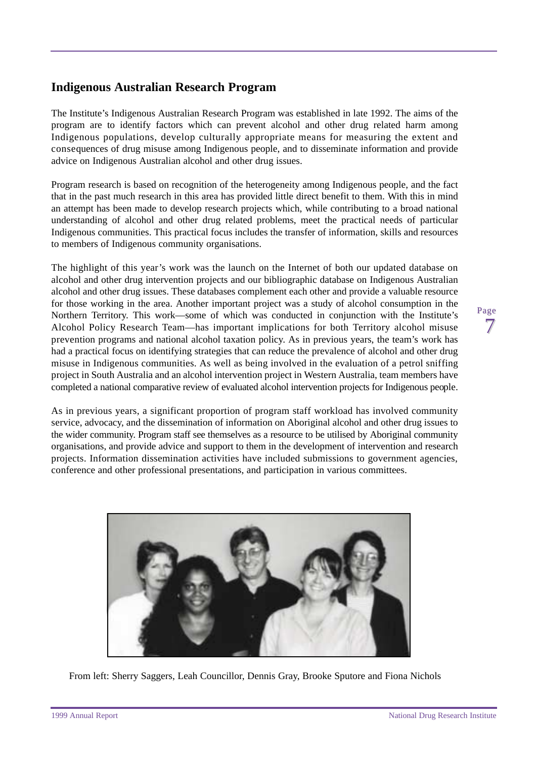## Indigenous Australian Research Program

The Institute's Indigenous Australian Research Program was established in late 1992. The aims of the program are to identify factors which can prevent alcohol and other drug related harm among Indigenous populations, develop culturally appropriate means for measuring the extent and consequences of drug misuse among Indigenous people, and to disseminate information and provide advice on Indigenous Australian alcohol and other drug issues.

Program research is based on recognition of the heterogeneity among Indigenous people, and the fact that in the past much research in this area has provided little direct benefit to them. With this in mind an attempt has been made to develop research projects which, while contributing to a broad national understanding of alcohol and other drug related problems, meet the practical needs of particular Indigenous communities. This practical focus includes the transfer of information, skills and resources to members of Indigenous community organisations.

The highlight of this year's work was the launch on the Internet of both our updated database on alcohol and other drug intervention projects and our bibliographic database on Indigenous Australian alcohol and other drug issues. These databases complement each other and provide a valuable resource for those working in the area. Another important project was a study of alcohol consumption in the Northern Territory. This work—some of which was conducted in conjunction with the Institute's Alcohol Policy Research Team—has important implications for both Territory alcohol misuse prevention programs and national alcohol taxation policy. As in previous years, the team's work has had a practical focus on identifying strategies that can reduce the prevalence of alcohol and other drug misuse in Indigenous communities. As well as being involved in the evaluation of a petrol sniffing project in South Australia and an alcohol intervention project in Western Australia, team members have completed a national comparative review of evaluated alcohol intervention projects for Indigenous people.

As in previous years, a significant proportion of program staff workload has involved community service, advocacy, and the dissemination of information on Aboriginal alcohol and other drug issues to the wider community. Program staff see themselves as a resource to be utilised by Aboriginal community organisations, and provide advice and support to them in the development of intervention and research projects. Information dissemination activities have included submissions to government agencies, conference and other professional presentations, and participation in various committees.

From left: Sherry Saggers, Leah Councillor, Dennis Gray, Brooke Sputore and Fiona Nichols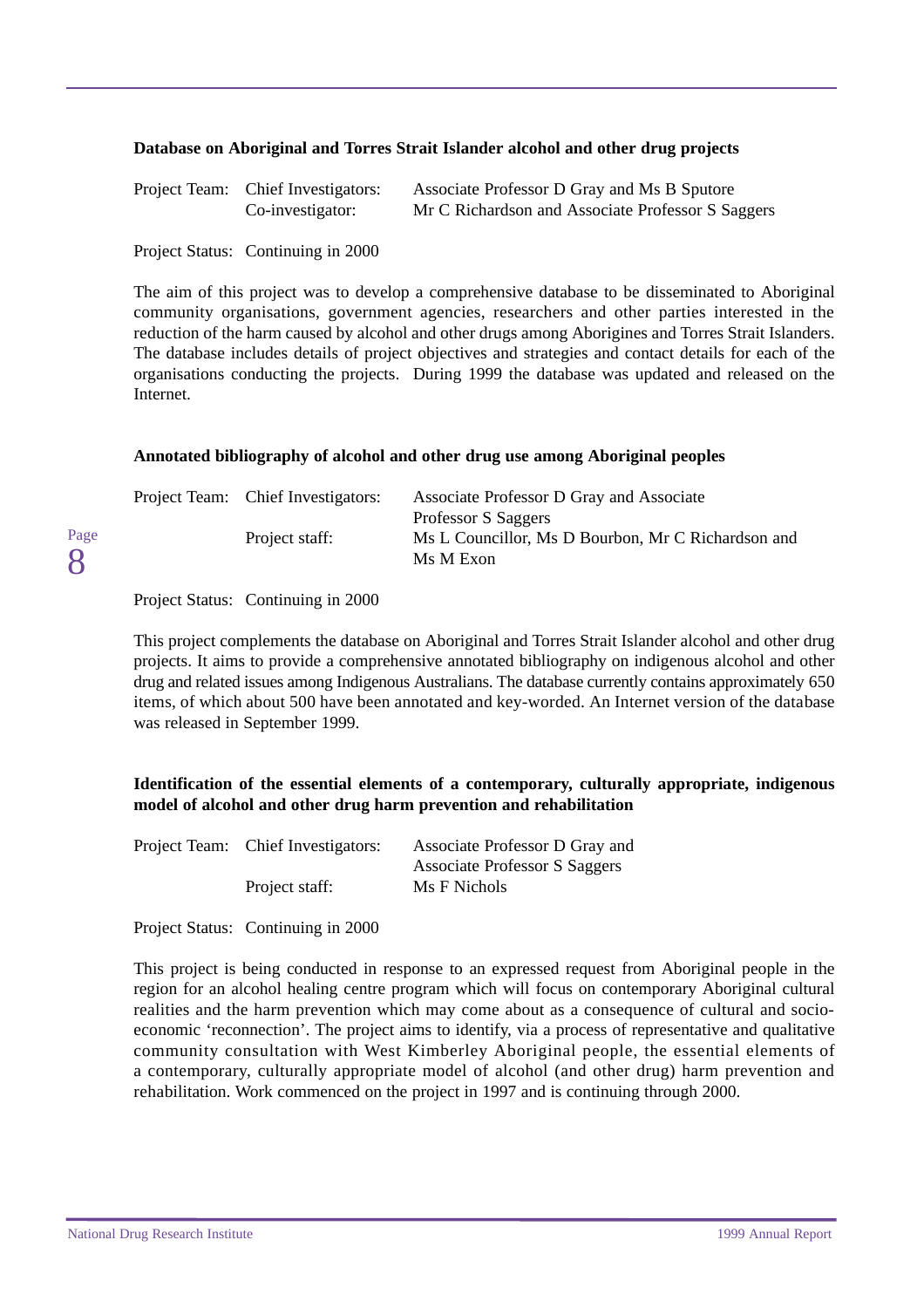**Database on Aboriginal and Torres Strait Islander alcohol and other drug projects**

Project Team: Chief Investigators: Associate Professor D Gray and Ms B Sputore
Co-investigator: Mr C Richardson and Associate Professor S Saggers

Project Status: Continuing in 2000

The aim of this project was to develop a comprehensive database to be disseminated to Aboriginal community organisations, government agencies, researchers and other parties interested in the reduction of the harm caused by alcohol and other drugs among Aborigines and Torres Strait Islanders. The database includes details of project objectives and strategies and contact details for each of the organisations conducting the projects. During 1999 the database was updated and released on the Internet.

**Annotated bibliography of alcohol and other drug use among Aboriginal peoples**

Project Team: Chief Investigators: Associate Professor D Gray and Associate Professor S Saggers
Project staff: Ms L Councillor, Ms D Bourbon, Mr C Richardson and Ms M Exon

Project Status: Continuing in 2000

This project complements the database on Aboriginal and Torres Strait Islander alcohol and other drug projects. It aims to provide a comprehensive annotated bibliography on indigenous alcohol and other drug and related issues among Indigenous Australians. The database currently contains approximately 650 items, of which about 500 have been annotated and key-worded. An Internet version of the database was released in September 1999.

**Identification of the essential elements of a contemporary, culturally appropriate, indigenous model of alcohol and other drug harm prevention and rehabilitation**

Project Team: Chief Investigators: Associate Professor D Gray and Associate Professor S Saggers
Project staff: Ms F Nichols

Project Status: Continuing in 2000

This project is being conducted in response to an expressed request from Aboriginal people in the region for an alcohol healing centre program which will focus on contemporary Aboriginal cultural realities and the harm prevention which may come about as a consequence of cultural and socio-economic 'reconnection'. The project aims to identify, via a process of representative and qualitative community consultation with West Kimberley Aboriginal people, the essential elements of a contemporary, culturally appropriate model of alcohol (and other drug) harm prevention and rehabilitation. Work commenced on the project in 1997 and is continuing through 2000.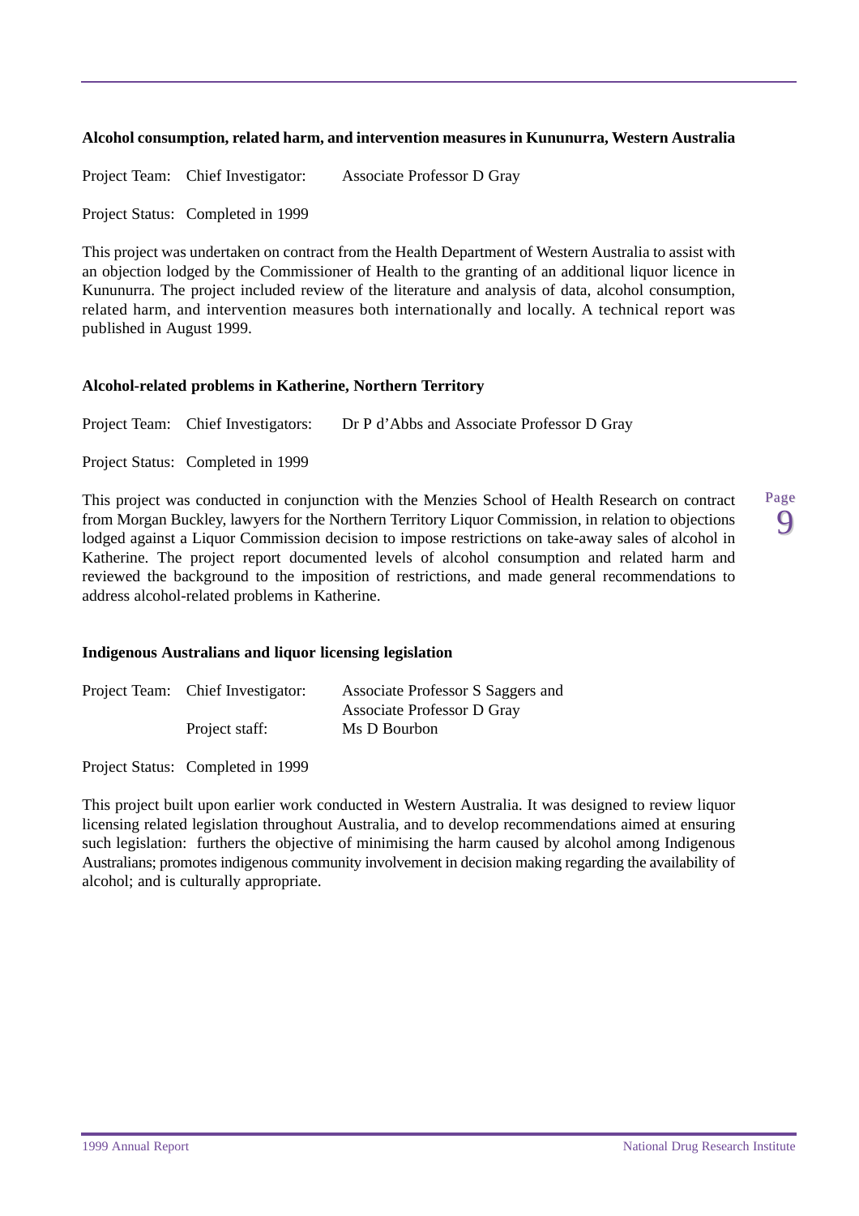**Alcohol consumption, related harm, and intervention measures in Kununurra, Western Australia**

Project Team: Chief Investigator: Associate Professor D Gray

Project Status: Completed in 1999

This project was undertaken on contract from the Health Department of Western Australia to assist with an objection lodged by the Commissioner of Health to the granting of an additional liquor licence in Kununurra. The project included review of the literature and analysis of data, alcohol consumption, related harm, and intervention measures both internationally and locally. A technical report was published in August 1999.

**Alcohol-related problems in Katherine, Northern Territory**

Project Team: Chief Investigators: Dr P d'Abbs and Associate Professor D Gray

Project Status: Completed in 1999

This project was conducted in conjunction with the Menzies School of Health Research on contract from Morgan Buckley, lawyers for the Northern Territory Liquor Commission, in relation to objections lodged against a Liquor Commission decision to impose restrictions on take-away sales of alcohol in Katherine. The project report documented levels of alcohol consumption and related harm and reviewed the background to the imposition of restrictions, and made general recommendations to address alcohol-related problems in Katherine.

**Indigenous Australians and liquor licensing legislation**

Project Team: Chief Investigator: Associate Professor S Saggers and Associate Professor D Gray
Project staff: Ms D Bourbon

Project Status: Completed in 1999

This project built upon earlier work conducted in Western Australia. It was designed to review liquor licensing related legislation throughout Australia, and to develop recommendations aimed at ensuring such legislation: furthers the objective of minimising the harm caused by alcohol among Indigenous Australians; promotes indigenous community involvement in decision making regarding the availability of alcohol; and is culturally appropriate.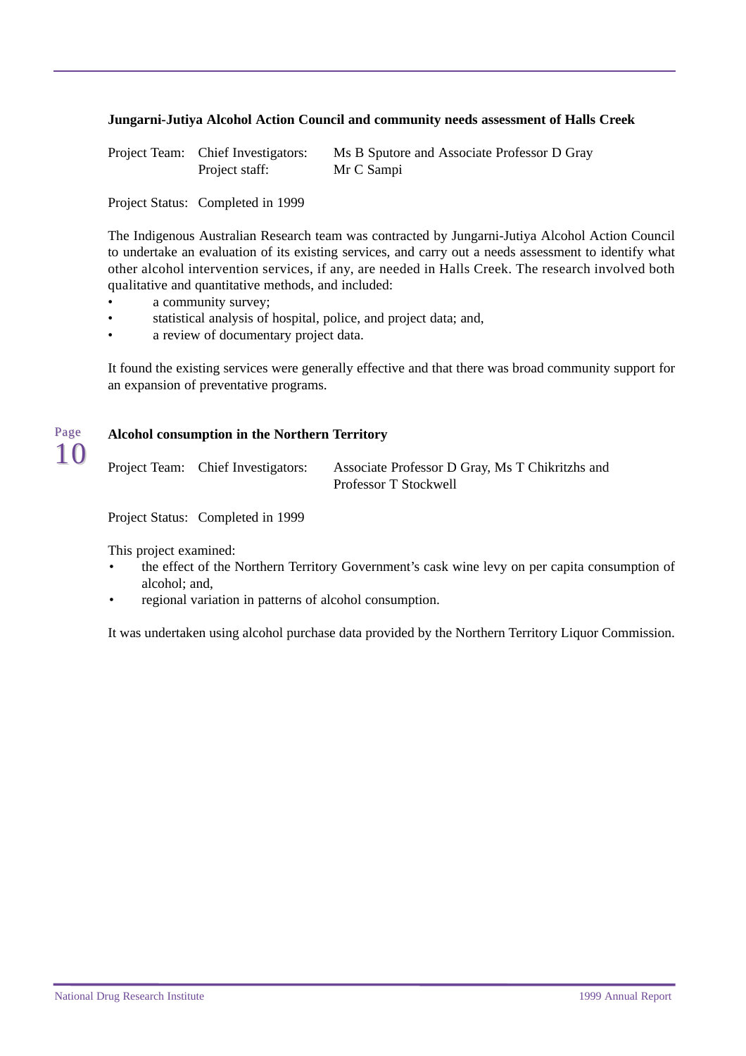### Jungarni-Jutiya Alcohol Action Council and community needs assessment of Halls Creek

Project Team: Chief Investigators: Ms B Sputore and Associate Professor D Gray
Project staff: Mr C Sampi

Project Status: Completed in 1999

The Indigenous Australian Research team was contracted by Jungarni-Jutiya Alcohol Action Council to undertake an evaluation of its existing services, and carry out a needs assessment to identify what other alcohol intervention services, if any, are needed in Halls Creek. The research involved both qualitative and quantitative methods, and included:

- a community survey;
- statistical analysis of hospital, police, and project data; and,
- a review of documentary project data.

It found the existing services were generally effective and that there was broad community support for an expansion of preventative programs.

### Alcohol consumption in the Northern Territory

Project Team: Chief Investigators: Associate Professor D Gray, Ms T Chikritzhs and Professor T Stockwell

Project Status: Completed in 1999

This project examined:

- the effect of the Northern Territory Government's cask wine levy on per capita consumption of alcohol; and,
- regional variation in patterns of alcohol consumption.

It was undertaken using alcohol purchase data provided by the Northern Territory Liquor Commission.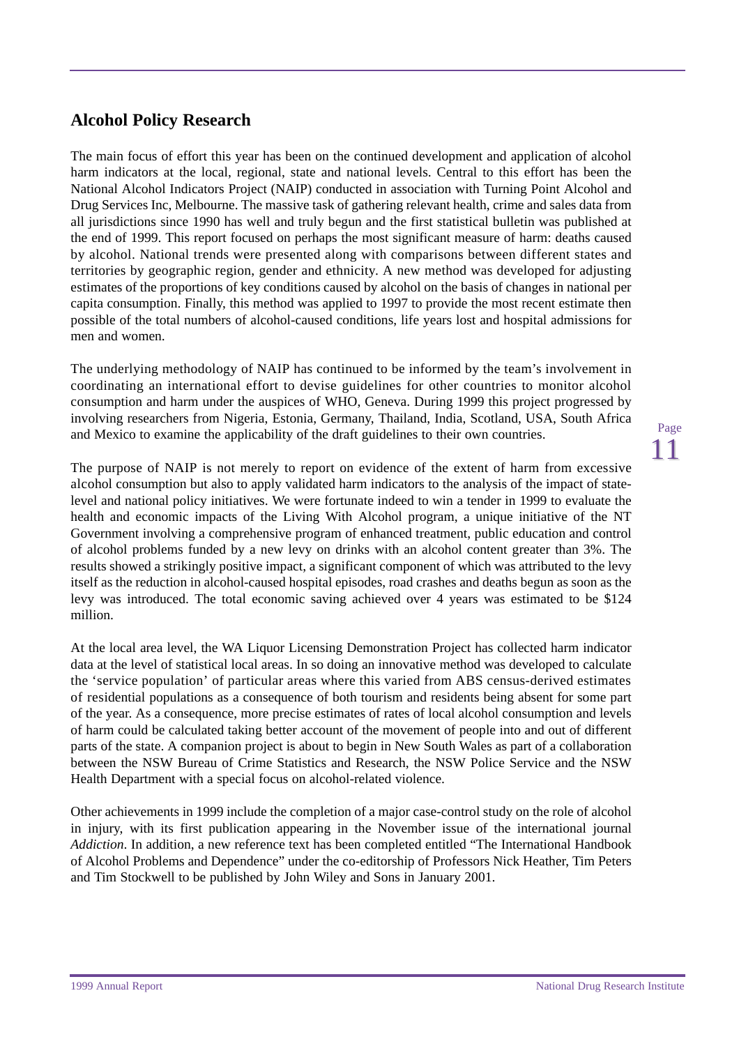## Alcohol Policy Research

The main focus of effort this year has been on the continued development and application of alcohol harm indicators at the local, regional, state and national levels. Central to this effort has been the National Alcohol Indicators Project (NAIP) conducted in association with Turning Point Alcohol and Drug Services Inc, Melbourne. The massive task of gathering relevant health, crime and sales data from all jurisdictions since 1990 has well and truly begun and the first statistical bulletin was published at the end of 1999. This report focused on perhaps the most significant measure of harm: deaths caused by alcohol. National trends were presented along with comparisons between different states and territories by geographic region, gender and ethnicity. A new method was developed for adjusting estimates of the proportions of key conditions caused by alcohol on the basis of changes in national per capita consumption. Finally, this method was applied to 1997 to provide the most recent estimate then possible of the total numbers of alcohol-caused conditions, life years lost and hospital admissions for men and women.

The underlying methodology of NAIP has continued to be informed by the team's involvement in coordinating an international effort to devise guidelines for other countries to monitor alcohol consumption and harm under the auspices of WHO, Geneva. During 1999 this project progressed by involving researchers from Nigeria, Estonia, Germany, Thailand, India, Scotland, USA, South Africa and Mexico to examine the applicability of the draft guidelines to their own countries.

The purpose of NAIP is not merely to report on evidence of the extent of harm from excessive alcohol consumption but also to apply validated harm indicators to the analysis of the impact of state-level and national policy initiatives. We were fortunate indeed to win a tender in 1999 to evaluate the health and economic impacts of the Living With Alcohol program, a unique initiative of the NT Government involving a comprehensive program of enhanced treatment, public education and control of alcohol problems funded by a new levy on drinks with an alcohol content greater than 3%. The results showed a strikingly positive impact, a significant component of which was attributed to the levy itself as the reduction in alcohol-caused hospital episodes, road crashes and deaths begun as soon as the levy was introduced. The total economic saving achieved over 4 years was estimated to be $124 million.

At the local area level, the WA Liquor Licensing Demonstration Project has collected harm indicator data at the level of statistical local areas. In so doing an innovative method was developed to calculate the 'service population' of particular areas where this varied from ABS census-derived estimates of residential populations as a consequence of both tourism and residents being absent for some part of the year. As a consequence, more precise estimates of rates of local alcohol consumption and levels of harm could be calculated taking better account of the movement of people into and out of different parts of the state. A companion project is about to begin in New South Wales as part of a collaboration between the NSW Bureau of Crime Statistics and Research, the NSW Police Service and the NSW Health Department with a special focus on alcohol-related violence.

Other achievements in 1999 include the completion of a major case-control study on the role of alcohol in injury, with its first publication appearing in the November issue of the international journal *Addiction*. In addition, a new reference text has been completed entitled "The International Handbook of Alcohol Problems and Dependence" under the co-editorship of Professors Nick Heather, Tim Peters and Tim Stockwell to be published by John Wiley and Sons in January 2001.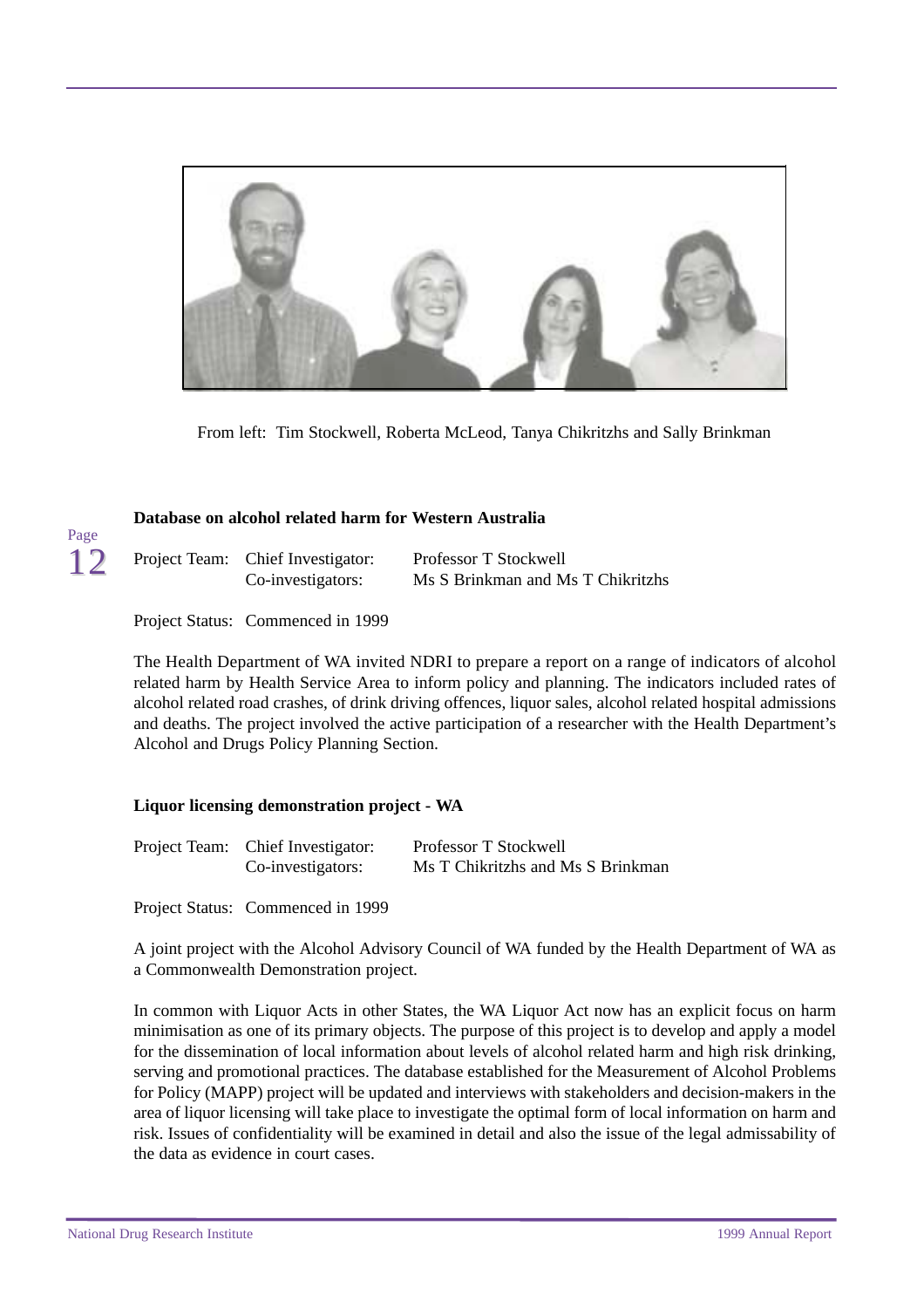From left: Tim Stockwell, Roberta McLeod, Tanya Chikritzhs and Sally Brinkman

### Database on alcohol related harm for Western Australia

| Project Team: | Chief Investigator: | Professor T Stockwell |
| --- | --- | --- |
| | Co-investigators: | Ms S Brinkman and Ms T Chikritzhs |

Project Status: Commenced in 1999

The Health Department of WA invited NDRI to prepare a report on a range of indicators of alcohol related harm by Health Service Area to inform policy and planning. The indicators included rates of alcohol related road crashes, of drink driving offences, liquor sales, alcohol related hospital admissions and deaths. The project involved the active participation of a researcher with the Health Department's Alcohol and Drugs Policy Planning Section.

### Liquor licensing demonstration project - WA

| Project Team: | Chief Investigator: | Professor T Stockwell |
| --- | --- | --- |
| | Co-investigators: | Ms T Chikritzhs and Ms S Brinkman |

Project Status: Commenced in 1999

A joint project with the Alcohol Advisory Council of WA funded by the Health Department of WA as a Commonwealth Demonstration project.

In common with Liquor Acts in other States, the WA Liquor Act now has an explicit focus on harm minimisation as one of its primary objects. The purpose of this project is to develop and apply a model for the dissemination of local information about levels of alcohol related harm and high risk drinking, serving and promotional practices. The database established for the Measurement of Alcohol Problems for Policy (MAPP) project will be updated and interviews with stakeholders and decision-makers in the area of liquor licensing will take place to investigate the optimal form of local information on harm and risk. Issues of confidentiality will be examined in detail and also the issue of the legal admissability of the data as evidence in court cases.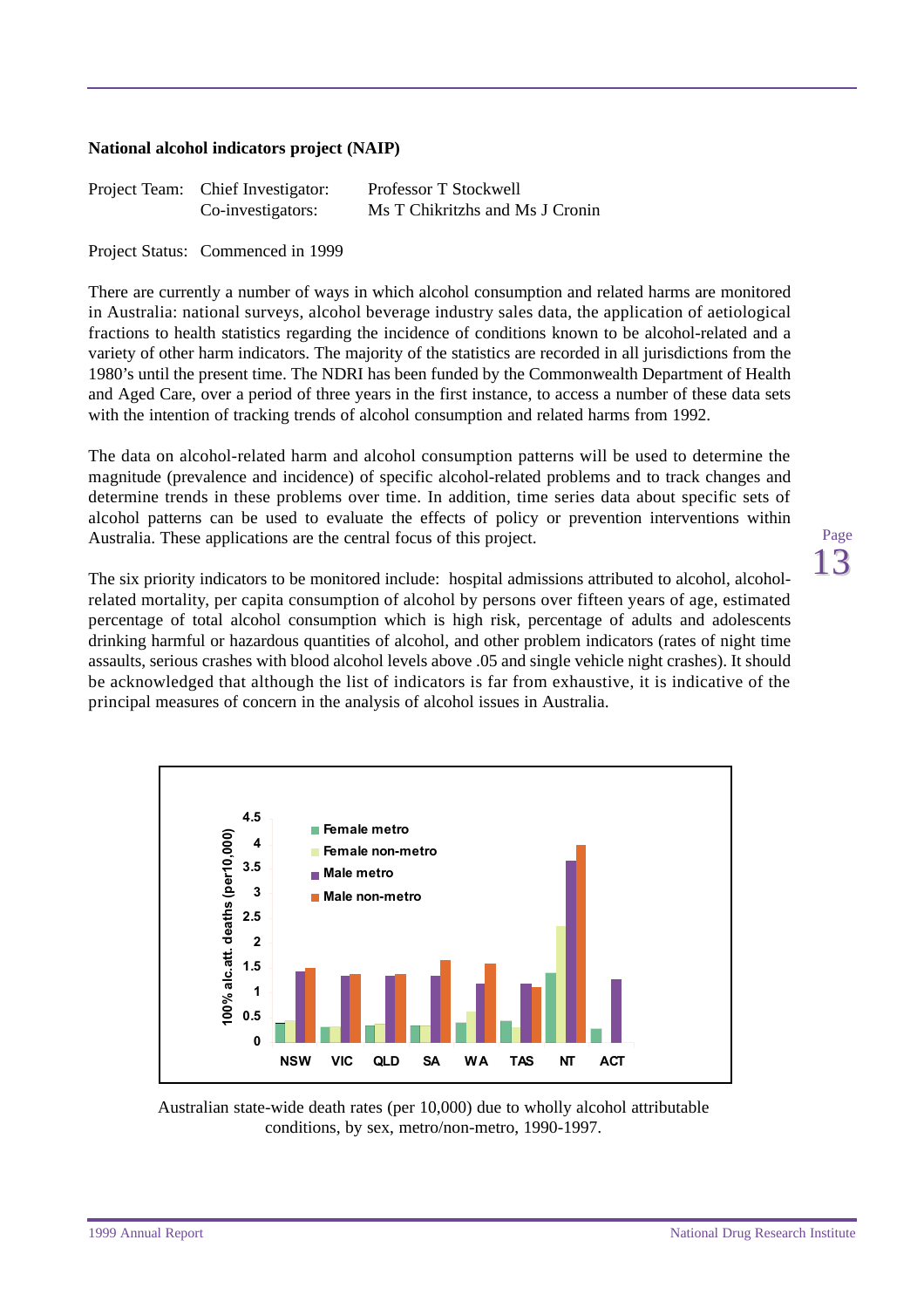### National alcohol indicators project (NAIP)

| | | |
|---|---|---|
| Project Team: | Chief Investigator: | Professor T Stockwell |
| | Co-investigators: | Ms T Chikritzhs and Ms J Cronin |

Project Status: Commenced in 1999

There are currently a number of ways in which alcohol consumption and related harms are monitored in Australia: national surveys, alcohol beverage industry sales data, the application of aetiological fractions to health statistics regarding the incidence of conditions known to be alcohol-related and a variety of other harm indicators. The majority of the statistics are recorded in all jurisdictions from the 1980's until the present time. The NDRI has been funded by the Commonwealth Department of Health and Aged Care, over a period of three years in the first instance, to access a number of these data sets with the intention of tracking trends of alcohol consumption and related harms from 1992.

The data on alcohol-related harm and alcohol consumption patterns will be used to determine the magnitude (prevalence and incidence) of specific alcohol-related problems and to track changes and determine trends in these problems over time. In addition, time series data about specific sets of alcohol patterns can be used to evaluate the effects of policy or prevention interventions within Australia. These applications are the central focus of this project.

The six priority indicators to be monitored include: hospital admissions attributed to alcohol, alcohol-related mortality, per capita consumption of alcohol by persons over fifteen years of age, estimated percentage of total alcohol consumption which is high risk, percentage of adults and adolescents drinking harmful or hazardous quantities of alcohol, and other problem indicators (rates of night time assaults, serious crashes with blood alcohol levels above .05 and single vehicle night crashes). It should be acknowledged that although the list of indicators is far from exhaustive, it is indicative of the principal measures of concern in the analysis of alcohol issues in Australia.

Australian state-wide death rates (per 10,000) due to wholly alcohol attributable conditions, by sex, metro/non-metro, 1990-1997.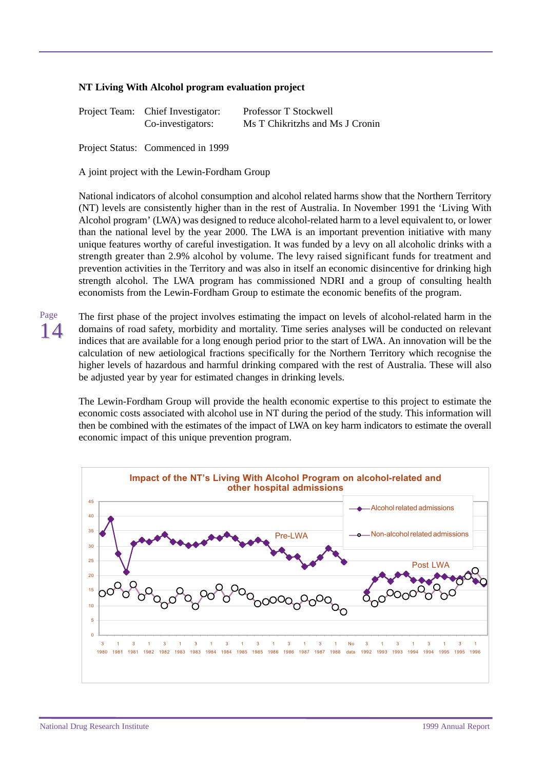### NT Living With Alcohol program evaluation project

Project Team: Chief Investigator: Professor T Stockwell
Co-investigators: Ms T Chikritzhs and Ms J Cronin

Project Status: Commenced in 1999

A joint project with the Lewin-Fordham Group

National indicators of alcohol consumption and alcohol related harms show that the Northern Territory (NT) levels are consistently higher than in the rest of Australia. In November 1991 the 'Living With Alcohol program' (LWA) was designed to reduce alcohol-related harm to a level equivalent to, or lower than the national level by the year 2000. The LWA is an important prevention initiative with many unique features worthy of careful investigation. It was funded by a levy on all alcoholic drinks with a strength greater than 2.9% alcohol by volume. The levy raised significant funds for treatment and prevention activities in the Territory and was also in itself an economic disincentive for drinking high strength alcohol. The LWA program has commissioned NDRI and a group of consulting health economists from the Lewin-Fordham Group to estimate the economic benefits of the program.

The first phase of the project involves estimating the impact on levels of alcohol-related harm in the domains of road safety, morbidity and mortality. Time series analyses will be conducted on relevant indices that are available for a long enough period prior to the start of LWA. An innovation will be the calculation of new aetiological fractions specifically for the Northern Territory which recognise the higher levels of hazardous and harmful drinking compared with the rest of Australia. These will also be adjusted year by year for estimated changes in drinking levels.

The Lewin-Fordham Group will provide the health economic expertise to this project to estimate the economic costs associated with alcohol use in NT during the period of the study. This information will then be combined with the estimates of the impact of LWA on key harm indicators to estimate the overall economic impact of this unique prevention program.

**Impact of the NT's Living With Alcohol Program on alcohol-related and other hospital admissions**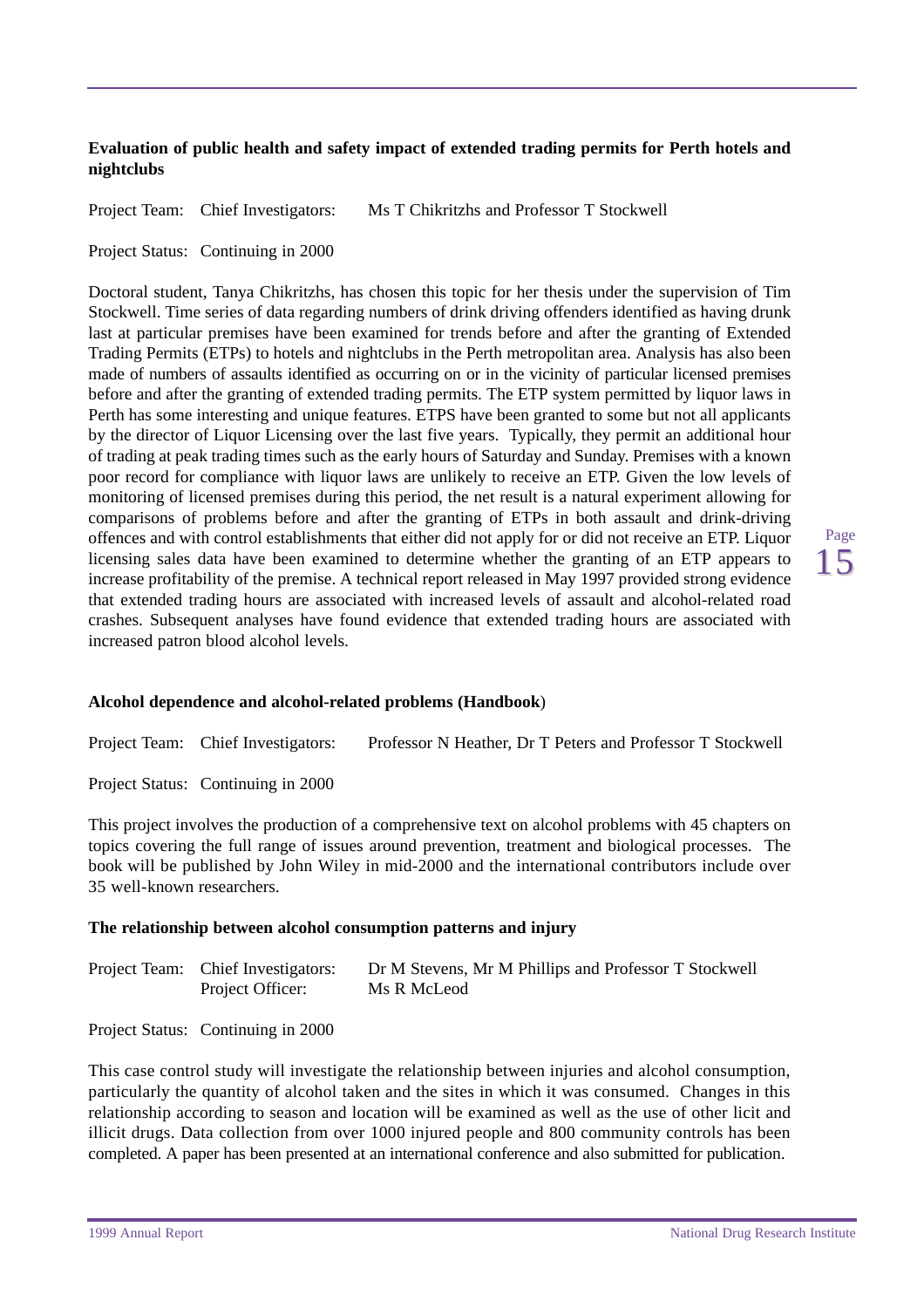**Evaluation of public health and safety impact of extended trading permits for Perth hotels and nightclubs**

Project Team: Chief Investigators: Ms T Chikritzhs and Professor T Stockwell

Project Status: Continuing in 2000

Doctoral student, Tanya Chikritzhs, has chosen this topic for her thesis under the supervision of Tim Stockwell. Time series of data regarding numbers of drink driving offenders identified as having drunk last at particular premises have been examined for trends before and after the granting of Extended Trading Permits (ETPs) to hotels and nightclubs in the Perth metropolitan area. Analysis has also been made of numbers of assaults identified as occurring on or in the vicinity of particular licensed premises before and after the granting of extended trading permits. The ETP system permitted by liquor laws in Perth has some interesting and unique features. ETPS have been granted to some but not all applicants by the director of Liquor Licensing over the last five years. Typically, they permit an additional hour of trading at peak trading times such as the early hours of Saturday and Sunday. Premises with a known poor record for compliance with liquor laws are unlikely to receive an ETP. Given the low levels of monitoring of licensed premises during this period, the net result is a natural experiment allowing for comparisons of problems before and after the granting of ETPs in both assault and drink-driving offences and with control establishments that either did not apply for or did not receive an ETP. Liquor licensing sales data have been examined to determine whether the granting of an ETP appears to increase profitability of the premise. A technical report released in May 1997 provided strong evidence that extended trading hours are associated with increased levels of assault and alcohol-related road crashes. Subsequent analyses have found evidence that extended trading hours are associated with increased patron blood alcohol levels.

**Alcohol dependence and alcohol-related problems (Handbook)**

Project Team: Chief Investigators: Professor N Heather, Dr T Peters and Professor T Stockwell

Project Status: Continuing in 2000

This project involves the production of a comprehensive text on alcohol problems with 45 chapters on topics covering the full range of issues around prevention, treatment and biological processes. The book will be published by John Wiley in mid-2000 and the international contributors include over 35 well-known researchers.

**The relationship between alcohol consumption patterns and injury**

Project Team: Chief Investigators: Dr M Stevens, Mr M Phillips and Professor T Stockwell
Project Officer: Ms R McLeod

Project Status: Continuing in 2000

This case control study will investigate the relationship between injuries and alcohol consumption, particularly the quantity of alcohol taken and the sites in which it was consumed. Changes in this relationship according to season and location will be examined as well as the use of other licit and illicit drugs. Data collection from over 1000 injured people and 800 community controls has been completed. A paper has been presented at an international conference and also submitted for publication.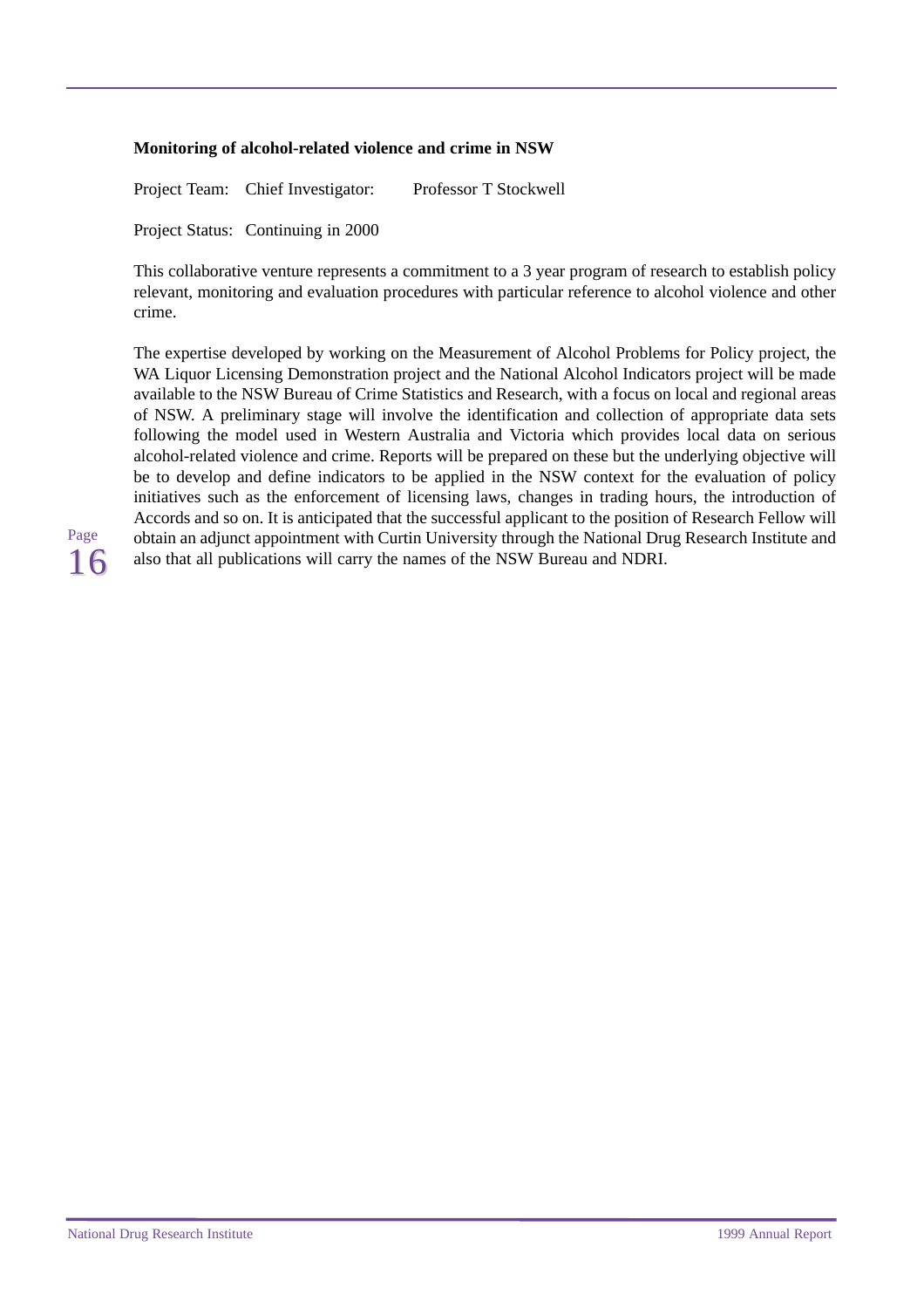**Monitoring of alcohol-related violence and crime in NSW**

Project Team: Chief Investigator: Professor T Stockwell

Project Status: Continuing in 2000

This collaborative venture represents a commitment to a 3 year program of research to establish policy relevant, monitoring and evaluation procedures with particular reference to alcohol violence and other crime.

The expertise developed by working on the Measurement of Alcohol Problems for Policy project, the WA Liquor Licensing Demonstration project and the National Alcohol Indicators project will be made available to the NSW Bureau of Crime Statistics and Research, with a focus on local and regional areas of NSW. A preliminary stage will involve the identification and collection of appropriate data sets following the model used in Western Australia and Victoria which provides local data on serious alcohol-related violence and crime. Reports will be prepared on these but the underlying objective will be to develop and define indicators to be applied in the NSW context for the evaluation of policy initiatives such as the enforcement of licensing laws, changes in trading hours, the introduction of Accords and so on. It is anticipated that the successful applicant to the position of Research Fellow will obtain an adjunct appointment with Curtin University through the National Drug Research Institute and also that all publications will carry the names of the NSW Bureau and NDRI.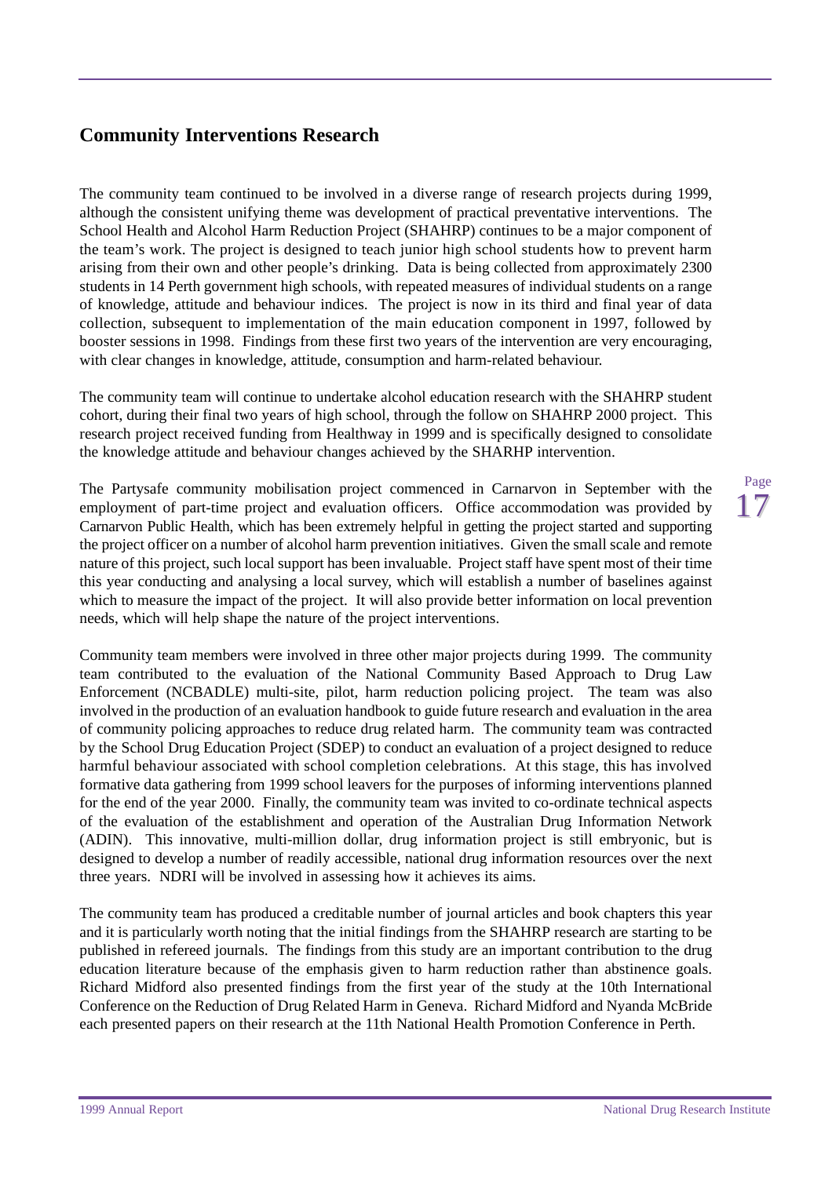## Community Interventions Research

The community team continued to be involved in a diverse range of research projects during 1999, although the consistent unifying theme was development of practical preventative interventions. The School Health and Alcohol Harm Reduction Project (SHAHRP) continues to be a major component of the team's work. The project is designed to teach junior high school students how to prevent harm arising from their own and other people's drinking. Data is being collected from approximately 2300 students in 14 Perth government high schools, with repeated measures of individual students on a range of knowledge, attitude and behaviour indices. The project is now in its third and final year of data collection, subsequent to implementation of the main education component in 1997, followed by booster sessions in 1998. Findings from these first two years of the intervention are very encouraging, with clear changes in knowledge, attitude, consumption and harm-related behaviour.

The community team will continue to undertake alcohol education research with the SHAHRP student cohort, during their final two years of high school, through the follow on SHAHRP 2000 project. This research project received funding from Healthway in 1999 and is specifically designed to consolidate the knowledge attitude and behaviour changes achieved by the SHARHP intervention.

The Partysafe community mobilisation project commenced in Carnarvon in September with the employment of part-time project and evaluation officers. Office accommodation was provided by Carnarvon Public Health, which has been extremely helpful in getting the project started and supporting the project officer on a number of alcohol harm prevention initiatives. Given the small scale and remote nature of this project, such local support has been invaluable. Project staff have spent most of their time this year conducting and analysing a local survey, which will establish a number of baselines against which to measure the impact of the project. It will also provide better information on local prevention needs, which will help shape the nature of the project interventions.

Community team members were involved in three other major projects during 1999. The community team contributed to the evaluation of the National Community Based Approach to Drug Law Enforcement (NCBADLE) multi-site, pilot, harm reduction policing project. The team was also involved in the production of an evaluation handbook to guide future research and evaluation in the area of community policing approaches to reduce drug related harm. The community team was contracted by the School Drug Education Project (SDEP) to conduct an evaluation of a project designed to reduce harmful behaviour associated with school completion celebrations. At this stage, this has involved formative data gathering from 1999 school leavers for the purposes of informing interventions planned for the end of the year 2000. Finally, the community team was invited to co-ordinate technical aspects of the evaluation of the establishment and operation of the Australian Drug Information Network (ADIN). This innovative, multi-million dollar, drug information project is still embryonic, but is designed to develop a number of readily accessible, national drug information resources over the next three years. NDRI will be involved in assessing how it achieves its aims.

The community team has produced a creditable number of journal articles and book chapters this year and it is particularly worth noting that the initial findings from the SHAHRP research are starting to be published in refereed journals. The findings from this study are an important contribution to the drug education literature because of the emphasis given to harm reduction rather than abstinence goals. Richard Midford also presented findings from the first year of the study at the 10th International Conference on the Reduction of Drug Related Harm in Geneva. Richard Midford and Nyanda McBride each presented papers on their research at the 11th National Health Promotion Conference in Perth.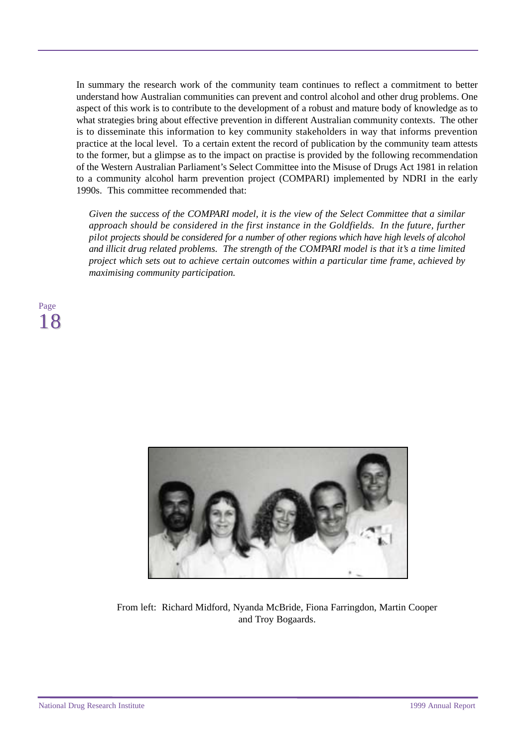In summary the research work of the community team continues to reflect a commitment to better understand how Australian communities can prevent and control alcohol and other drug problems. One aspect of this work is to contribute to the development of a robust and mature body of knowledge as to what strategies bring about effective prevention in different Australian community contexts. The other is to disseminate this information to key community stakeholders in way that informs prevention practice at the local level. To a certain extent the record of publication by the community team attests to the former, but a glimpse as to the impact on practise is provided by the following recommendation of the Western Australian Parliament's Select Committee into the Misuse of Drugs Act 1981 in relation to a community alcohol harm prevention project (COMPARI) implemented by NDRI in the early 1990s. This committee recommended that:

*Given the success of the COMPARI model, it is the view of the Select Committee that a similar approach should be considered in the first instance in the Goldfields. In the future, further pilot projects should be considered for a number of other regions which have high levels of alcohol and illicit drug related problems. The strength of the COMPARI model is that it's a time limited project which sets out to achieve certain outcomes within a particular time frame, achieved by maximising community participation.*

From left: Richard Midford, Nyanda McBride, Fiona Farringdon, Martin Cooper and Troy Bogaards.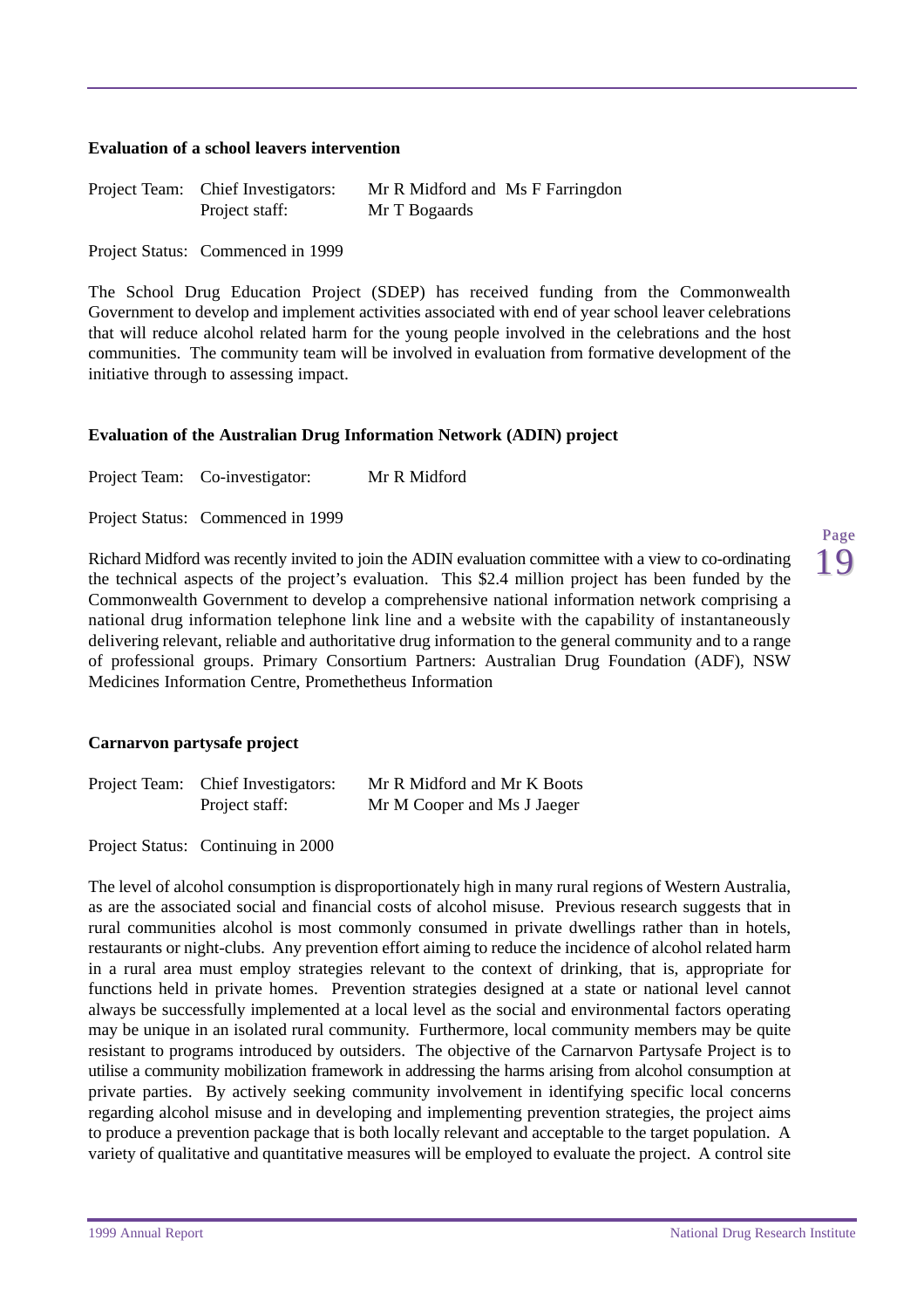**Evaluation of a school leavers intervention**

Project Team: Chief Investigators: Mr R Midford and Ms F Farringdon
Project staff: Mr T Bogaards

Project Status: Commenced in 1999

The School Drug Education Project (SDEP) has received funding from the Commonwealth Government to develop and implement activities associated with end of year school leaver celebrations that will reduce alcohol related harm for the young people involved in the celebrations and the host communities. The community team will be involved in evaluation from formative development of the initiative through to assessing impact.

**Evaluation of the Australian Drug Information Network (ADIN) project**

Project Team: Co-investigator: Mr R Midford

Project Status: Commenced in 1999

Richard Midford was recently invited to join the ADIN evaluation committee with a view to co-ordinating the technical aspects of the project's evaluation. This $2.4 million project has been funded by the Commonwealth Government to develop a comprehensive national information network comprising a national drug information telephone link line and a website with the capability of instantaneously delivering relevant, reliable and authoritative drug information to the general community and to a range of professional groups. Primary Consortium Partners: Australian Drug Foundation (ADF), NSW Medicines Information Centre, Promethetheus Information

**Carnarvon partysafe project**

Project Team: Chief Investigators: Mr R Midford and Mr K Boots
Project staff: Mr M Cooper and Ms J Jaeger

Project Status: Continuing in 2000

The level of alcohol consumption is disproportionately high in many rural regions of Western Australia, as are the associated social and financial costs of alcohol misuse. Previous research suggests that in rural communities alcohol is most commonly consumed in private dwellings rather than in hotels, restaurants or night-clubs. Any prevention effort aiming to reduce the incidence of alcohol related harm in a rural area must employ strategies relevant to the context of drinking, that is, appropriate for functions held in private homes. Prevention strategies designed at a state or national level cannot always be successfully implemented at a local level as the social and environmental factors operating may be unique in an isolated rural community. Furthermore, local community members may be quite resistant to programs introduced by outsiders. The objective of the Carnarvon Partysafe Project is to utilise a community mobilization framework in addressing the harms arising from alcohol consumption at private parties. By actively seeking community involvement in identifying specific local concerns regarding alcohol misuse and in developing and implementing prevention strategies, the project aims to produce a prevention package that is both locally relevant and acceptable to the target population. A variety of qualitative and quantitative measures will be employed to evaluate the project. A control site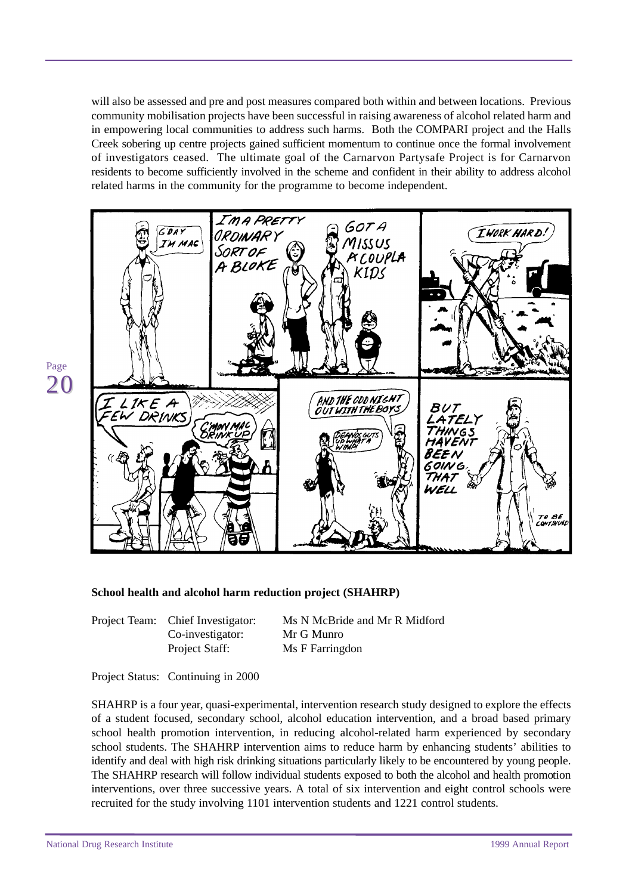will also be assessed and pre and post measures compared both within and between locations. Previous community mobilisation projects have been successful in raising awareness of alcohol related harm and in empowering local communities to address such harms. Both the COMPARI project and the Halls Creek sobering up centre projects gained sufficient momentum to continue once the formal involvement of investigators ceased. The ultimate goal of the Carnarvon Partysafe Project is for Carnarvon residents to become sufficiently involved in the scheme and confident in their ability to address alcohol related harms in the community for the programme to become independent.

### School health and alcohol harm reduction project (SHAHRP)

| | | |
|---|---|---|
| Project Team: | Chief Investigator: | Ms N McBride and Mr R Midford |
| | Co-investigator: | Mr G Munro |
| | Project Staff: | Ms F Farringdon |

Project Status: Continuing in 2000

SHAHRP is a four year, quasi-experimental, intervention research study designed to explore the effects of a student focused, secondary school, alcohol education intervention, and a broad based primary school health promotion intervention, in reducing alcohol-related harm experienced by secondary school students. The SHAHRP intervention aims to reduce harm by enhancing students' abilities to identify and deal with high risk drinking situations particularly likely to be encountered by young people. The SHAHRP research will follow individual students exposed to both the alcohol and health promotion interventions, over three successive years. A total of six intervention and eight control schools were recruited for the study involving 1101 intervention students and 1221 control students.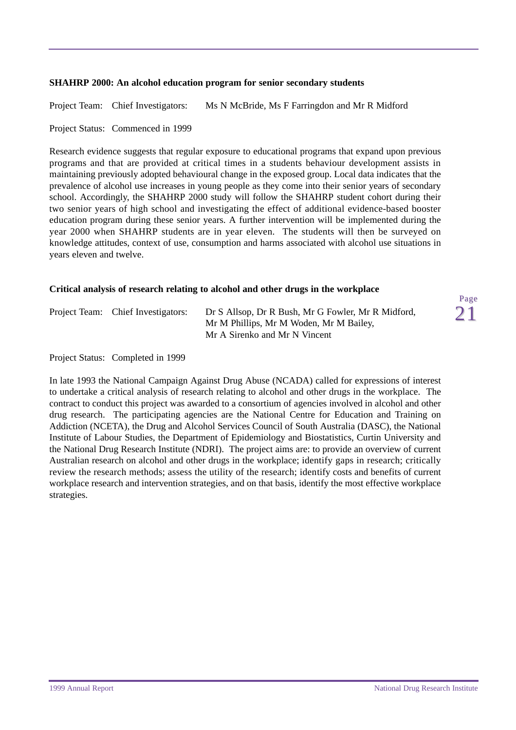### SHAHRP 2000: An alcohol education program for senior secondary students

Project Team: Chief Investigators: Ms N McBride, Ms F Farringdon and Mr R Midford

Project Status: Commenced in 1999

Research evidence suggests that regular exposure to educational programs that expand upon previous programs and that are provided at critical times in a students behaviour development assists in maintaining previously adopted behavioural change in the exposed group. Local data indicates that the prevalence of alcohol use increases in young people as they come into their senior years of secondary school. Accordingly, the SHAHRP 2000 study will follow the SHAHRP student cohort during their two senior years of high school and investigating the effect of additional evidence-based booster education program during these senior years. A further intervention will be implemented during the year 2000 when SHAHRP students are in year eleven. The students will then be surveyed on knowledge attitudes, context of use, consumption and harms associated with alcohol use situations in years eleven and twelve.

### Critical analysis of research relating to alcohol and other drugs in the workplace

Project Team: Chief Investigators: Dr S Allsop, Dr R Bush, Mr G Fowler, Mr R Midford, Mr M Phillips, Mr M Woden, Mr M Bailey, Mr A Sirenko and Mr N Vincent

Project Status: Completed in 1999

In late 1993 the National Campaign Against Drug Abuse (NCADA) called for expressions of interest to undertake a critical analysis of research relating to alcohol and other drugs in the workplace. The contract to conduct this project was awarded to a consortium of agencies involved in alcohol and other drug research. The participating agencies are the National Centre for Education and Training on Addiction (NCETA), the Drug and Alcohol Services Council of South Australia (DASC), the National Institute of Labour Studies, the Department of Epidemiology and Biostatistics, Curtin University and the National Drug Research Institute (NDRI). The project aims are: to provide an overview of current Australian research on alcohol and other drugs in the workplace; identify gaps in research; critically review the research methods; assess the utility of the research; identify costs and benefits of current workplace research and intervention strategies, and on that basis, identify the most effective workplace strategies.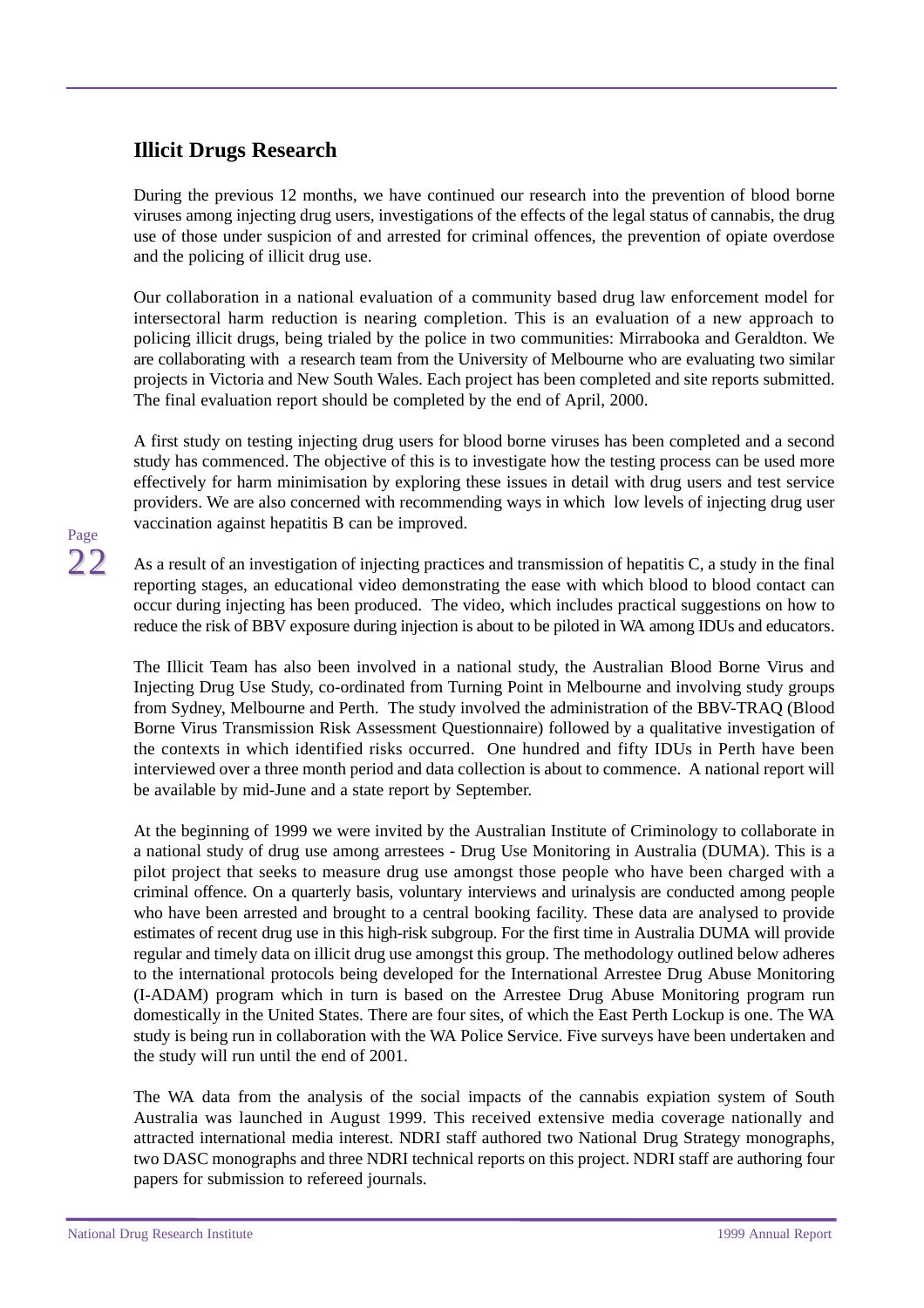## Illicit Drugs Research

During the previous 12 months, we have continued our research into the prevention of blood borne viruses among injecting drug users, investigations of the effects of the legal status of cannabis, the drug use of those under suspicion of and arrested for criminal offences, the prevention of opiate overdose and the policing of illicit drug use.

Our collaboration in a national evaluation of a community based drug law enforcement model for intersectoral harm reduction is nearing completion. This is an evaluation of a new approach to policing illicit drugs, being trialed by the police in two communities: Mirrabooka and Geraldton. We are collaborating with a research team from the University of Melbourne who are evaluating two similar projects in Victoria and New South Wales. Each project has been completed and site reports submitted. The final evaluation report should be completed by the end of April, 2000.

A first study on testing injecting drug users for blood borne viruses has been completed and a second study has commenced. The objective of this is to investigate how the testing process can be used more effectively for harm minimisation by exploring these issues in detail with drug users and test service providers. We are also concerned with recommending ways in which low levels of injecting drug user vaccination against hepatitis B can be improved.

As a result of an investigation of injecting practices and transmission of hepatitis C, a study in the final reporting stages, an educational video demonstrating the ease with which blood to blood contact can occur during injecting has been produced. The video, which includes practical suggestions on how to reduce the risk of BBV exposure during injection is about to be piloted in WA among IDUs and educators.

The Illicit Team has also been involved in a national study, the Australian Blood Borne Virus and Injecting Drug Use Study, co-ordinated from Turning Point in Melbourne and involving study groups from Sydney, Melbourne and Perth. The study involved the administration of the BBV-TRAQ (Blood Borne Virus Transmission Risk Assessment Questionnaire) followed by a qualitative investigation of the contexts in which identified risks occurred. One hundred and fifty IDUs in Perth have been interviewed over a three month period and data collection is about to commence. A national report will be available by mid-June and a state report by September.

At the beginning of 1999 we were invited by the Australian Institute of Criminology to collaborate in a national study of drug use among arrestees - Drug Use Monitoring in Australia (DUMA). This is a pilot project that seeks to measure drug use amongst those people who have been charged with a criminal offence. On a quarterly basis, voluntary interviews and urinalysis are conducted among people who have been arrested and brought to a central booking facility. These data are analysed to provide estimates of recent drug use in this high-risk subgroup. For the first time in Australia DUMA will provide regular and timely data on illicit drug use amongst this group. The methodology outlined below adheres to the international protocols being developed for the International Arrestee Drug Abuse Monitoring (I-ADAM) program which in turn is based on the Arrestee Drug Abuse Monitoring program run domestically in the United States. There are four sites, of which the East Perth Lockup is one. The WA study is being run in collaboration with the WA Police Service. Five surveys have been undertaken and the study will run until the end of 2001.

The WA data from the analysis of the social impacts of the cannabis expiation system of South Australia was launched in August 1999. This received extensive media coverage nationally and attracted international media interest. NDRI staff authored two National Drug Strategy monographs, two DASC monographs and three NDRI technical reports on this project. NDRI staff are authoring four papers for submission to refereed journals.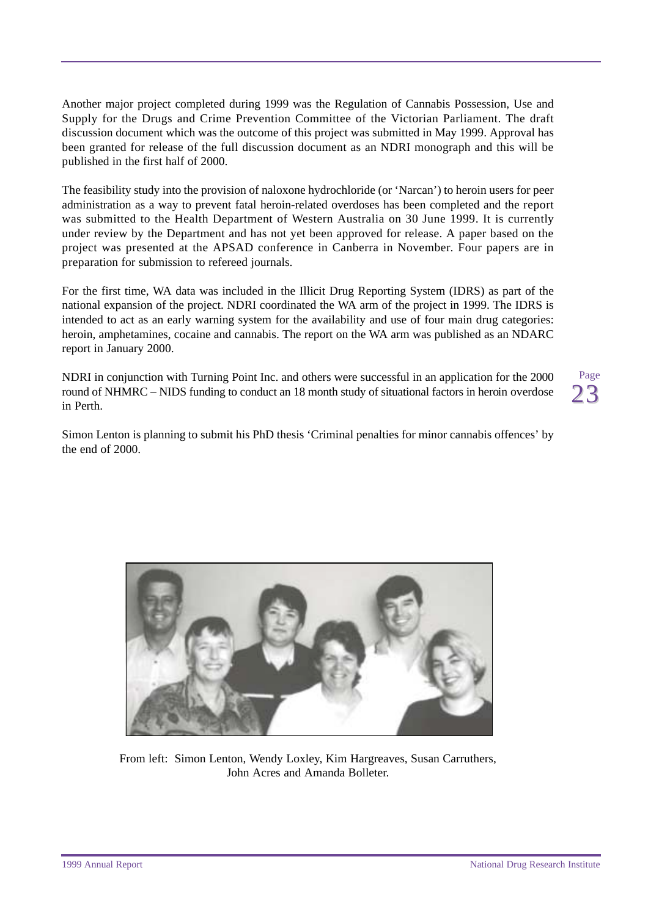Another major project completed during 1999 was the Regulation of Cannabis Possession, Use and Supply for the Drugs and Crime Prevention Committee of the Victorian Parliament. The draft discussion document which was the outcome of this project was submitted in May 1999. Approval has been granted for release of the full discussion document as an NDRI monograph and this will be published in the first half of 2000.

The feasibility study into the provision of naloxone hydrochloride (or 'Narcan') to heroin users for peer administration as a way to prevent fatal heroin-related overdoses has been completed and the report was submitted to the Health Department of Western Australia on 30 June 1999. It is currently under review by the Department and has not yet been approved for release. A paper based on the project was presented at the APSAD conference in Canberra in November. Four papers are in preparation for submission to refereed journals.

For the first time, WA data was included in the Illicit Drug Reporting System (IDRS) as part of the national expansion of the project. NDRI coordinated the WA arm of the project in 1999. The IDRS is intended to act as an early warning system for the availability and use of four main drug categories: heroin, amphetamines, cocaine and cannabis. The report on the WA arm was published as an NDARC report in January 2000.

NDRI in conjunction with Turning Point Inc. and others were successful in an application for the 2000 round of NHMRC – NIDS funding to conduct an 18 month study of situational factors in heroin overdose in Perth.

Simon Lenton is planning to submit his PhD thesis 'Criminal penalties for minor cannabis offences' by the end of 2000.

From left: Simon Lenton, Wendy Loxley, Kim Hargreaves, Susan Carruthers, John Acres and Amanda Bolleter.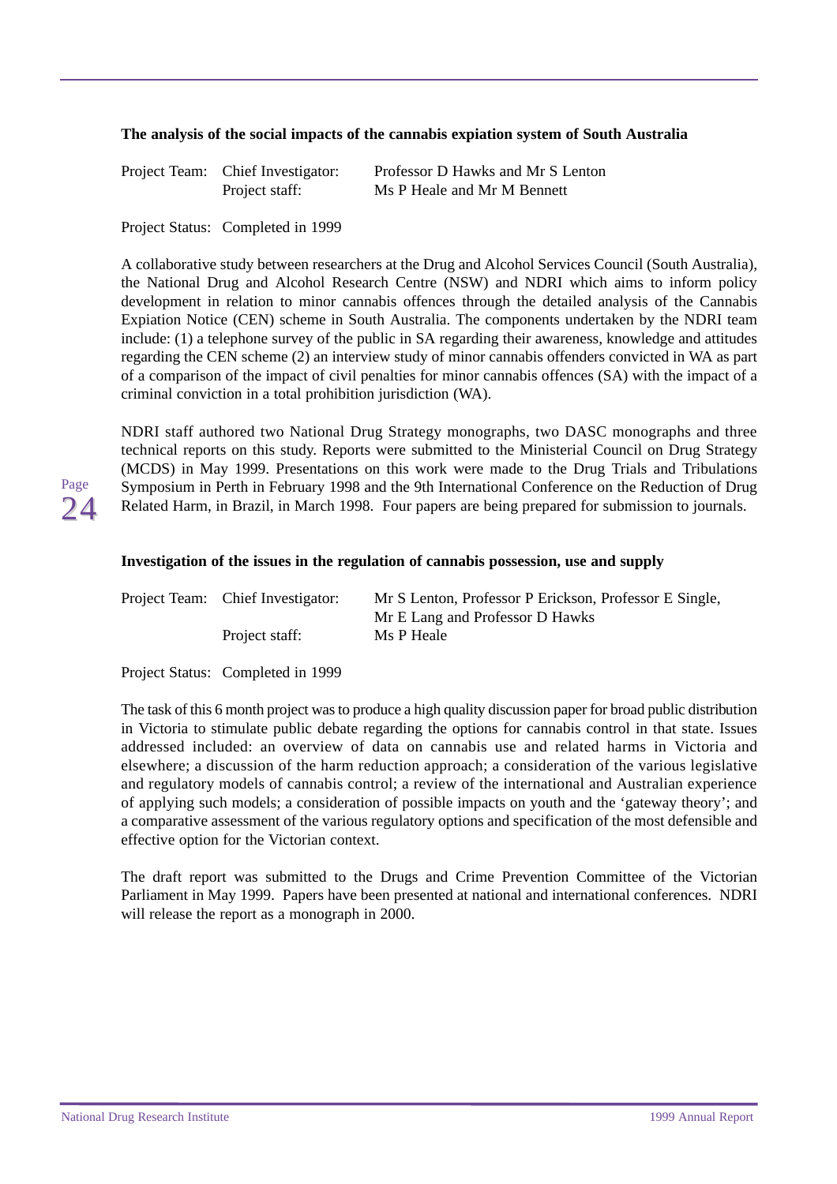**The analysis of the social impacts of the cannabis expiation system of South Australia**

| Project Team: | Chief Investigator: | Professor D Hawks and Mr S Lenton |
| --- | --- | --- |
| | Project staff: | Ms P Heale and Mr M Bennett |

Project Status: Completed in 1999

A collaborative study between researchers at the Drug and Alcohol Services Council (South Australia), the National Drug and Alcohol Research Centre (NSW) and NDRI which aims to inform policy development in relation to minor cannabis offences through the detailed analysis of the Cannabis Expiation Notice (CEN) scheme in South Australia. The components undertaken by the NDRI team include: (1) a telephone survey of the public in SA regarding their awareness, knowledge and attitudes regarding the CEN scheme (2) an interview study of minor cannabis offenders convicted in WA as part of a comparison of the impact of civil penalties for minor cannabis offences (SA) with the impact of a criminal conviction in a total prohibition jurisdiction (WA).

NDRI staff authored two National Drug Strategy monographs, two DASC monographs and three technical reports on this study. Reports were submitted to the Ministerial Council on Drug Strategy (MCDS) in May 1999. Presentations on this work were made to the Drug Trials and Tribulations Symposium in Perth in February 1998 and the 9th International Conference on the Reduction of Drug Related Harm, in Brazil, in March 1998. Four papers are being prepared for submission to journals.

**Investigation of the issues in the regulation of cannabis possession, use and supply**

| Project Team: | Chief Investigator: | Mr S Lenton, Professor P Erickson, Professor E Single, Mr E Lang and Professor D Hawks |
| --- | --- | --- |
| | Project staff: | Ms P Heale |

Project Status: Completed in 1999

The task of this 6 month project was to produce a high quality discussion paper for broad public distribution in Victoria to stimulate public debate regarding the options for cannabis control in that state. Issues addressed included: an overview of data on cannabis use and related harms in Victoria and elsewhere; a discussion of the harm reduction approach; a consideration of the various legislative and regulatory models of cannabis control; a review of the international and Australian experience of applying such models; a consideration of possible impacts on youth and the 'gateway theory'; and a comparative assessment of the various regulatory options and specification of the most defensible and effective option for the Victorian context.

The draft report was submitted to the Drugs and Crime Prevention Committee of the Victorian Parliament in May 1999. Papers have been presented at national and international conferences. NDRI will release the report as a monograph in 2000.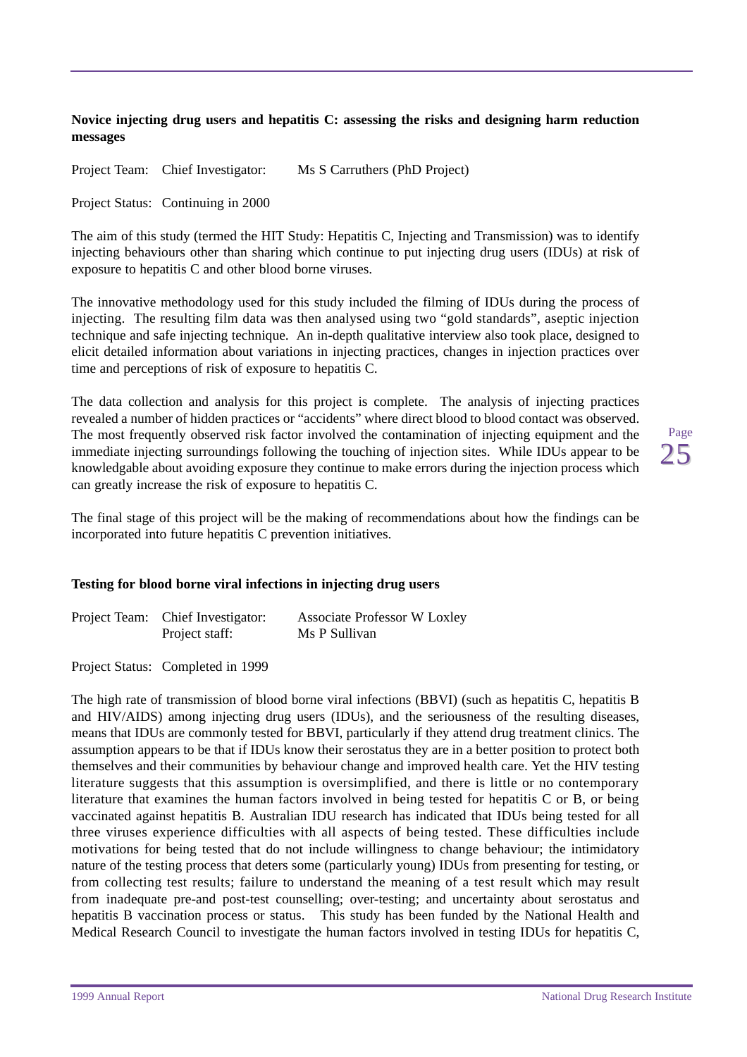**Novice injecting drug users and hepatitis C: assessing the risks and designing harm reduction messages**

Project Team: Chief Investigator: Ms S Carruthers (PhD Project)

Project Status: Continuing in 2000

The aim of this study (termed the HIT Study: Hepatitis C, Injecting and Transmission) was to identify injecting behaviours other than sharing which continue to put injecting drug users (IDUs) at risk of exposure to hepatitis C and other blood borne viruses.

The innovative methodology used for this study included the filming of IDUs during the process of injecting. The resulting film data was then analysed using two "gold standards", aseptic injection technique and safe injecting technique. An in-depth qualitative interview also took place, designed to elicit detailed information about variations in injecting practices, changes in injection practices over time and perceptions of risk of exposure to hepatitis C.

The data collection and analysis for this project is complete. The analysis of injecting practices revealed a number of hidden practices or "accidents" where direct blood to blood contact was observed. The most frequently observed risk factor involved the contamination of injecting equipment and the immediate injecting surroundings following the touching of injection sites. While IDUs appear to be knowledgable about avoiding exposure they continue to make errors during the injection process which can greatly increase the risk of exposure to hepatitis C.

The final stage of this project will be the making of recommendations about how the findings can be incorporated into future hepatitis C prevention initiatives.

**Testing for blood borne viral infections in injecting drug users**

Project Team: Chief Investigator: Associate Professor W Loxley
Project staff: Ms P Sullivan

Project Status: Completed in 1999

The high rate of transmission of blood borne viral infections (BBVI) (such as hepatitis C, hepatitis B and HIV/AIDS) among injecting drug users (IDUs), and the seriousness of the resulting diseases, means that IDUs are commonly tested for BBVI, particularly if they attend drug treatment clinics. The assumption appears to be that if IDUs know their serostatus they are in a better position to protect both themselves and their communities by behaviour change and improved health care. Yet the HIV testing literature suggests that this assumption is oversimplified, and there is little or no contemporary literature that examines the human factors involved in being tested for hepatitis C or B, or being vaccinated against hepatitis B. Australian IDU research has indicated that IDUs being tested for all three viruses experience difficulties with all aspects of being tested. These difficulties include motivations for being tested that do not include willingness to change behaviour; the intimidatory nature of the testing process that deters some (particularly young) IDUs from presenting for testing, or from collecting test results; failure to understand the meaning of a test result which may result from inadequate pre-and post-test counselling; over-testing; and uncertainty about serostatus and hepatitis B vaccination process or status. This study has been funded by the National Health and Medical Research Council to investigate the human factors involved in testing IDUs for hepatitis C,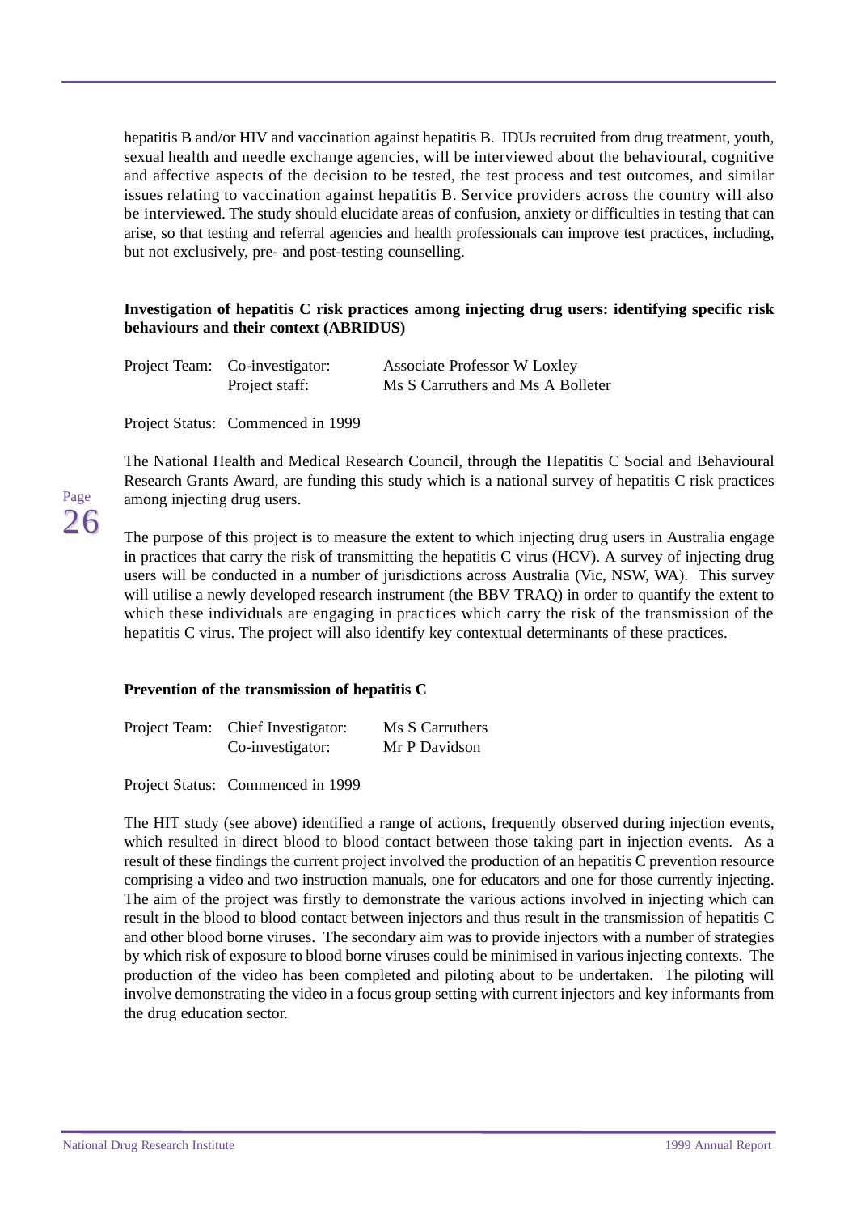hepatitis B and/or HIV and vaccination against hepatitis B. IDUs recruited from drug treatment, youth, sexual health and needle exchange agencies, will be interviewed about the behavioural, cognitive and affective aspects of the decision to be tested, the test process and test outcomes, and similar issues relating to vaccination against hepatitis B. Service providers across the country will also be interviewed. The study should elucidate areas of confusion, anxiety or difficulties in testing that can arise, so that testing and referral agencies and health professionals can improve test practices, including, but not exclusively, pre- and post-testing counselling.

**Investigation of hepatitis C risk practices among injecting drug users: identifying specific risk behaviours and their context (ABRIDUS)**

| | | |
|---|---|---|
| Project Team: | Co-investigator: | Associate Professor W Loxley |
| | Project staff: | Ms S Carruthers and Ms A Bolleter |

Project Status: Commenced in 1999

The National Health and Medical Research Council, through the Hepatitis C Social and Behavioural Research Grants Award, are funding this study which is a national survey of hepatitis C risk practices among injecting drug users.

The purpose of this project is to measure the extent to which injecting drug users in Australia engage in practices that carry the risk of transmitting the hepatitis C virus (HCV). A survey of injecting drug users will be conducted in a number of jurisdictions across Australia (Vic, NSW, WA). This survey will utilise a newly developed research instrument (the BBV TRAQ) in order to quantify the extent to which these individuals are engaging in practices which carry the risk of the transmission of the hepatitis C virus. The project will also identify key contextual determinants of these practices.

**Prevention of the transmission of hepatitis C**

| | | |
|---|---|---|
| Project Team: | Chief Investigator: | Ms S Carruthers |
| | Co-investigator: | Mr P Davidson |

Project Status: Commenced in 1999

The HIT study (see above) identified a range of actions, frequently observed during injection events, which resulted in direct blood to blood contact between those taking part in injection events. As a result of these findings the current project involved the production of an hepatitis C prevention resource comprising a video and two instruction manuals, one for educators and one for those currently injecting. The aim of the project was firstly to demonstrate the various actions involved in injecting which can result in the blood to blood contact between injectors and thus result in the transmission of hepatitis C and other blood borne viruses. The secondary aim was to provide injectors with a number of strategies by which risk of exposure to blood borne viruses could be minimised in various injecting contexts. The production of the video has been completed and piloting about to be undertaken. The piloting will involve demonstrating the video in a focus group setting with current injectors and key informants from the drug education sector.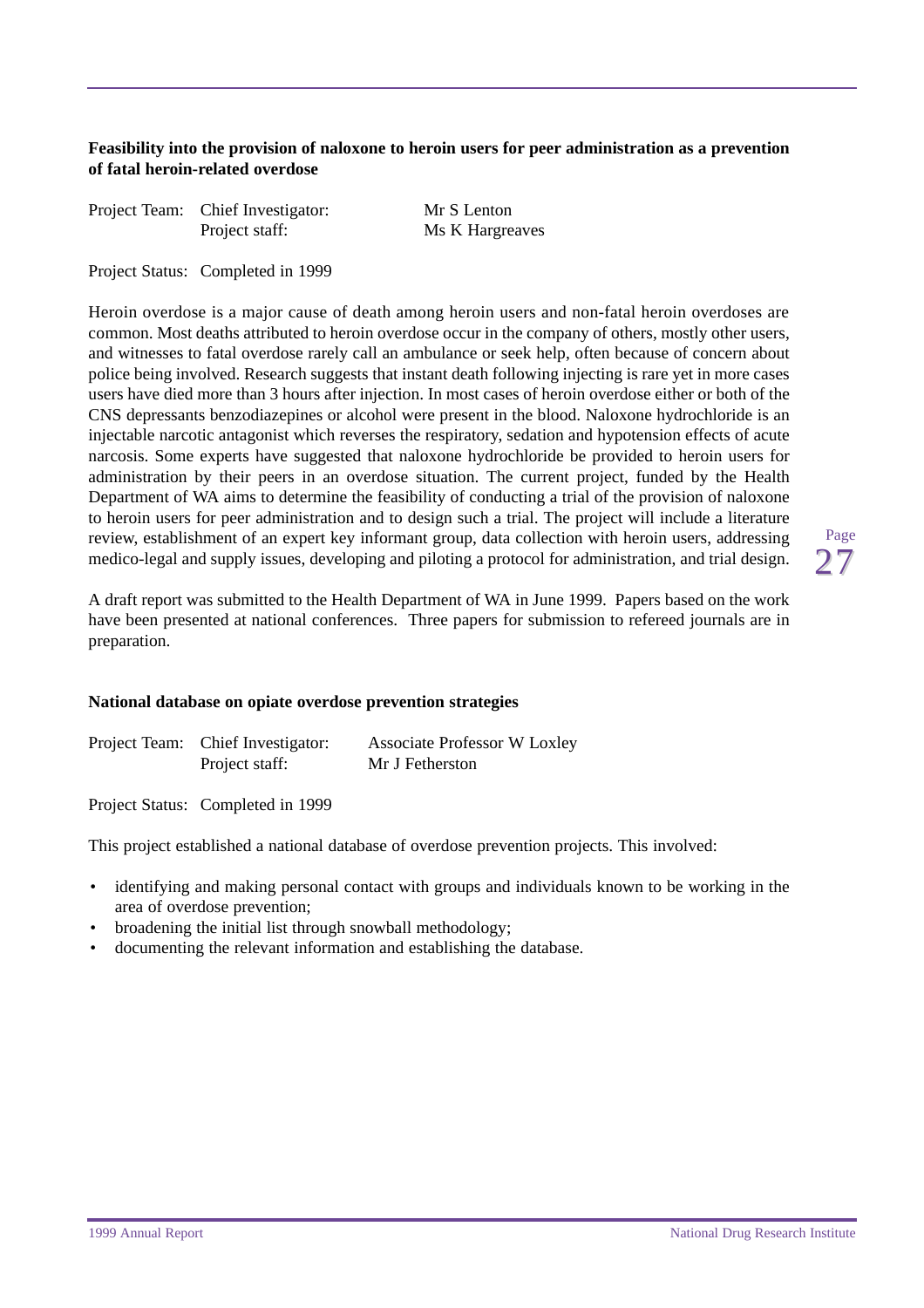**Feasibility into the provision of naloxone to heroin users for peer administration as a prevention of fatal heroin-related overdose**

| | | |
|---|---|---|
| Project Team: | Chief Investigator: | Mr S Lenton |
| | Project staff: | Ms K Hargreaves |

Project Status: Completed in 1999

Heroin overdose is a major cause of death among heroin users and non-fatal heroin overdoses are common. Most deaths attributed to heroin overdose occur in the company of others, mostly other users, and witnesses to fatal overdose rarely call an ambulance or seek help, often because of concern about police being involved. Research suggests that instant death following injecting is rare yet in more cases users have died more than 3 hours after injection. In most cases of heroin overdose either or both of the CNS depressants benzodiazepines or alcohol were present in the blood. Naloxone hydrochloride is an injectable narcotic antagonist which reverses the respiratory, sedation and hypotension effects of acute narcosis. Some experts have suggested that naloxone hydrochloride be provided to heroin users for administration by their peers in an overdose situation. The current project, funded by the Health Department of WA aims to determine the feasibility of conducting a trial of the provision of naloxone to heroin users for peer administration and to design such a trial. The project will include a literature review, establishment of an expert key informant group, data collection with heroin users, addressing medico-legal and supply issues, developing and piloting a protocol for administration, and trial design.

A draft report was submitted to the Health Department of WA in June 1999. Papers based on the work have been presented at national conferences. Three papers for submission to refereed journals are in preparation.

**National database on opiate overdose prevention strategies**

| | | |
|---|---|---|
| Project Team: | Chief Investigator: | Associate Professor W Loxley |
| | Project staff: | Mr J Fetherston |

Project Status: Completed in 1999

This project established a national database of overdose prevention projects. This involved:

- identifying and making personal contact with groups and individuals known to be working in the area of overdose prevention;
- broadening the initial list through snowball methodology;
- documenting the relevant information and establishing the database.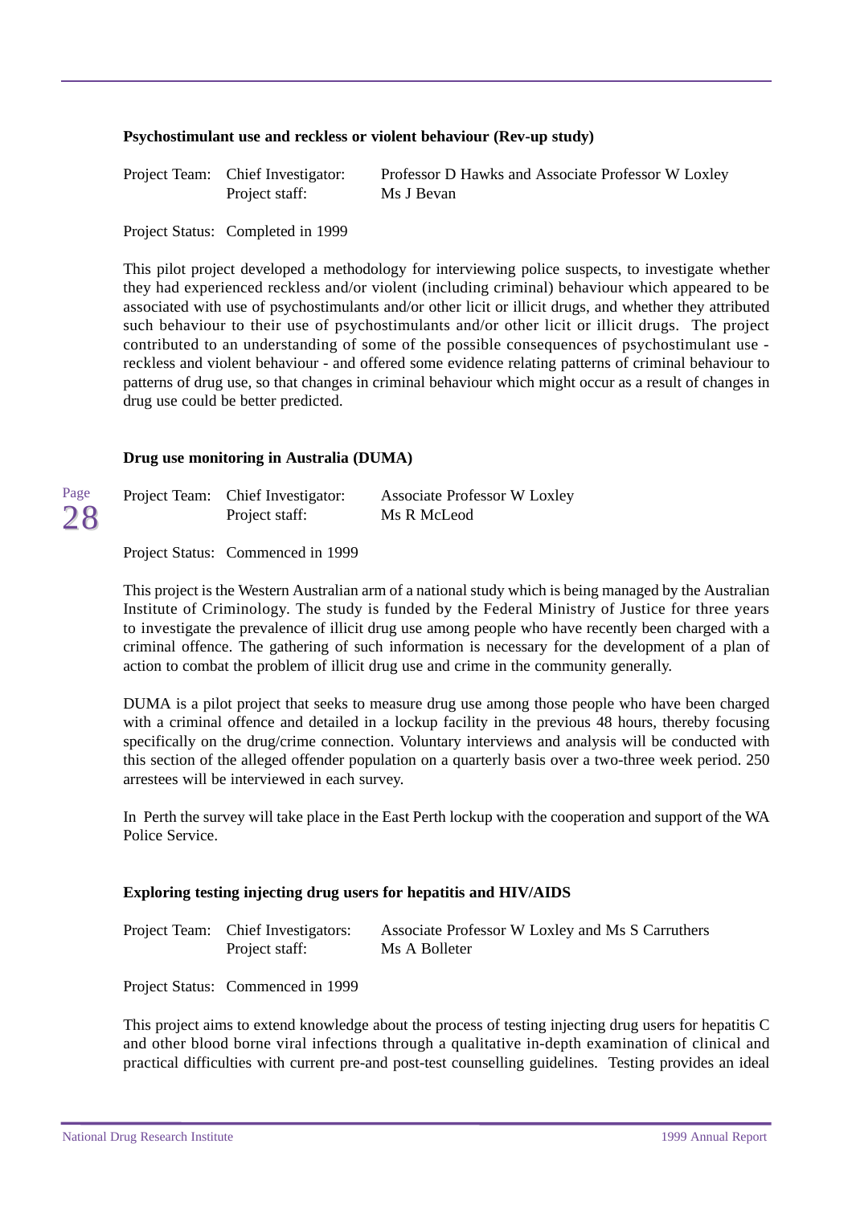### Psychostimulant use and reckless or violent behaviour (Rev-up study)

Project Team: Chief Investigator: Professor D Hawks and Associate Professor W Loxley
Project staff: Ms J Bevan

Project Status: Completed in 1999

This pilot project developed a methodology for interviewing police suspects, to investigate whether they had experienced reckless and/or violent (including criminal) behaviour which appeared to be associated with use of psychostimulants and/or other licit or illicit drugs, and whether they attributed such behaviour to their use of psychostimulants and/or other licit or illicit drugs. The project contributed to an understanding of some of the possible consequences of psychostimulant use - reckless and violent behaviour - and offered some evidence relating patterns of criminal behaviour to patterns of drug use, so that changes in criminal behaviour which might occur as a result of changes in drug use could be better predicted.

### Drug use monitoring in Australia (DUMA)

Project Team: Chief Investigator: Associate Professor W Loxley
Project staff: Ms R McLeod

Project Status: Commenced in 1999

This project is the Western Australian arm of a national study which is being managed by the Australian Institute of Criminology. The study is funded by the Federal Ministry of Justice for three years to investigate the prevalence of illicit drug use among people who have recently been charged with a criminal offence. The gathering of such information is necessary for the development of a plan of action to combat the problem of illicit drug use and crime in the community generally.

DUMA is a pilot project that seeks to measure drug use among those people who have been charged with a criminal offence and detailed in a lockup facility in the previous 48 hours, thereby focusing specifically on the drug/crime connection. Voluntary interviews and analysis will be conducted with this section of the alleged offender population on a quarterly basis over a two-three week period. 250 arrestees will be interviewed in each survey.

In Perth the survey will take place in the East Perth lockup with the cooperation and support of the WA Police Service.

### Exploring testing injecting drug users for hepatitis and HIV/AIDS

Project Team: Chief Investigators: Associate Professor W Loxley and Ms S Carruthers
Project staff: Ms A Bolleter

Project Status: Commenced in 1999

This project aims to extend knowledge about the process of testing injecting drug users for hepatitis C and other blood borne viral infections through a qualitative in-depth examination of clinical and practical difficulties with current pre-and post-test counselling guidelines. Testing provides an ideal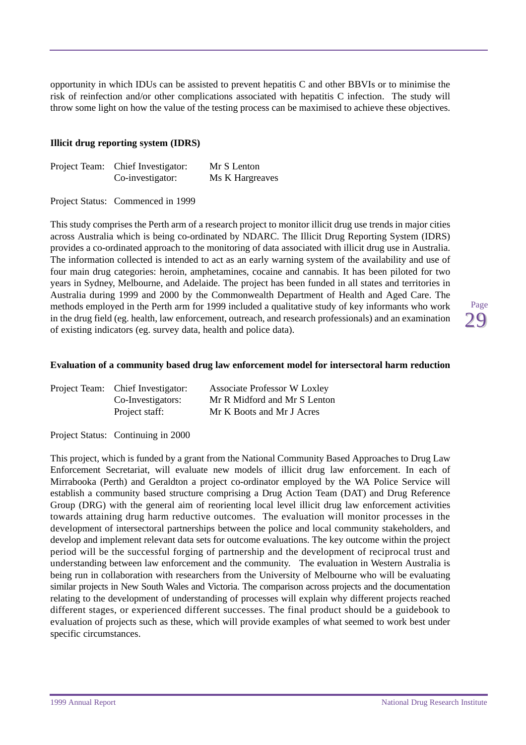opportunity in which IDUs can be assisted to prevent hepatitis C and other BBVIs or to minimise the risk of reinfection and/or other complications associated with hepatitis C infection. The study will throw some light on how the value of the testing process can be maximised to achieve these objectives.

**Illicit drug reporting system (IDRS)**

| Project Team: | Chief Investigator: | Mr S Lenton |
|---|---|---|
| | Co-investigator: | Ms K Hargreaves |

Project Status: Commenced in 1999

This study comprises the Perth arm of a research project to monitor illicit drug use trends in major cities across Australia which is being co-ordinated by NDARC. The Illicit Drug Reporting System (IDRS) provides a co-ordinated approach to the monitoring of data associated with illicit drug use in Australia. The information collected is intended to act as an early warning system of the availability and use of four main drug categories: heroin, amphetamines, cocaine and cannabis. It has been piloted for two years in Sydney, Melbourne, and Adelaide. The project has been funded in all states and territories in Australia during 1999 and 2000 by the Commonwealth Department of Health and Aged Care. The methods employed in the Perth arm for 1999 included a qualitative study of key informants who work in the drug field (eg. health, law enforcement, outreach, and research professionals) and an examination of existing indicators (eg. survey data, health and police data).

**Evaluation of a community based drug law enforcement model for intersectoral harm reduction**

| Project Team: | Chief Investigator: | Associate Professor W Loxley |
|---|---|---|
| | Co-Investigators: | Mr R Midford and Mr S Lenton |
| | Project staff: | Mr K Boots and Mr J Acres |

Project Status: Continuing in 2000

This project, which is funded by a grant from the National Community Based Approaches to Drug Law Enforcement Secretariat, will evaluate new models of illicit drug law enforcement. In each of Mirrabooka (Perth) and Geraldton a project co-ordinator employed by the WA Police Service will establish a community based structure comprising a Drug Action Team (DAT) and Drug Reference Group (DRG) with the general aim of reorienting local level illicit drug law enforcement activities towards attaining drug harm reductive outcomes. The evaluation will monitor processes in the development of intersectoral partnerships between the police and local community stakeholders, and develop and implement relevant data sets for outcome evaluations. The key outcome within the project period will be the successful forging of partnership and the development of reciprocal trust and understanding between law enforcement and the community. The evaluation in Western Australia is being run in collaboration with researchers from the University of Melbourne who will be evaluating similar projects in New South Wales and Victoria. The comparison across projects and the documentation relating to the development of understanding of processes will explain why different projects reached different stages, or experienced different successes. The final product should be a guidebook to evaluation of projects such as these, which will provide examples of what seemed to work best under specific circumstances.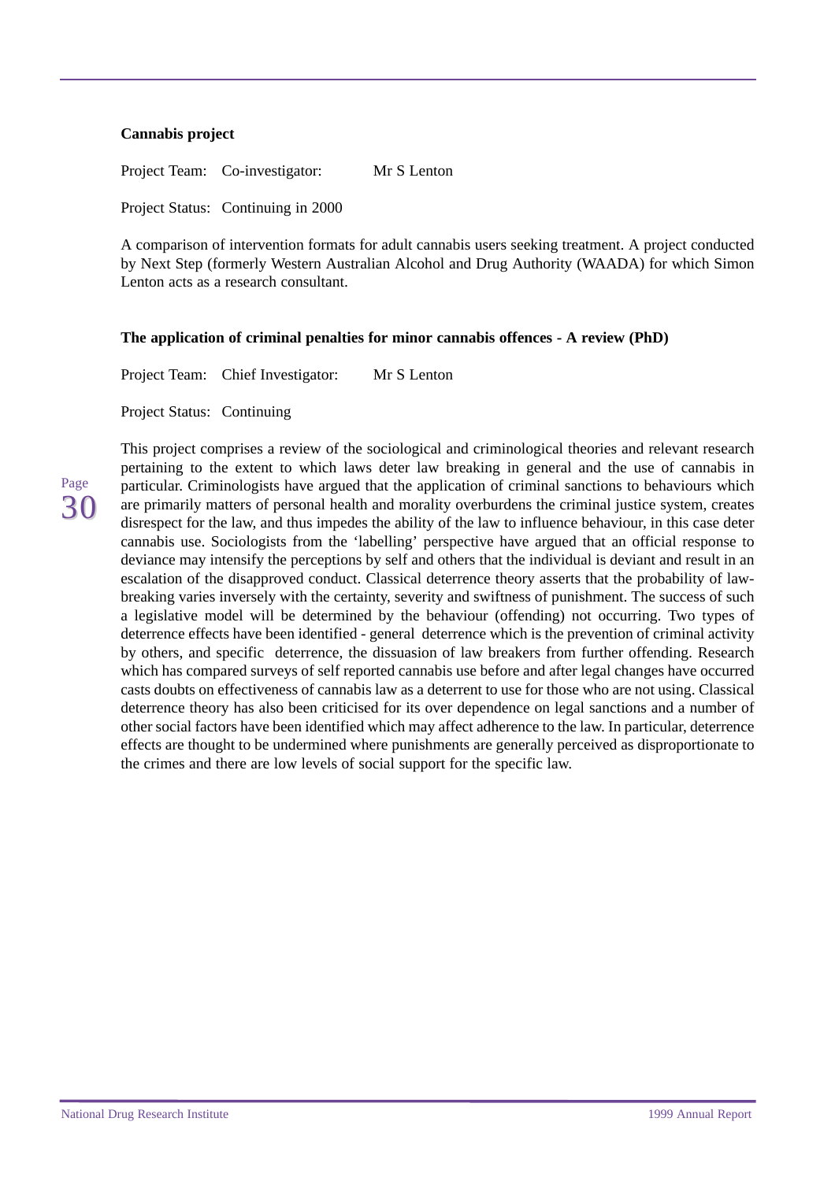**Cannabis project**

Project Team: Co-investigator: Mr S Lenton

Project Status: Continuing in 2000

A comparison of intervention formats for adult cannabis users seeking treatment. A project conducted by Next Step (formerly Western Australian Alcohol and Drug Authority (WAADA) for which Simon Lenton acts as a research consultant.

**The application of criminal penalties for minor cannabis offences - A review (PhD)**

Project Team: Chief Investigator: Mr S Lenton

Project Status: Continuing

This project comprises a review of the sociological and criminological theories and relevant research pertaining to the extent to which laws deter law breaking in general and the use of cannabis in particular. Criminologists have argued that the application of criminal sanctions to behaviours which are primarily matters of personal health and morality overburdens the criminal justice system, creates disrespect for the law, and thus impedes the ability of the law to influence behaviour, in this case deter cannabis use. Sociologists from the 'labelling' perspective have argued that an official response to deviance may intensify the perceptions by self and others that the individual is deviant and result in an escalation of the disapproved conduct. Classical deterrence theory asserts that the probability of law-breaking varies inversely with the certainty, severity and swiftness of punishment. The success of such a legislative model will be determined by the behaviour (offending) not occurring. Two types of deterrence effects have been identified - general deterrence which is the prevention of criminal activity by others, and specific deterrence, the dissuasion of law breakers from further offending. Research which has compared surveys of self reported cannabis use before and after legal changes have occurred casts doubts on effectiveness of cannabis law as a deterrent to use for those who are not using. Classical deterrence theory has also been criticised for its over dependence on legal sanctions and a number of other social factors have been identified which may affect adherence to the law. In particular, deterrence effects are thought to be undermined where punishments are generally perceived as disproportionate to the crimes and there are low levels of social support for the specific law.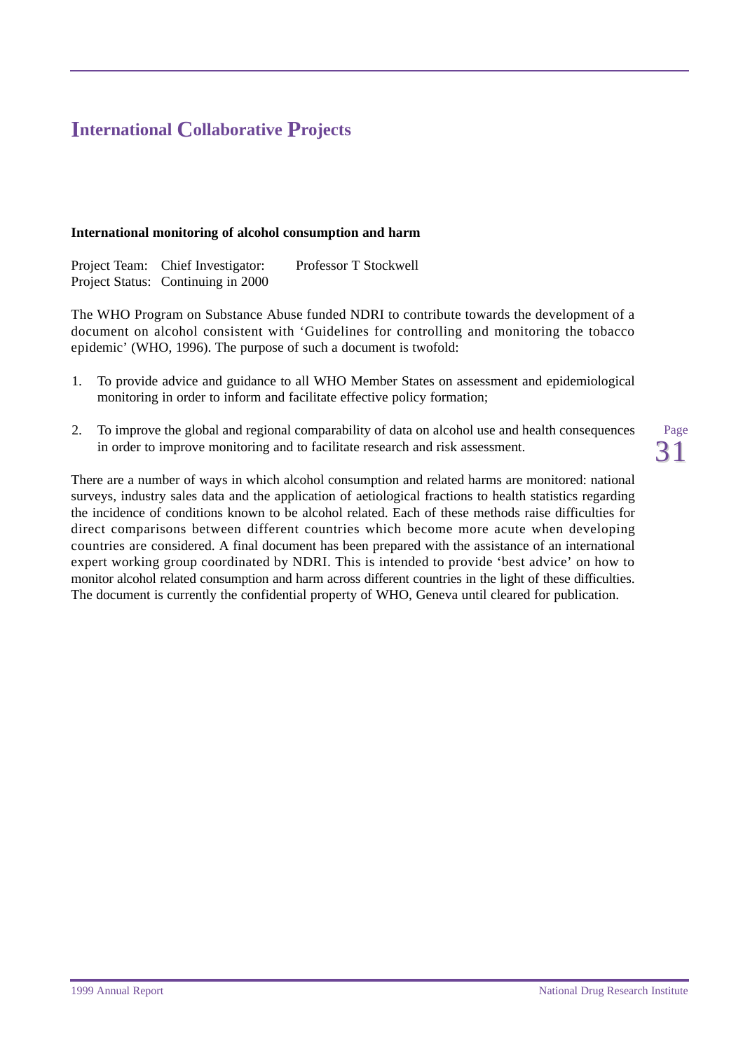# International Collaborative Projects

**International monitoring of alcohol consumption and harm**

Project Team: Chief Investigator: Professor T Stockwell
Project Status: Continuing in 2000

The WHO Program on Substance Abuse funded NDRI to contribute towards the development of a document on alcohol consistent with 'Guidelines for controlling and monitoring the tobacco epidemic' (WHO, 1996). The purpose of such a document is twofold:

1. To provide advice and guidance to all WHO Member States on assessment and epidemiological monitoring in order to inform and facilitate effective policy formation;

2. To improve the global and regional comparability of data on alcohol use and health consequences in order to improve monitoring and to facilitate research and risk assessment.

There are a number of ways in which alcohol consumption and related harms are monitored: national surveys, industry sales data and the application of aetiological fractions to health statistics regarding the incidence of conditions known to be alcohol related. Each of these methods raise difficulties for direct comparisons between different countries which become more acute when developing countries are considered. A final document has been prepared with the assistance of an international expert working group coordinated by NDRI. This is intended to provide 'best advice' on how to monitor alcohol related consumption and harm across different countries in the light of these difficulties. The document is currently the confidential property of WHO, Geneva until cleared for publication.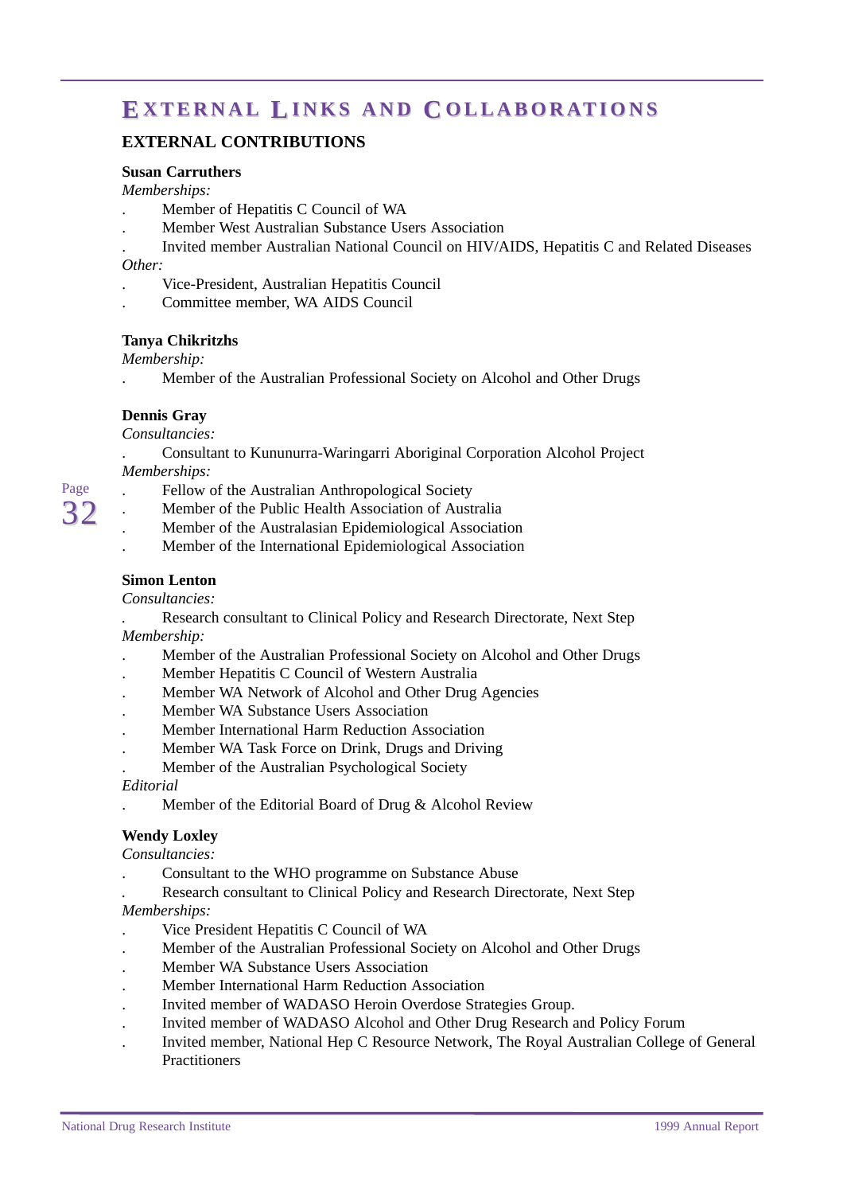# EXTERNAL LINKS AND COLLABORATIONS

## EXTERNAL CONTRIBUTIONS

**Susan Carruthers**

*Memberships:*

- Member of Hepatitis C Council of WA
- Member West Australian Substance Users Association
- Invited member Australian National Council on HIV/AIDS, Hepatitis C and Related Diseases

*Other:*

- Vice-President, Australian Hepatitis Council
- Committee member, WA AIDS Council

**Tanya Chikritzhs**

*Membership:*

- Member of the Australian Professional Society on Alcohol and Other Drugs

**Dennis Gray**

*Consultancies:*

- Consultant to Kununurra-Waringarri Aboriginal Corporation Alcohol Project

*Memberships:*

- Fellow of the Australian Anthropological Society
- Member of the Public Health Association of Australia
- Member of the Australasian Epidemiological Association
- Member of the International Epidemiological Association

**Simon Lenton**

*Consultancies:*

- Research consultant to Clinical Policy and Research Directorate, Next Step

*Membership:*

- Member of the Australian Professional Society on Alcohol and Other Drugs
- Member Hepatitis C Council of Western Australia
- Member WA Network of Alcohol and Other Drug Agencies
- Member WA Substance Users Association
- Member International Harm Reduction Association
- Member WA Task Force on Drink, Drugs and Driving
- Member of the Australian Psychological Society

*Editorial*

- Member of the Editorial Board of Drug & Alcohol Review

**Wendy Loxley**

*Consultancies:*

- Consultant to the WHO programme on Substance Abuse
- Research consultant to Clinical Policy and Research Directorate, Next Step

*Memberships:*

- Vice President Hepatitis C Council of WA
- Member of the Australian Professional Society on Alcohol and Other Drugs
- Member WA Substance Users Association
- Member International Harm Reduction Association
- Invited member of WADASO Heroin Overdose Strategies Group.
- Invited member of WADASO Alcohol and Other Drug Research and Policy Forum
- Invited member, National Hep C Resource Network, The Royal Australian College of General Practitioners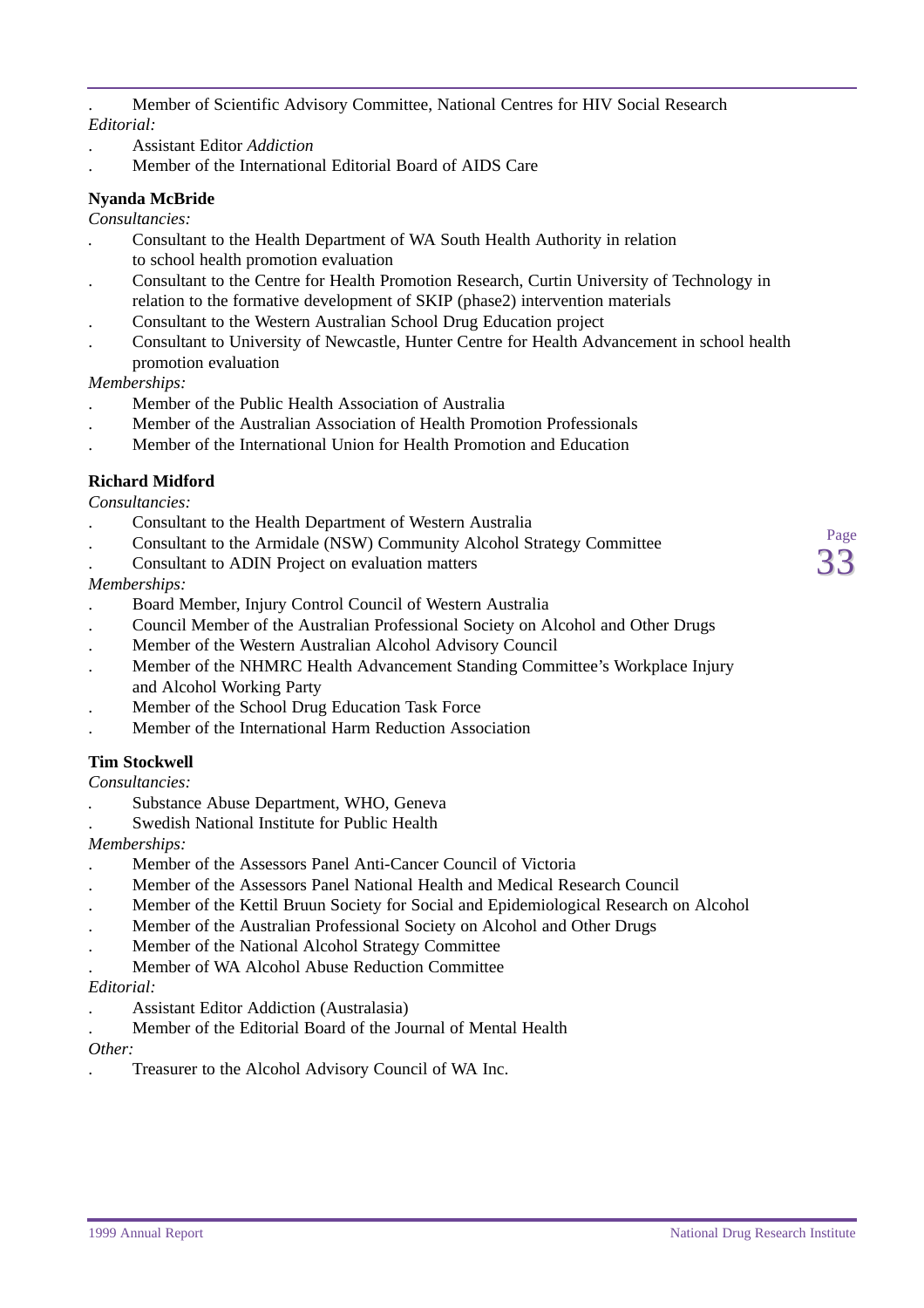- Member of Scientific Advisory Committee, National Centres for HIV Social Research

*Editorial:*

- Assistant Editor *Addiction*
- Member of the International Editorial Board of AIDS Care

**Nyanda McBride**

*Consultancies:*

- Consultant to the Health Department of WA South Health Authority in relation to school health promotion evaluation
- Consultant to the Centre for Health Promotion Research, Curtin University of Technology in relation to the formative development of SKIP (phase2) intervention materials
- Consultant to the Western Australian School Drug Education project
- Consultant to University of Newcastle, Hunter Centre for Health Advancement in school health promotion evaluation

*Memberships:*

- Member of the Public Health Association of Australia
- Member of the Australian Association of Health Promotion Professionals
- Member of the International Union for Health Promotion and Education

**Richard Midford**

*Consultancies:*

- Consultant to the Health Department of Western Australia
- Consultant to the Armidale (NSW) Community Alcohol Strategy Committee
- Consultant to ADIN Project on evaluation matters

*Memberships:*

- Board Member, Injury Control Council of Western Australia
- Council Member of the Australian Professional Society on Alcohol and Other Drugs
- Member of the Western Australian Alcohol Advisory Council
- Member of the NHMRC Health Advancement Standing Committee's Workplace Injury and Alcohol Working Party
- Member of the School Drug Education Task Force
- Member of the International Harm Reduction Association

**Tim Stockwell**

*Consultancies:*

- Substance Abuse Department, WHO, Geneva
- Swedish National Institute for Public Health

*Memberships:*

- Member of the Assessors Panel Anti-Cancer Council of Victoria
- Member of the Assessors Panel National Health and Medical Research Council
- Member of the Kettil Bruun Society for Social and Epidemiological Research on Alcohol
- Member of the Australian Professional Society on Alcohol and Other Drugs
- Member of the National Alcohol Strategy Committee
- Member of WA Alcohol Abuse Reduction Committee

*Editorial:*

- Assistant Editor Addiction (Australasia)
- Member of the Editorial Board of the Journal of Mental Health

*Other:*

- Treasurer to the Alcohol Advisory Council of WA Inc.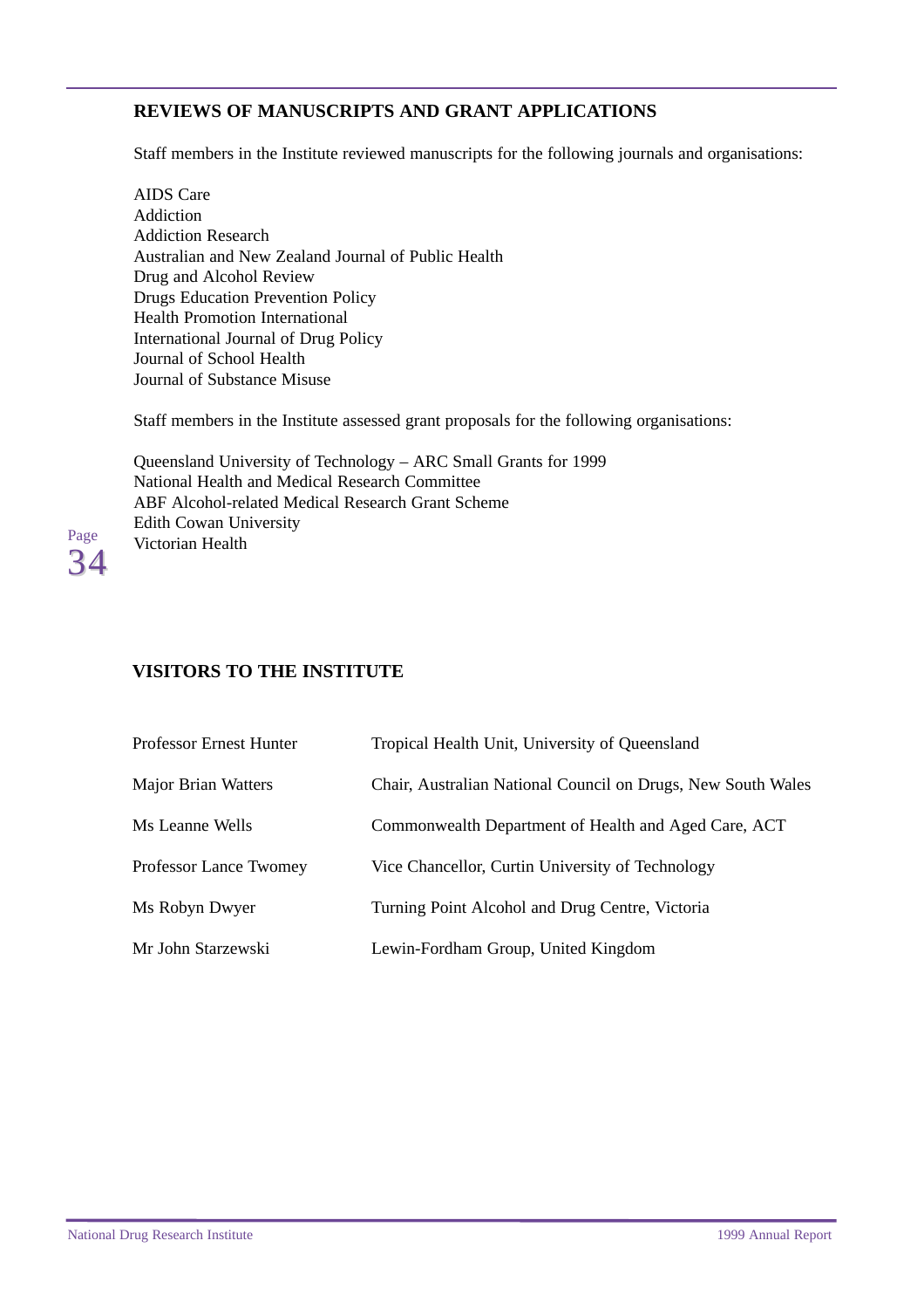## REVIEWS OF MANUSCRIPTS AND GRANT APPLICATIONS

Staff members in the Institute reviewed manuscripts for the following journals and organisations:

AIDS Care
Addiction
Addiction Research
Australian and New Zealand Journal of Public Health
Drug and Alcohol Review
Drugs Education Prevention Policy
Health Promotion International
International Journal of Drug Policy
Journal of School Health
Journal of Substance Misuse

Staff members in the Institute assessed grant proposals for the following organisations:

Queensland University of Technology – ARC Small Grants for 1999
National Health and Medical Research Committee
ABF Alcohol-related Medical Research Grant Scheme
Edith Cowan University
Victorian Health

## VISITORS TO THE INSTITUTE

| | |
|---|---|
| Professor Ernest Hunter | Tropical Health Unit, University of Queensland |
| Major Brian Watters | Chair, Australian National Council on Drugs, New South Wales |
| Ms Leanne Wells | Commonwealth Department of Health and Aged Care, ACT |
| Professor Lance Twomey | Vice Chancellor, Curtin University of Technology |
| Ms Robyn Dwyer | Turning Point Alcohol and Drug Centre, Victoria |
| Mr John Starzewski | Lewin-Fordham Group, United Kingdom |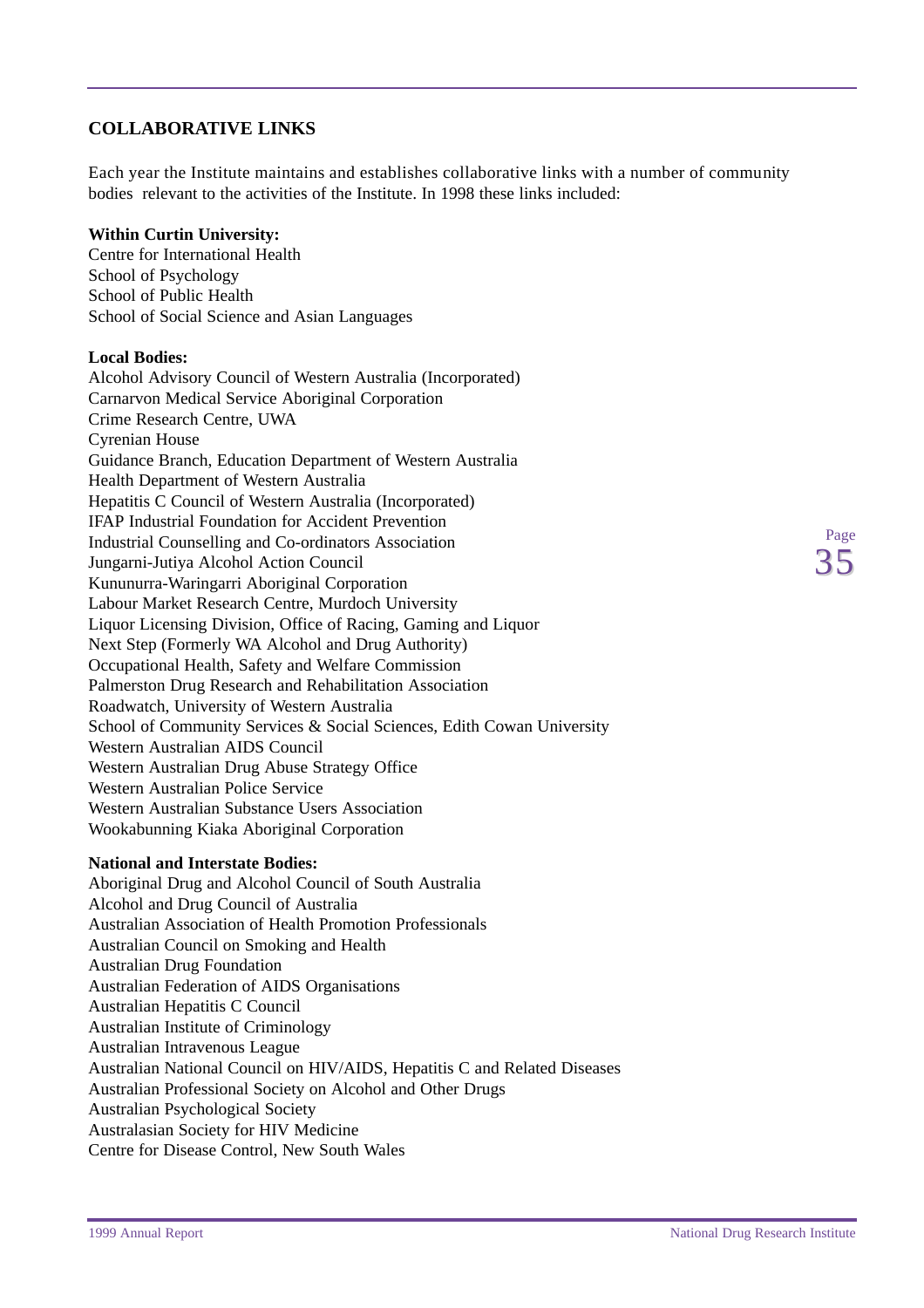## COLLABORATIVE LINKS

Each year the Institute maintains and establishes collaborative links with a number of community bodies relevant to the activities of the Institute. In 1998 these links included:

**Within Curtin University:**
Centre for International Health
School of Psychology
School of Public Health
School of Social Science and Asian Languages

**Local Bodies:**
Alcohol Advisory Council of Western Australia (Incorporated)
Carnarvon Medical Service Aboriginal Corporation
Crime Research Centre, UWA
Cyrenian House
Guidance Branch, Education Department of Western Australia
Health Department of Western Australia
Hepatitis C Council of Western Australia (Incorporated)
IFAP Industrial Foundation for Accident Prevention
Industrial Counselling and Co-ordinators Association
Jungarni-Jutiya Alcohol Action Council
Kununurra-Waringarri Aboriginal Corporation
Labour Market Research Centre, Murdoch University
Liquor Licensing Division, Office of Racing, Gaming and Liquor
Next Step (Formerly WA Alcohol and Drug Authority)
Occupational Health, Safety and Welfare Commission
Palmerston Drug Research and Rehabilitation Association
Roadwatch, University of Western Australia
School of Community Services & Social Sciences, Edith Cowan University
Western Australian AIDS Council
Western Australian Drug Abuse Strategy Office
Western Australian Police Service
Western Australian Substance Users Association
Wookabunning Kiaka Aboriginal Corporation

**National and Interstate Bodies:**
Aboriginal Drug and Alcohol Council of South Australia
Alcohol and Drug Council of Australia
Australian Association of Health Promotion Professionals
Australian Council on Smoking and Health
Australian Drug Foundation
Australian Federation of AIDS Organisations
Australian Hepatitis C Council
Australian Institute of Criminology
Australian Intravenous League
Australian National Council on HIV/AIDS, Hepatitis C and Related Diseases
Australian Professional Society on Alcohol and Other Drugs
Australian Psychological Society
Australasian Society for HIV Medicine
Centre for Disease Control, New South Wales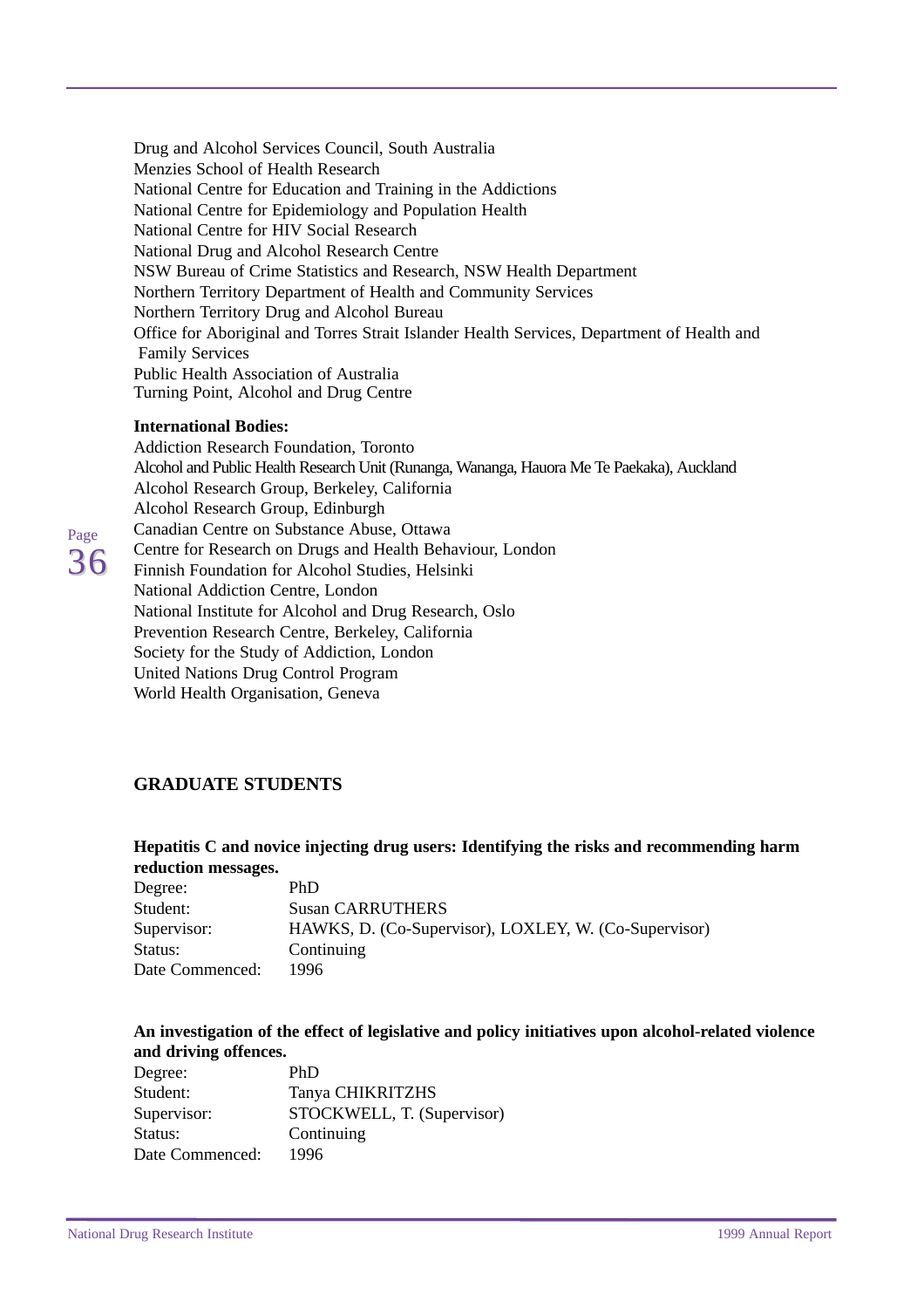Drug and Alcohol Services Council, South Australia
Menzies School of Health Research
National Centre for Education and Training in the Addictions
National Centre for Epidemiology and Population Health
National Centre for HIV Social Research
National Drug and Alcohol Research Centre
NSW Bureau of Crime Statistics and Research, NSW Health Department
Northern Territory Department of Health and Community Services
Northern Territory Drug and Alcohol Bureau
Office for Aboriginal and Torres Strait Islander Health Services, Department of Health and Family Services
Public Health Association of Australia
Turning Point, Alcohol and Drug Centre

**International Bodies:**

Addiction Research Foundation, Toronto
Alcohol and Public Health Research Unit (Runanga, Wananga, Hauora Me Te Paekaka), Auckland
Alcohol Research Group, Berkeley, California
Alcohol Research Group, Edinburgh
Canadian Centre on Substance Abuse, Ottawa
Centre for Research on Drugs and Health Behaviour, London
Finnish Foundation for Alcohol Studies, Helsinki
National Addiction Centre, London
National Institute for Alcohol and Drug Research, Oslo
Prevention Research Centre, Berkeley, California
Society for the Study of Addiction, London
United Nations Drug Control Program
World Health Organisation, Geneva

## GRADUATE STUDENTS

**Hepatitis C and novice injecting drug users: Identifying the risks and recommending harm reduction messages.**

Degree: PhD
Student: Susan CARRUTHERS
Supervisor: HAWKS, D. (Co-Supervisor), LOXLEY, W. (Co-Supervisor)
Status: Continuing
Date Commenced: 1996

**An investigation of the effect of legislative and policy initiatives upon alcohol-related violence and driving offences.**

Degree: PhD
Student: Tanya CHIKRITZHS
Supervisor: STOCKWELL, T. (Supervisor)
Status: Continuing
Date Commenced: 1996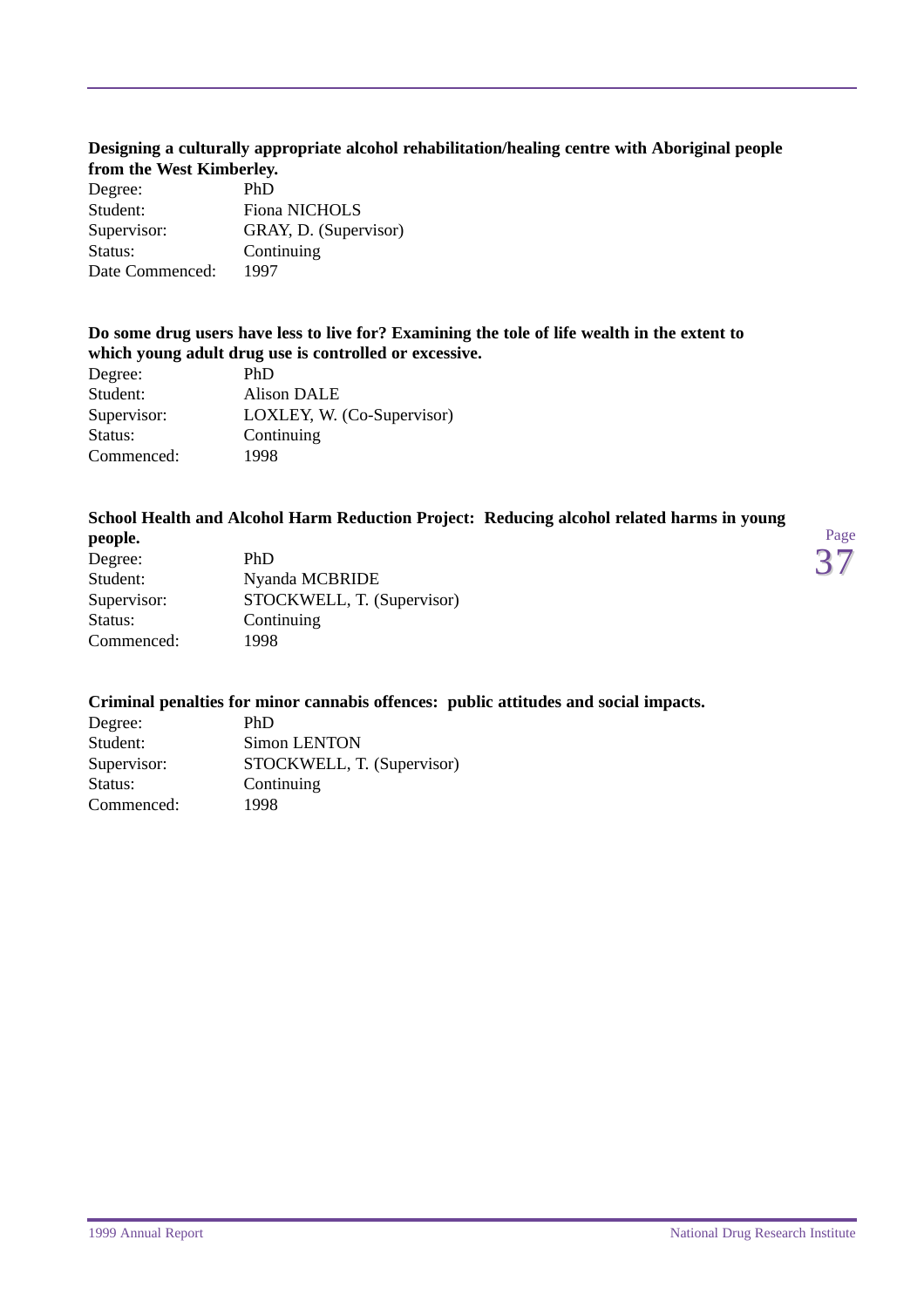**Designing a culturally appropriate alcohol rehabilitation/healing centre with Aboriginal people from the West Kimberley.**

Degree: PhD
Student: Fiona NICHOLS
Supervisor: GRAY, D. (Supervisor)
Status: Continuing
Date Commenced: 1997

**Do some drug users have less to live for? Examining the tole of life wealth in the extent to which young adult drug use is controlled or excessive.**

Degree: PhD
Student: Alison DALE
Supervisor: LOXLEY, W. (Co-Supervisor)
Status: Continuing
Commenced: 1998

**School Health and Alcohol Harm Reduction Project: Reducing alcohol related harms in young people.**

Degree: PhD
Student: Nyanda MCBRIDE
Supervisor: STOCKWELL, T. (Supervisor)
Status: Continuing
Commenced: 1998

**Criminal penalties for minor cannabis offences: public attitudes and social impacts.**

Degree: PhD
Student: Simon LENTON
Supervisor: STOCKWELL, T. (Supervisor)
Status: Continuing
Commenced: 1998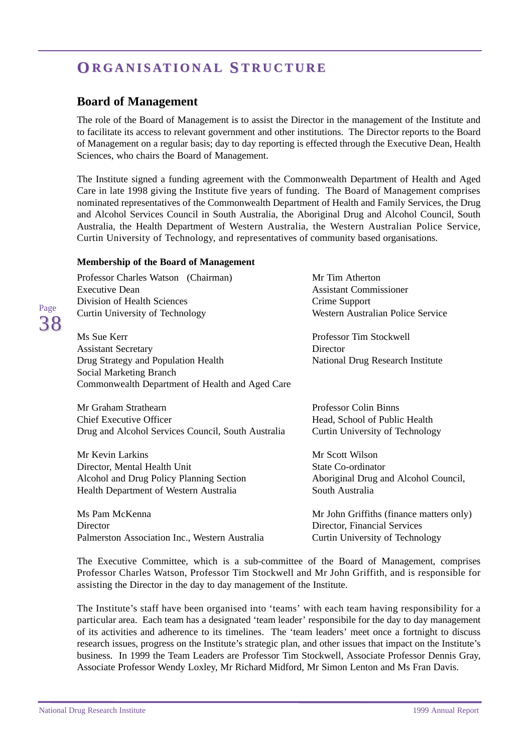# ORGANISATIONAL STRUCTURE

## Board of Management

The role of the Board of Management is to assist the Director in the management of the Institute and to facilitate its access to relevant government and other institutions. The Director reports to the Board of Management on a regular basis; day to day reporting is effected through the Executive Dean, Health Sciences, who chairs the Board of Management.

The Institute signed a funding agreement with the Commonwealth Department of Health and Aged Care in late 1998 giving the Institute five years of funding. The Board of Management comprises nominated representatives of the Commonwealth Department of Health and Family Services, the Drug and Alcohol Services Council in South Australia, the Aboriginal Drug and Alcohol Council, South Australia, the Health Department of Western Australia, the Western Australian Police Service, Curtin University of Technology, and representatives of community based organisations.

**Membership of the Board of Management**

Professor Charles Watson (Chairman)
Executive Dean
Division of Health Sciences
Curtin University of Technology

Ms Sue Kerr
Assistant Secretary
Drug Strategy and Population Health
Social Marketing Branch
Commonwealth Department of Health and Aged Care

Mr Graham Strathearn
Chief Executive Officer
Drug and Alcohol Services Council, South Australia

Mr Kevin Larkins
Director, Mental Health Unit
Alcohol and Drug Policy Planning Section
Health Department of Western Australia

Ms Pam McKenna
Director
Palmerston Association Inc., Western Australia

Mr Tim Atherton
Assistant Commissioner
Crime Support
Western Australian Police Service

Professor Tim Stockwell
Director
National Drug Research Institute

Professor Colin Binns
Head, School of Public Health
Curtin University of Technology

Mr Scott Wilson
State Co-ordinator
Aboriginal Drug and Alcohol Council,
South Australia

Mr John Griffiths (finance matters only)
Director, Financial Services
Curtin University of Technology

The Executive Committee, which is a sub-committee of the Board of Management, comprises Professor Charles Watson, Professor Tim Stockwell and Mr John Griffith, and is responsible for assisting the Director in the day to day management of the Institute.

The Institute's staff have been organised into 'teams' with each team having responsibility for a particular area. Each team has a designated 'team leader' responsibile for the day to day management of its activities and adherence to its timelines. The 'team leaders' meet once a fortnight to discuss research issues, progress on the Institute's strategic plan, and other issues that impact on the Institute's business. In 1999 the Team Leaders are Professor Tim Stockwell, Associate Professor Dennis Gray, Associate Professor Wendy Loxley, Mr Richard Midford, Mr Simon Lenton and Ms Fran Davis.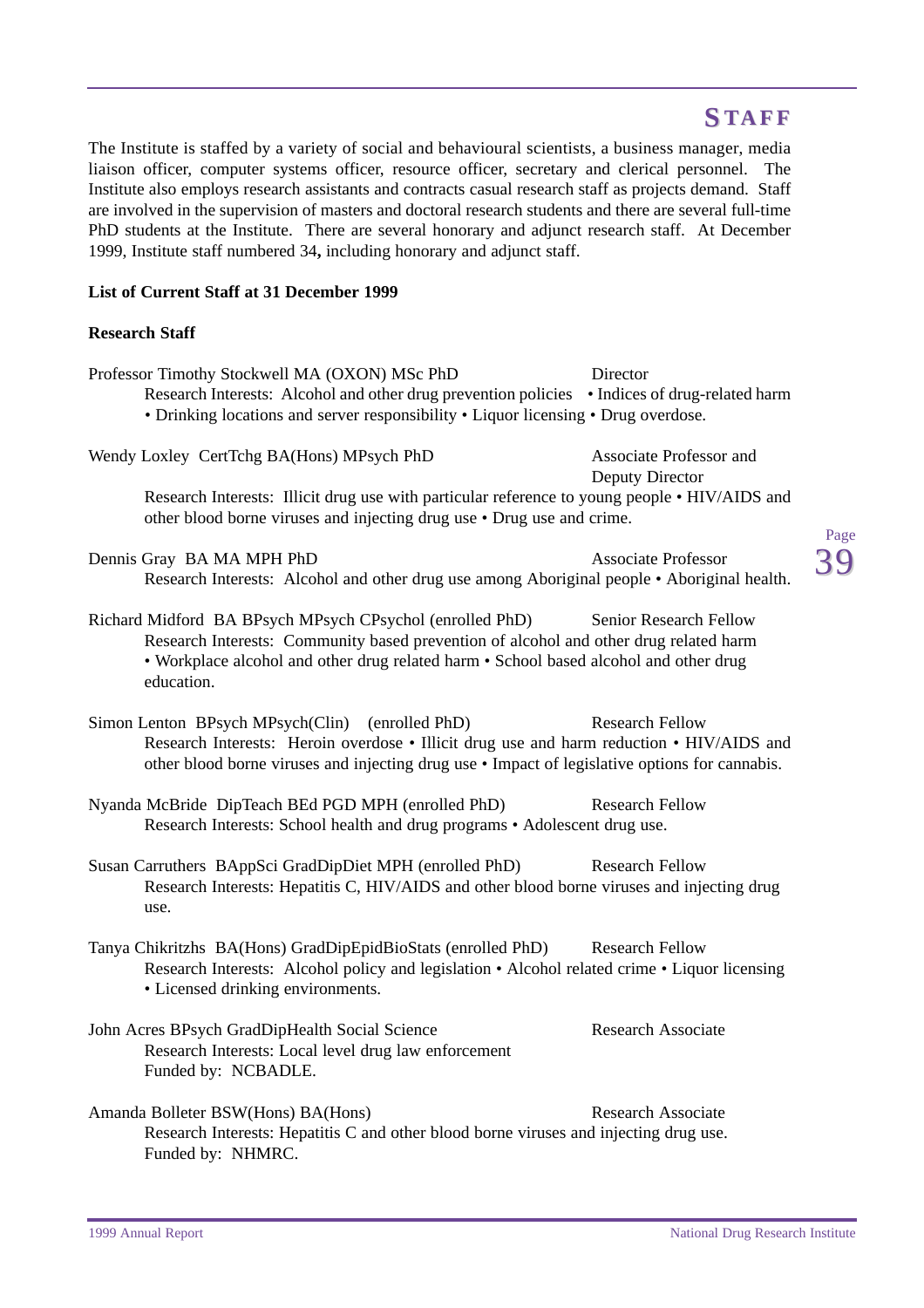# STAFF

The Institute is staffed by a variety of social and behavioural scientists, a business manager, media liaison officer, computer systems officer, resource officer, secretary and clerical personnel. The Institute also employs research assistants and contracts casual research staff as projects demand. Staff are involved in the supervision of masters and doctoral research students and there are several full-time PhD students at the Institute. There are several honorary and adjunct research staff. At December 1999, Institute staff numbered 34**,** including honorary and adjunct staff.

**List of Current Staff at 31 December 1999**

**Research Staff**

Professor Timothy Stockwell MA (OXON) MSc PhD — Director
Research Interests: Alcohol and other drug prevention policies • Indices of drug-related harm • Drinking locations and server responsibility • Liquor licensing • Drug overdose.

Wendy Loxley CertTchg BA(Hons) MPsych PhD — Associate Professor and Deputy Director
Research Interests: Illicit drug use with particular reference to young people • HIV/AIDS and other blood borne viruses and injecting drug use • Drug use and crime.

Dennis Gray BA MA MPH PhD — Associate Professor
Research Interests: Alcohol and other drug use among Aboriginal people • Aboriginal health.

Richard Midford BA BPsych MPsych CPsychol (enrolled PhD) — Senior Research Fellow
Research Interests: Community based prevention of alcohol and other drug related harm • Workplace alcohol and other drug related harm • School based alcohol and other drug education.

Simon Lenton BPsych MPsych(Clin) (enrolled PhD) — Research Fellow
Research Interests: Heroin overdose • Illicit drug use and harm reduction • HIV/AIDS and other blood borne viruses and injecting drug use • Impact of legislative options for cannabis.

Nyanda McBride DipTeach BEd PGD MPH (enrolled PhD) — Research Fellow
Research Interests: School health and drug programs • Adolescent drug use.

Susan Carruthers BAppSci GradDipDiet MPH (enrolled PhD) — Research Fellow
Research Interests: Hepatitis C, HIV/AIDS and other blood borne viruses and injecting drug use.

Tanya Chikritzhs BA(Hons) GradDipEpidBioStats (enrolled PhD) — Research Fellow
Research Interests: Alcohol policy and legislation • Alcohol related crime • Liquor licensing • Licensed drinking environments.

John Acres BPsych GradDipHealth Social Science — Research Associate
Research Interests: Local level drug law enforcement
Funded by: NCBADLE.

Amanda Bolleter BSW(Hons) BA(Hons) — Research Associate
Research Interests: Hepatitis C and other blood borne viruses and injecting drug use.
Funded by: NHMRC.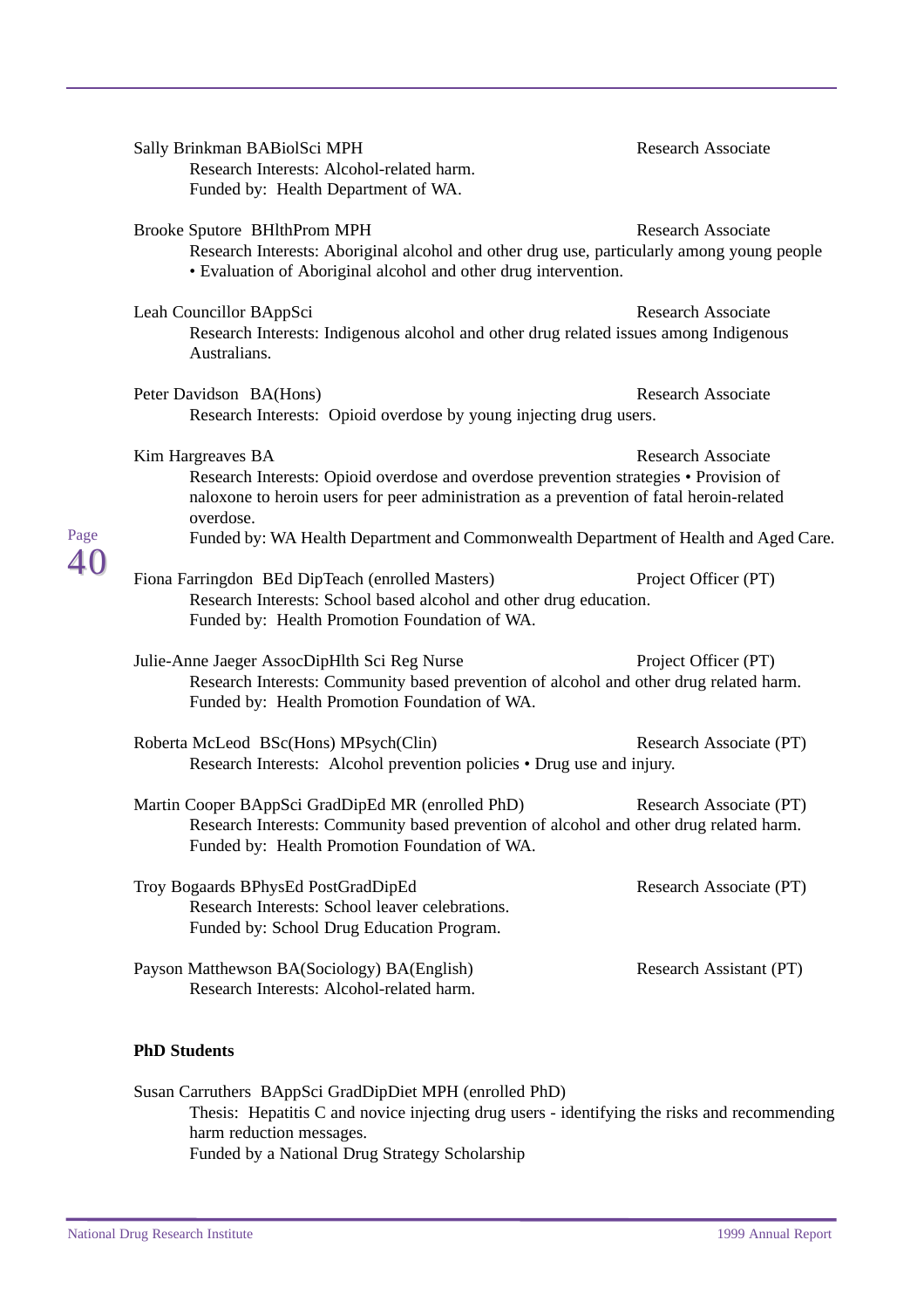Sally Brinkman BABiolSci MPH — Research Associate
Research Interests: Alcohol-related harm.
Funded by: Health Department of WA.

Brooke Sputore BHlthProm MPH — Research Associate
Research Interests: Aboriginal alcohol and other drug use, particularly among young people • Evaluation of Aboriginal alcohol and other drug intervention.

Leah Councillor BAppSci — Research Associate
Research Interests: Indigenous alcohol and other drug related issues among Indigenous Australians.

Peter Davidson BA(Hons) — Research Associate
Research Interests: Opioid overdose by young injecting drug users.

Kim Hargreaves BA — Research Associate
Research Interests: Opioid overdose and overdose prevention strategies • Provision of naloxone to heroin users for peer administration as a prevention of fatal heroin-related overdose.
Funded by: WA Health Department and Commonwealth Department of Health and Aged Care.

Fiona Farringdon BEd DipTeach (enrolled Masters) — Project Officer (PT)
Research Interests: School based alcohol and other drug education.
Funded by: Health Promotion Foundation of WA.

Julie-Anne Jaeger AssocDipHlth Sci Reg Nurse — Project Officer (PT)
Research Interests: Community based prevention of alcohol and other drug related harm.
Funded by: Health Promotion Foundation of WA.

Roberta McLeod BSc(Hons) MPsych(Clin) — Research Associate (PT)
Research Interests: Alcohol prevention policies • Drug use and injury.

Martin Cooper BAppSci GradDipEd MR (enrolled PhD) — Research Associate (PT)
Research Interests: Community based prevention of alcohol and other drug related harm.
Funded by: Health Promotion Foundation of WA.

Troy Bogaards BPhysEd PostGradDipEd — Research Associate (PT)
Research Interests: School leaver celebrations.
Funded by: School Drug Education Program.

Payson Matthewson BA(Sociology) BA(English) — Research Assistant (PT)
Research Interests: Alcohol-related harm.

**PhD Students**

Susan Carruthers BAppSci GradDipDiet MPH (enrolled PhD)
Thesis: Hepatitis C and novice injecting drug users - identifying the risks and recommending harm reduction messages.
Funded by a National Drug Strategy Scholarship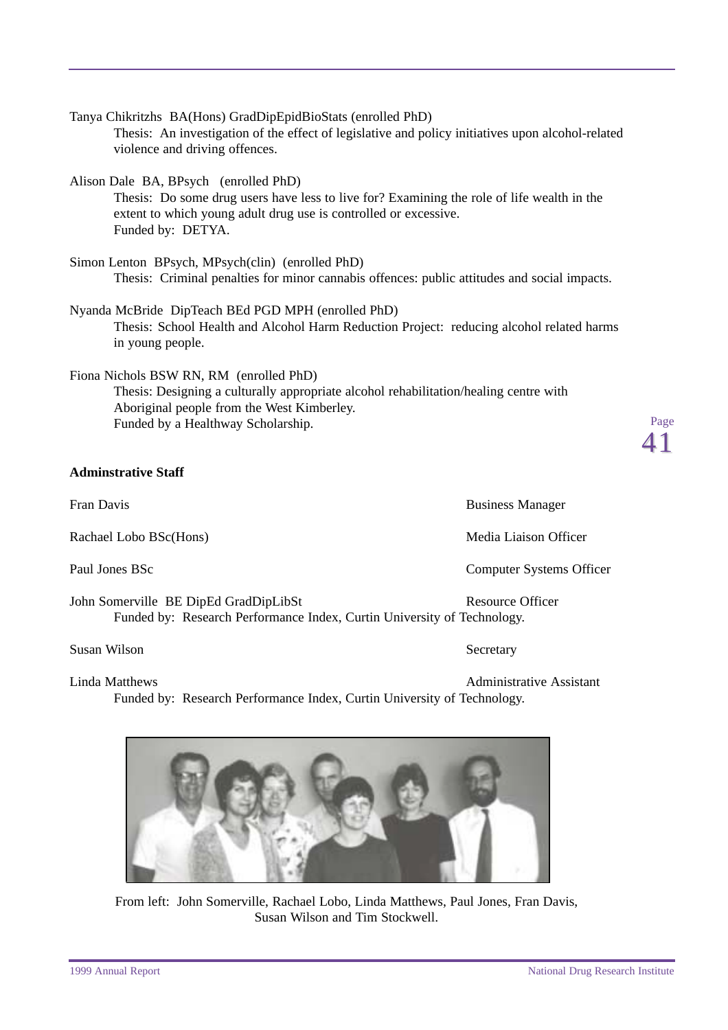Tanya Chikritzhs BA(Hons) GradDipEpidBioStats (enrolled PhD)
Thesis: An investigation of the effect of legislative and policy initiatives upon alcohol-related violence and driving offences.

Alison Dale BA, BPsych (enrolled PhD)
Thesis: Do some drug users have less to live for? Examining the role of life wealth in the extent to which young adult drug use is controlled or excessive.
Funded by: DETYA.

Simon Lenton BPsych, MPsych(clin) (enrolled PhD)
Thesis: Criminal penalties for minor cannabis offences: public attitudes and social impacts.

Nyanda McBride DipTeach BEd PGD MPH (enrolled PhD)
Thesis: School Health and Alcohol Harm Reduction Project: reducing alcohol related harms in young people.

Fiona Nichols BSW RN, RM (enrolled PhD)
Thesis: Designing a culturally appropriate alcohol rehabilitation/healing centre with Aboriginal people from the West Kimberley.
Funded by a Healthway Scholarship.

**Adminstrative Staff**

Fran Davis — Business Manager

Rachael Lobo BSc(Hons) — Media Liaison Officer

Paul Jones BSc — Computer Systems Officer

John Somerville BE DipEd GradDipLibSt — Resource Officer
Funded by: Research Performance Index, Curtin University of Technology.

Susan Wilson — Secretary

Linda Matthews — Administrative Assistant
Funded by: Research Performance Index, Curtin University of Technology.

From left: John Somerville, Rachael Lobo, Linda Matthews, Paul Jones, Fran Davis, Susan Wilson and Tim Stockwell.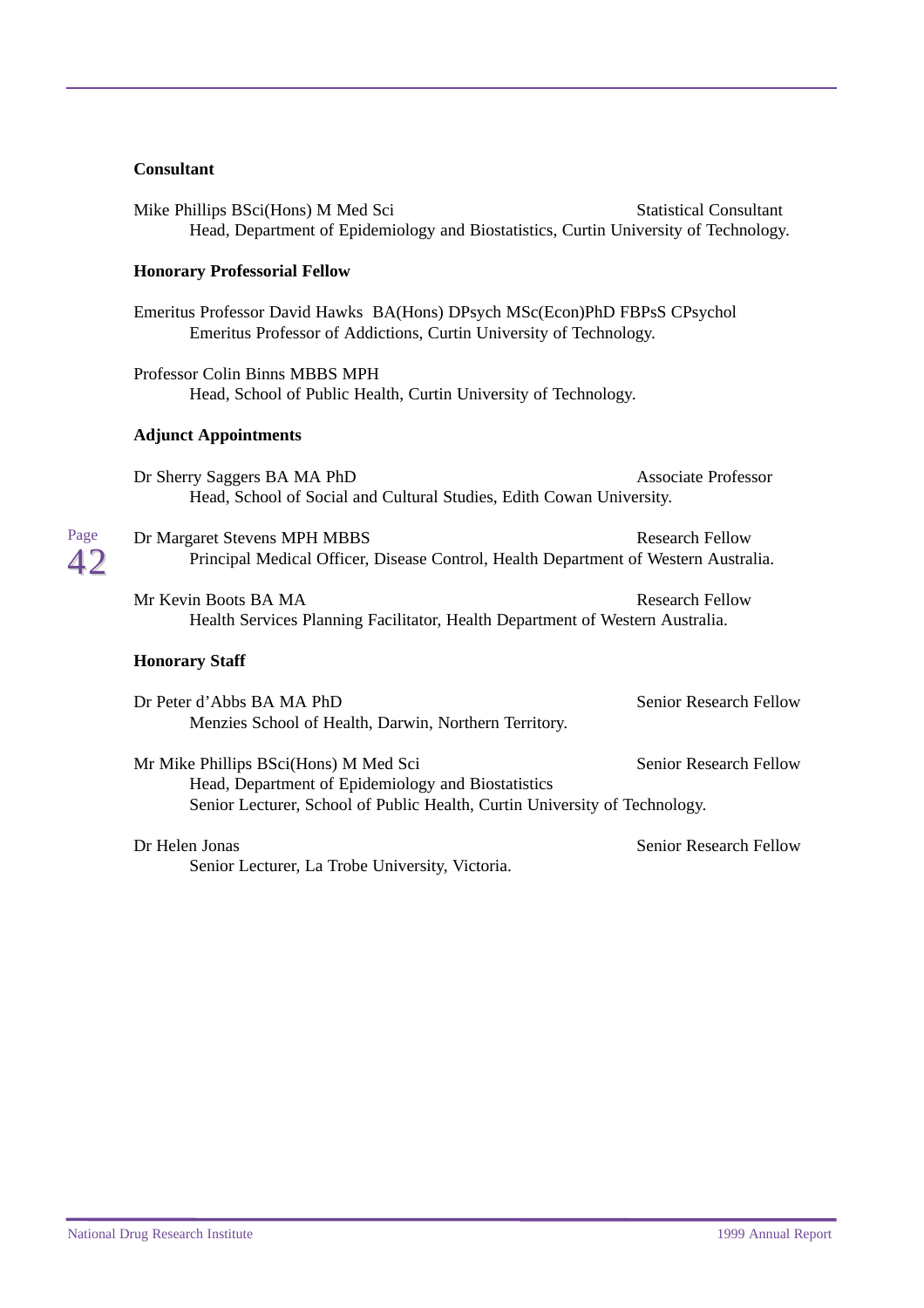### Consultant

Mike Phillips BSci(Hons) M Med Sci — Statistical Consultant
Head, Department of Epidemiology and Biostatistics, Curtin University of Technology.

### Honorary Professorial Fellow

Emeritus Professor David Hawks BA(Hons) DPsych MSc(Econ)PhD FBPsS CPsychol
Emeritus Professor of Addictions, Curtin University of Technology.

Professor Colin Binns MBBS MPH
Head, School of Public Health, Curtin University of Technology.

### Adjunct Appointments

Dr Sherry Saggers BA MA PhD — Associate Professor
Head, School of Social and Cultural Studies, Edith Cowan University.

Dr Margaret Stevens MPH MBBS — Research Fellow
Principal Medical Officer, Disease Control, Health Department of Western Australia.

Mr Kevin Boots BA MA — Research Fellow
Health Services Planning Facilitator, Health Department of Western Australia.

### Honorary Staff

Dr Peter d'Abbs BA MA PhD — Senior Research Fellow
Menzies School of Health, Darwin, Northern Territory.

Mr Mike Phillips BSci(Hons) M Med Sci — Senior Research Fellow
Head, Department of Epidemiology and Biostatistics
Senior Lecturer, School of Public Health, Curtin University of Technology.

Dr Helen Jonas — Senior Research Fellow
Senior Lecturer, La Trobe University, Victoria.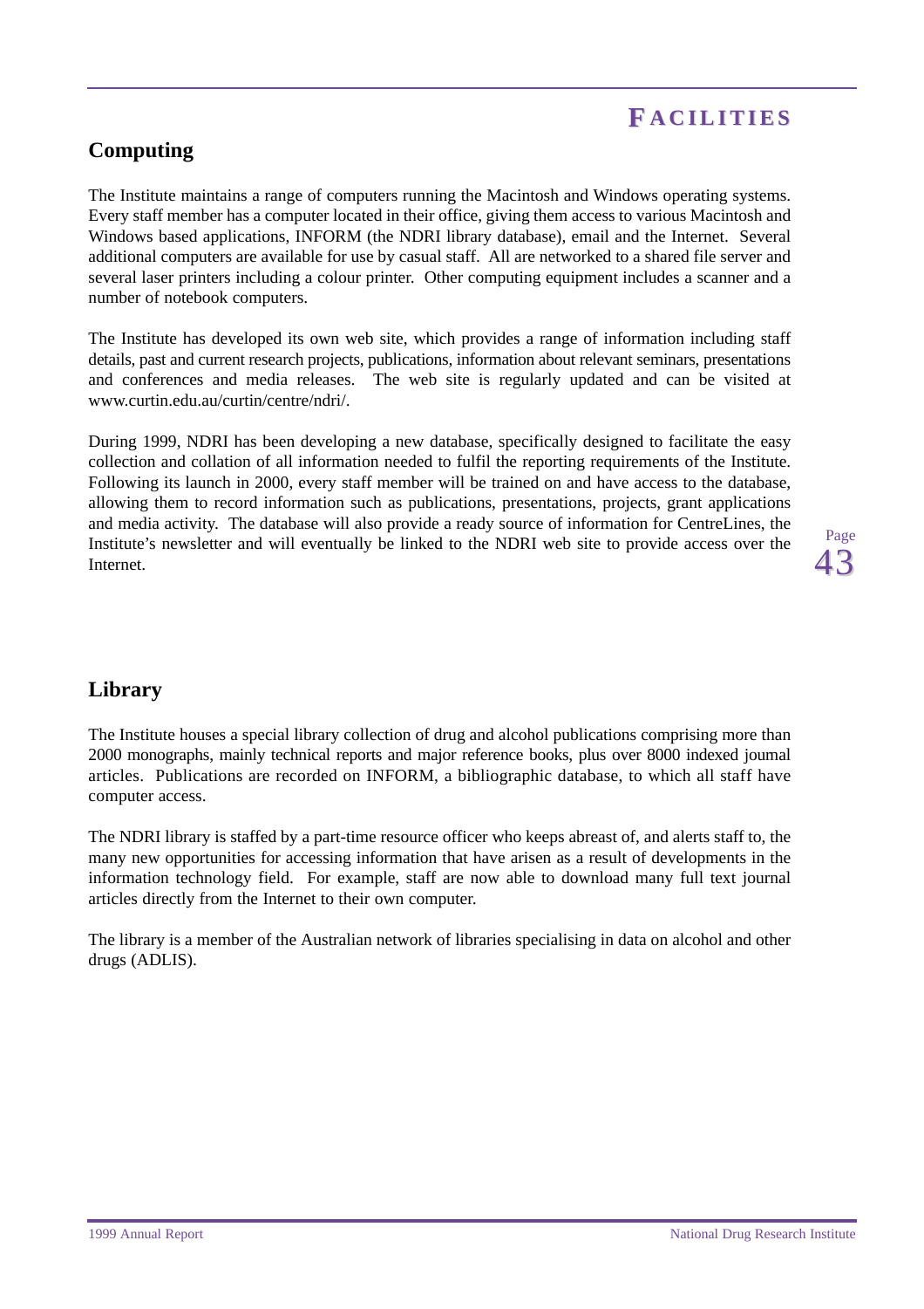# FACILITIES

## Computing

The Institute maintains a range of computers running the Macintosh and Windows operating systems. Every staff member has a computer located in their office, giving them access to various Macintosh and Windows based applications, INFORM (the NDRI library database), email and the Internet. Several additional computers are available for use by casual staff. All are networked to a shared file server and several laser printers including a colour printer. Other computing equipment includes a scanner and a number of notebook computers.

The Institute has developed its own web site, which provides a range of information including staff details, past and current research projects, publications, information about relevant seminars, presentations and conferences and media releases. The web site is regularly updated and can be visited at www.curtin.edu.au/curtin/centre/ndri/.

During 1999, NDRI has been developing a new database, specifically designed to facilitate the easy collection and collation of all information needed to fulfil the reporting requirements of the Institute. Following its launch in 2000, every staff member will be trained on and have access to the database, allowing them to record information such as publications, presentations, projects, grant applications and media activity. The database will also provide a ready source of information for CentreLines, the Institute's newsletter and will eventually be linked to the NDRI web site to provide access over the Internet.

## Library

The Institute houses a special library collection of drug and alcohol publications comprising more than 2000 monographs, mainly technical reports and major reference books, plus over 8000 indexed journal articles. Publications are recorded on INFORM, a bibliographic database, to which all staff have computer access.

The NDRI library is staffed by a part-time resource officer who keeps abreast of, and alerts staff to, the many new opportunities for accessing information that have arisen as a result of developments in the information technology field. For example, staff are now able to download many full text journal articles directly from the Internet to their own computer.

The library is a member of the Australian network of libraries specialising in data on alcohol and other drugs (ADLIS).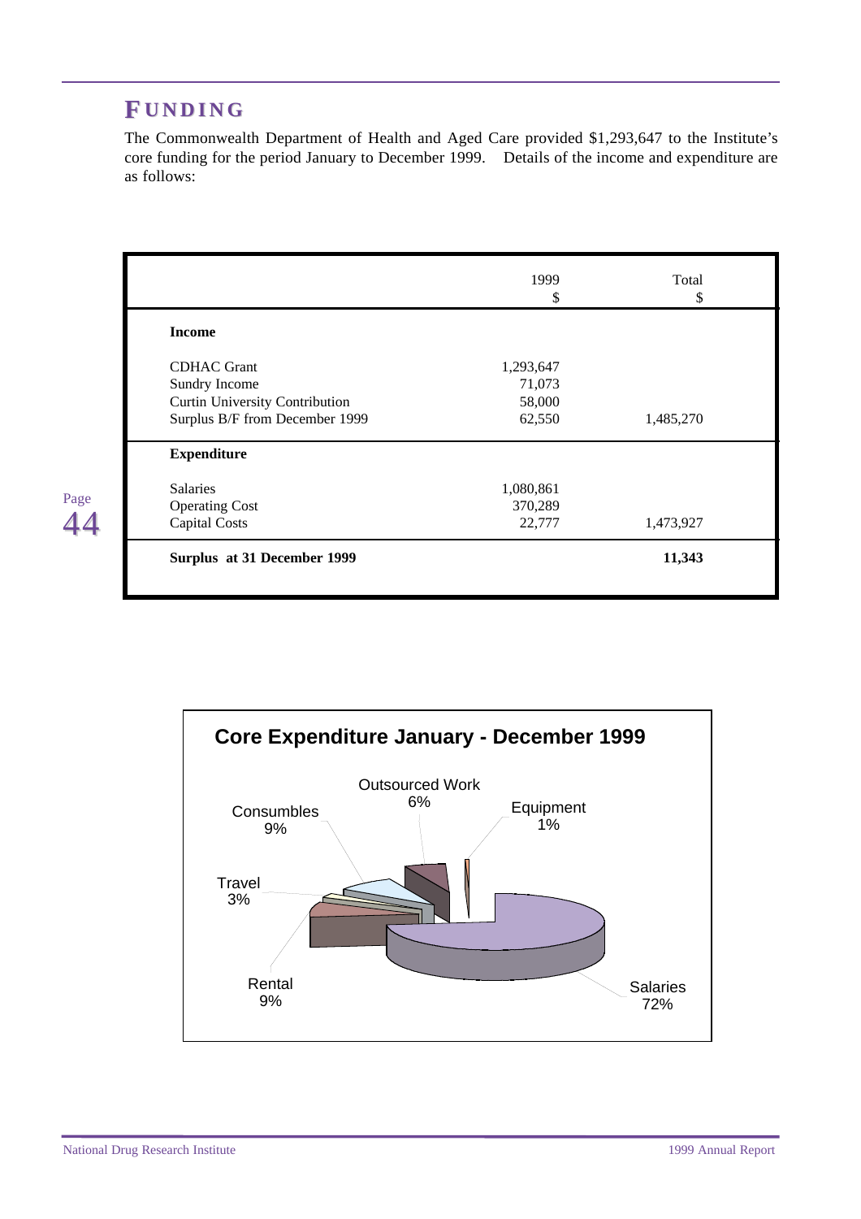# FUNDING

The Commonwealth Department of Health and Aged Care provided $1,293,647 to the Institute's core funding for the period January to December 1999. Details of the income and expenditure are as follows:

| | 1999<br>$ | Total<br>$ |
|---|---|---|
| **Income** | | |
| CDHAC Grant | 1,293,647 | |
| Sundry Income | 71,073 | |
| Curtin University Contribution | 58,000 | |
| Surplus B/F from December 1999 | 62,550 | 1,485,270 |
| **Expenditure** | | |
| Salaries | 1,080,861 | |
| Operating Cost | 370,289 | |
| Capital Costs | 22,777 | 1,473,927 |
| **Surplus at 31 December 1999** | | **11,343** |

**Core Expenditure January - December 1999**

| Category | Percentage |
|---|---|
| Salaries | 72% |
| Rental | 9% |
| Travel | 3% |
| Consumbles | 9% |
| Outsourced Work | 6% |
| Equipment | 1% |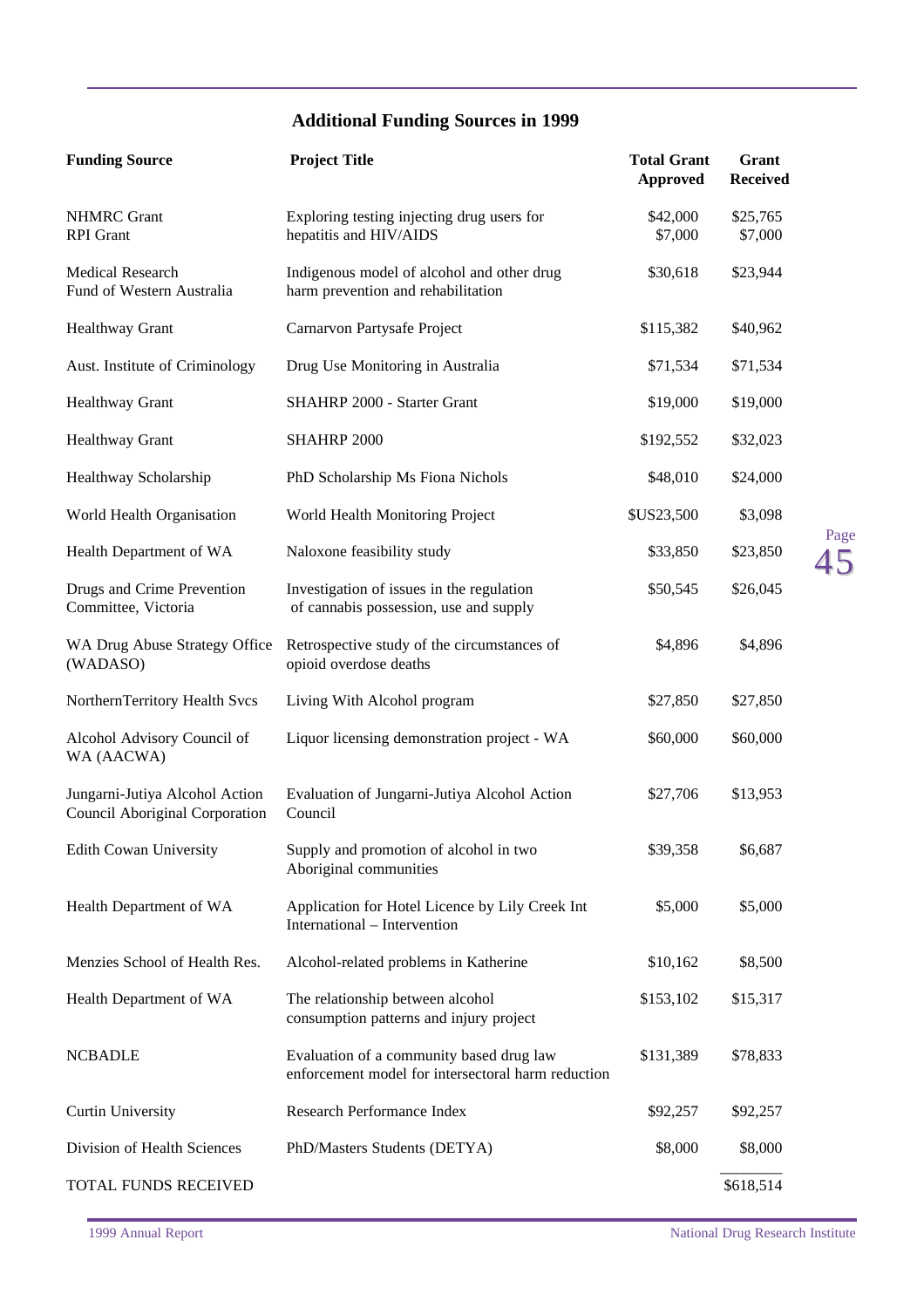## Additional Funding Sources in 1999

| Funding Source | Project Title | Total Grant Approved | Grant Received |
|---|---|---|---|
| NHMRC Grant<br>RPI Grant | Exploring testing injecting drug users for hepatitis and HIV/AIDS | $42,000<br>$7,000 | $25,765<br>$7,000 |
| Medical Research Fund of Western Australia | Indigenous model of alcohol and other drug harm prevention and rehabilitation | $30,618 | $23,944 |
| Healthway Grant | Carnarvon Partysafe Project | $115,382 | $40,962 |
| Aust. Institute of Criminology | Drug Use Monitoring in Australia | $71,534 | $71,534 |
| Healthway Grant | SHAHRP 2000 - Starter Grant | $19,000 | $19,000 |
| Healthway Grant | SHAHRP 2000 | $192,552 | $32,023 |
| Healthway Scholarship | PhD Scholarship Ms Fiona Nichols | $48,010 | $24,000 |
| World Health Organisation | World Health Monitoring Project | $US23,500 | $3,098 |
| Health Department of WA | Naloxone feasibility study | $33,850 | $23,850 |
| Drugs and Crime Prevention Committee, Victoria | Investigation of issues in the regulation of cannabis possession, use and supply | $50,545 | $26,045 |
| WA Drug Abuse Strategy Office (WADASO) | Retrospective study of the circumstances of opioid overdose deaths | $4,896 | $4,896 |
| NorthernTerritory Health Svcs | Living With Alcohol program | $27,850 | $27,850 |
| Alcohol Advisory Council of WA (AACWA) | Liquor licensing demonstration project - WA | $60,000 | $60,000 |
| Jungarni-Jutiya Alcohol Action Council Aboriginal Corporation | Evaluation of Jungarni-Jutiya Alcohol Action Council | $27,706 | $13,953 |
| Edith Cowan University | Supply and promotion of alcohol in two Aboriginal communities | $39,358 | $6,687 |
| Health Department of WA | Application for Hotel Licence by Lily Creek Int International – Intervention | $5,000 | $5,000 |
| Menzies School of Health Res. | Alcohol-related problems in Katherine | $10,162 | $8,500 |
| Health Department of WA | The relationship between alcohol consumption patterns and injury project | $153,102 | $15,317 |
| NCBADLE | Evaluation of a community based drug law enforcement model for intersectoral harm reduction | $131,389 | $78,833 |
| Curtin University | Research Performance Index | $92,257 | $92,257 |
| Division of Health Sciences | PhD/Masters Students (DETYA) | $8,000 | $8,000 |
| TOTAL FUNDS RECEIVED | | | $618,514 |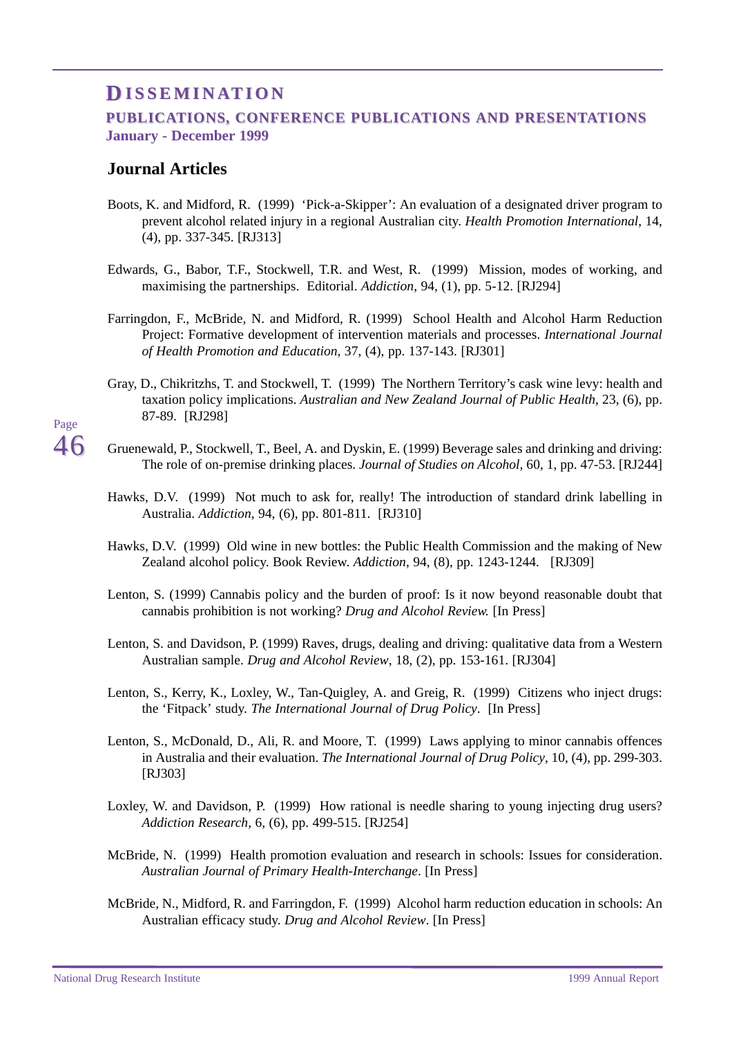# DISSEMINATION

## PUBLICATIONS, CONFERENCE PUBLICATIONS AND PRESENTATIONS

**January - December 1999**

### Journal Articles

Boots, K. and Midford, R. (1999) 'Pick-a-Skipper': An evaluation of a designated driver program to prevent alcohol related injury in a regional Australian city. *Health Promotion International*, 14, (4), pp. 337-345. [RJ313]

Edwards, G., Babor, T.F., Stockwell, T.R. and West, R. (1999) Mission, modes of working, and maximising the partnerships. Editorial. *Addiction*, 94, (1), pp. 5-12. [RJ294]

Farringdon, F., McBride, N. and Midford, R. (1999) School Health and Alcohol Harm Reduction Project: Formative development of intervention materials and processes. *International Journal of Health Promotion and Education*, 37, (4), pp. 137-143. [RJ301]

Gray, D., Chikritzhs, T. and Stockwell, T. (1999) The Northern Territory's cask wine levy: health and taxation policy implications. *Australian and New Zealand Journal of Public Health*, 23, (6), pp. 87-89. [RJ298]

Gruenewald, P., Stockwell, T., Beel, A. and Dyskin, E. (1999) Beverage sales and drinking and driving: The role of on-premise drinking places. *Journal of Studies on Alcohol*, 60, 1, pp. 47-53. [RJ244]

Hawks, D.V. (1999) Not much to ask for, really! The introduction of standard drink labelling in Australia. *Addiction*, 94, (6), pp. 801-811. [RJ310]

Hawks, D.V. (1999) Old wine in new bottles: the Public Health Commission and the making of New Zealand alcohol policy. Book Review. *Addiction*, 94, (8), pp. 1243-1244. [RJ309]

Lenton, S. (1999) Cannabis policy and the burden of proof: Is it now beyond reasonable doubt that cannabis prohibition is not working? *Drug and Alcohol Review.* [In Press]

Lenton, S. and Davidson, P. (1999) Raves, drugs, dealing and driving: qualitative data from a Western Australian sample. *Drug and Alcohol Review*, 18, (2), pp. 153-161. [RJ304]

Lenton, S., Kerry, K., Loxley, W., Tan-Quigley, A. and Greig, R. (1999) Citizens who inject drugs: the 'Fitpack' study. *The International Journal of Drug Policy*. [In Press]

Lenton, S., McDonald, D., Ali, R. and Moore, T. (1999) Laws applying to minor cannabis offences in Australia and their evaluation. *The International Journal of Drug Policy*, 10, (4), pp. 299-303. [RJ303]

Loxley, W. and Davidson, P. (1999) How rational is needle sharing to young injecting drug users? *Addiction Research*, 6, (6), pp. 499-515. [RJ254]

McBride, N. (1999) Health promotion evaluation and research in schools: Issues for consideration. *Australian Journal of Primary Health-Interchange*. [In Press]

McBride, N., Midford, R. and Farringdon, F. (1999) Alcohol harm reduction education in schools: An Australian efficacy study. *Drug and Alcohol Review*. [In Press]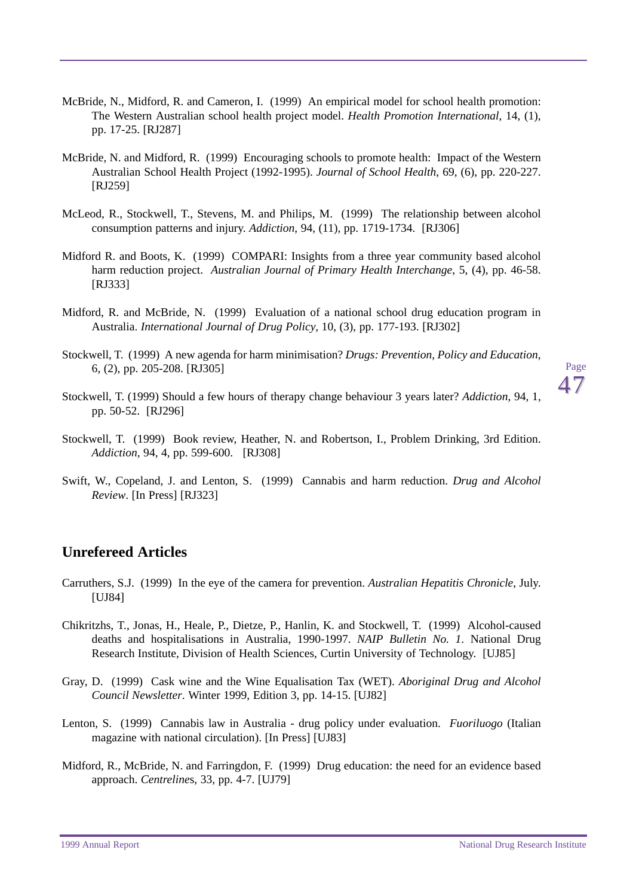McBride, N., Midford, R. and Cameron, I. (1999) An empirical model for school health promotion: The Western Australian school health project model. *Health Promotion International*, 14, (1), pp. 17-25. [RJ287]

McBride, N. and Midford, R. (1999) Encouraging schools to promote health: Impact of the Western Australian School Health Project (1992-1995). *Journal of School Health*, 69, (6), pp. 220-227. [RJ259]

McLeod, R., Stockwell, T., Stevens, M. and Philips, M. (1999) The relationship between alcohol consumption patterns and injury. *Addiction*, 94, (11), pp. 1719-1734. [RJ306]

Midford R. and Boots, K. (1999) COMPARI: Insights from a three year community based alcohol harm reduction project. *Australian Journal of Primary Health Interchange*, 5, (4), pp. 46-58. [RJ333]

Midford, R. and McBride, N. (1999) Evaluation of a national school drug education program in Australia. *International Journal of Drug Policy*, 10, (3), pp. 177-193. [RJ302]

Stockwell, T. (1999) A new agenda for harm minimisation? *Drugs: Prevention, Policy and Education*, 6, (2), pp. 205-208. [RJ305]

Stockwell, T. (1999) Should a few hours of therapy change behaviour 3 years later? *Addiction*, 94, 1, pp. 50-52. [RJ296]

Stockwell, T. (1999) Book review, Heather, N. and Robertson, I., Problem Drinking, 3rd Edition. *Addiction*, 94, 4, pp. 599-600. [RJ308]

Swift, W., Copeland, J. and Lenton, S. (1999) Cannabis and harm reduction. *Drug and Alcohol Review*. [In Press] [RJ323]

## Unrefereed Articles

Carruthers, S.J. (1999) In the eye of the camera for prevention. *Australian Hepatitis Chronicle*, July. [UJ84]

Chikritzhs, T., Jonas, H., Heale, P., Dietze, P., Hanlin, K. and Stockwell, T. (1999) Alcohol-caused deaths and hospitalisations in Australia, 1990-1997. *NAIP Bulletin No. 1*. National Drug Research Institute, Division of Health Sciences, Curtin University of Technology. [UJ85]

Gray, D. (1999) Cask wine and the Wine Equalisation Tax (WET). *Aboriginal Drug and Alcohol Council Newsletter*. Winter 1999, Edition 3, pp. 14-15. [UJ82]

Lenton, S. (1999) Cannabis law in Australia - drug policy under evaluation. *Fuoriluogo* (Italian magazine with national circulation). [In Press] [UJ83]

Midford, R., McBride, N. and Farringdon, F. (1999) Drug education: the need for an evidence based approach. *Centrelines*, 33, pp. 4-7. [UJ79]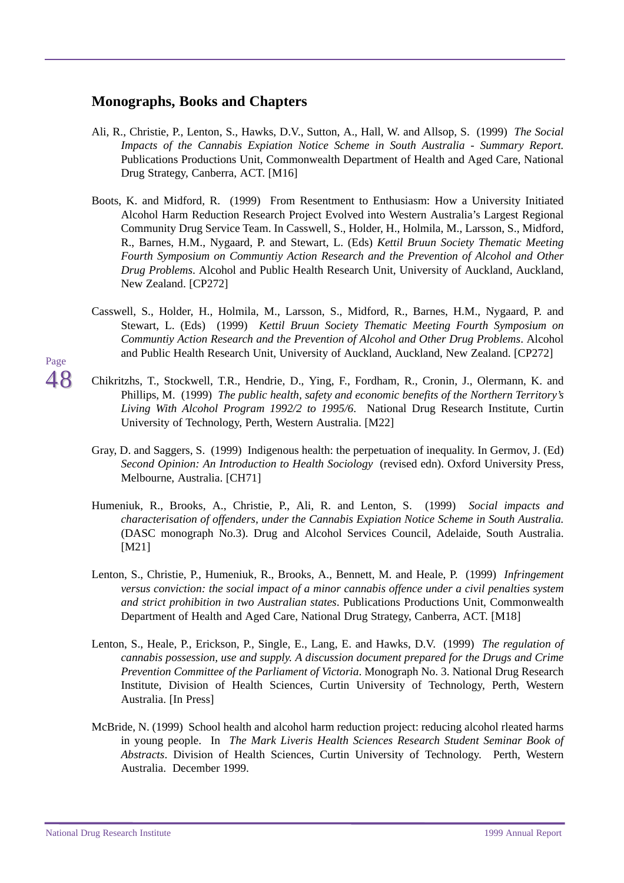## Monographs, Books and Chapters

Ali, R., Christie, P., Lenton, S., Hawks, D.V., Sutton, A., Hall, W. and Allsop, S. (1999) *The Social Impacts of the Cannabis Expiation Notice Scheme in South Australia - Summary Report.* Publications Productions Unit, Commonwealth Department of Health and Aged Care, National Drug Strategy, Canberra, ACT. [M16]

Boots, K. and Midford, R. (1999) From Resentment to Enthusiasm: How a University Initiated Alcohol Harm Reduction Research Project Evolved into Western Australia's Largest Regional Community Drug Service Team. In Casswell, S., Holder, H., Holmila, M., Larsson, S., Midford, R., Barnes, H.M., Nygaard, P. and Stewart, L. (Eds) *Kettil Bruun Society Thematic Meeting Fourth Symposium on Communtiy Action Research and the Prevention of Alcohol and Other Drug Problems*. Alcohol and Public Health Research Unit, University of Auckland, Auckland, New Zealand. [CP272]

Casswell, S., Holder, H., Holmila, M., Larsson, S., Midford, R., Barnes, H.M., Nygaard, P. and Stewart, L. (Eds) (1999) *Kettil Bruun Society Thematic Meeting Fourth Symposium on Communtiy Action Research and the Prevention of Alcohol and Other Drug Problems*. Alcohol and Public Health Research Unit, University of Auckland, Auckland, New Zealand. [CP272]

Chikritzhs, T., Stockwell, T.R., Hendrie, D., Ying, F., Fordham, R., Cronin, J., Olermann, K. and Phillips, M. (1999) *The public health, safety and economic benefits of the Northern Territory's Living With Alcohol Program 1992/2 to 1995/6*. National Drug Research Institute, Curtin University of Technology, Perth, Western Australia. [M22]

Gray, D. and Saggers, S. (1999) Indigenous health: the perpetuation of inequality. In Germov, J. (Ed) *Second Opinion: An Introduction to Health Sociology* (revised edn). Oxford University Press, Melbourne, Australia. [CH71]

Humeniuk, R., Brooks, A., Christie, P., Ali, R. and Lenton, S. (1999) *Social impacts and characterisation of offenders, under the Cannabis Expiation Notice Scheme in South Australia.* (DASC monograph No.3). Drug and Alcohol Services Council, Adelaide, South Australia. [M21]

Lenton, S., Christie, P., Humeniuk, R., Brooks, A., Bennett, M. and Heale, P. (1999) *Infringement versus conviction: the social impact of a minor cannabis offence under a civil penalties system and strict prohibition in two Australian states*. Publications Productions Unit, Commonwealth Department of Health and Aged Care, National Drug Strategy, Canberra, ACT. [M18]

Lenton, S., Heale, P., Erickson, P., Single, E., Lang, E. and Hawks, D.V. (1999) *The regulation of cannabis possession, use and supply. A discussion document prepared for the Drugs and Crime Prevention Committee of the Parliament of Victoria*. Monograph No. 3. National Drug Research Institute, Division of Health Sciences, Curtin University of Technology, Perth, Western Australia. [In Press]

McBride, N. (1999) School health and alcohol harm reduction project: reducing alcohol rleated harms in young people. In *The Mark Liveris Health Sciences Research Student Seminar Book of Abstracts*. Division of Health Sciences, Curtin University of Technology. Perth, Western Australia. December 1999.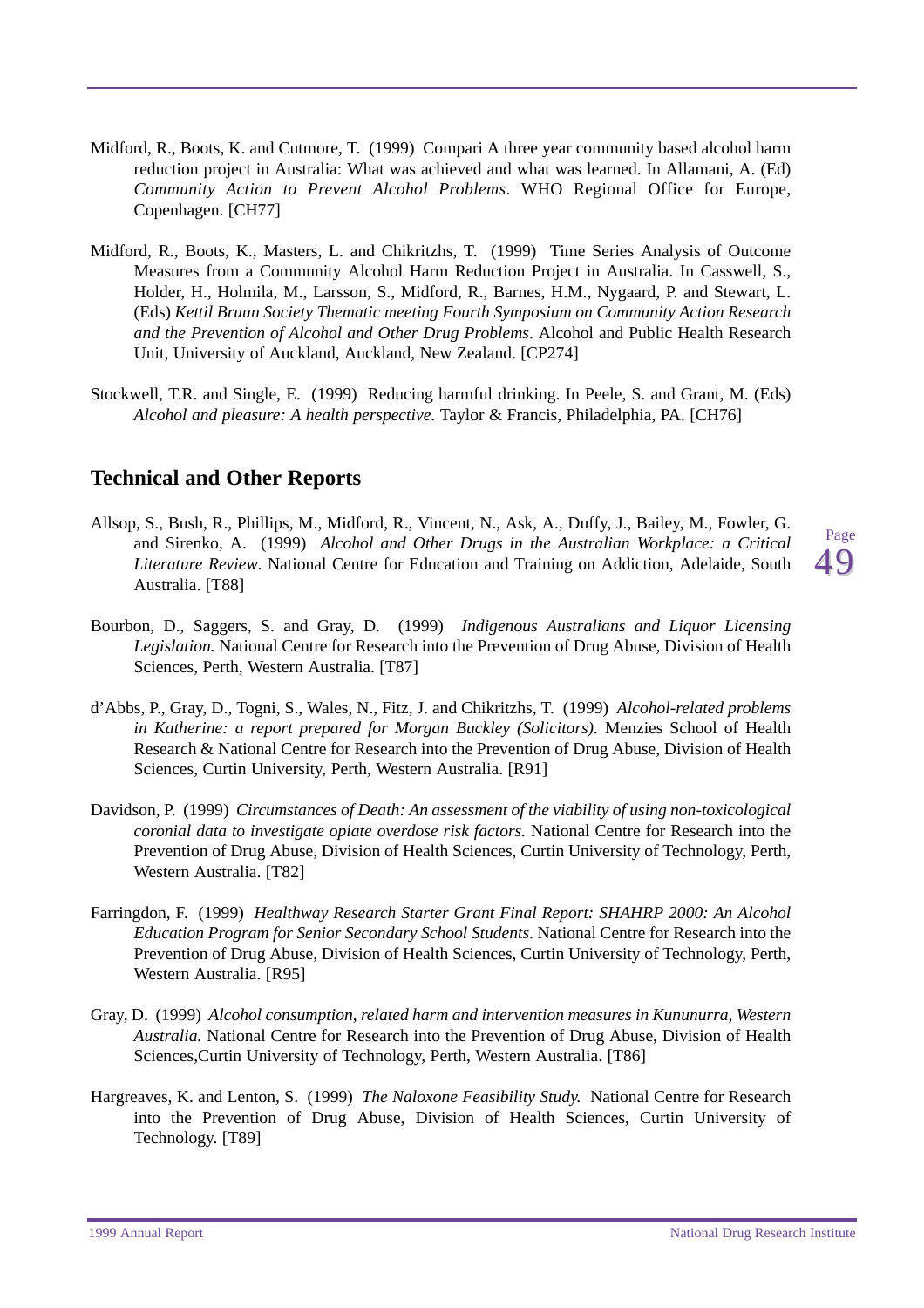Midford, R., Boots, K. and Cutmore, T. (1999) Compari A three year community based alcohol harm reduction project in Australia: What was achieved and what was learned. In Allamani, A. (Ed) *Community Action to Prevent Alcohol Problems*. WHO Regional Office for Europe, Copenhagen. [CH77]

Midford, R., Boots, K., Masters, L. and Chikritzhs, T. (1999) Time Series Analysis of Outcome Measures from a Community Alcohol Harm Reduction Project in Australia. In Casswell, S., Holder, H., Holmila, M., Larsson, S., Midford, R., Barnes, H.M., Nygaard, P. and Stewart, L. (Eds) *Kettil Bruun Society Thematic meeting Fourth Symposium on Community Action Research and the Prevention of Alcohol and Other Drug Problems*. Alcohol and Public Health Research Unit, University of Auckland, Auckland, New Zealand. [CP274]

Stockwell, T.R. and Single, E. (1999) Reducing harmful drinking. In Peele, S. and Grant, M. (Eds) *Alcohol and pleasure: A health perspective*. Taylor & Francis, Philadelphia, PA. [CH76]

## Technical and Other Reports

Allsop, S., Bush, R., Phillips, M., Midford, R., Vincent, N., Ask, A., Duffy, J., Bailey, M., Fowler, G. and Sirenko, A. (1999) *Alcohol and Other Drugs in the Australian Workplace: a Critical Literature Review*. National Centre for Education and Training on Addiction, Adelaide, South Australia. [T88]

Bourbon, D., Saggers, S. and Gray, D. (1999) *Indigenous Australians and Liquor Licensing Legislation.* National Centre for Research into the Prevention of Drug Abuse, Division of Health Sciences, Perth, Western Australia. [T87]

d'Abbs, P., Gray, D., Togni, S., Wales, N., Fitz, J. and Chikritzhs, T. (1999) *Alcohol-related problems in Katherine: a report prepared for Morgan Buckley (Solicitors).* Menzies School of Health Research & National Centre for Research into the Prevention of Drug Abuse, Division of Health Sciences, Curtin University, Perth, Western Australia. [R91]

Davidson, P. (1999) *Circumstances of Death: An assessment of the viability of using non-toxicological coronial data to investigate opiate overdose risk factors.* National Centre for Research into the Prevention of Drug Abuse, Division of Health Sciences, Curtin University of Technology, Perth, Western Australia. [T82]

Farringdon, F. (1999) *Healthway Research Starter Grant Final Report: SHAHRP 2000: An Alcohol Education Program for Senior Secondary School Students*. National Centre for Research into the Prevention of Drug Abuse, Division of Health Sciences, Curtin University of Technology, Perth, Western Australia. [R95]

Gray, D. (1999) *Alcohol consumption, related harm and intervention measures in Kununurra, Western Australia.* National Centre for Research into the Prevention of Drug Abuse, Division of Health Sciences,Curtin University of Technology, Perth, Western Australia. [T86]

Hargreaves, K. and Lenton, S. (1999) *The Naloxone Feasibility Study.* National Centre for Research into the Prevention of Drug Abuse, Division of Health Sciences, Curtin University of Technology. [T89]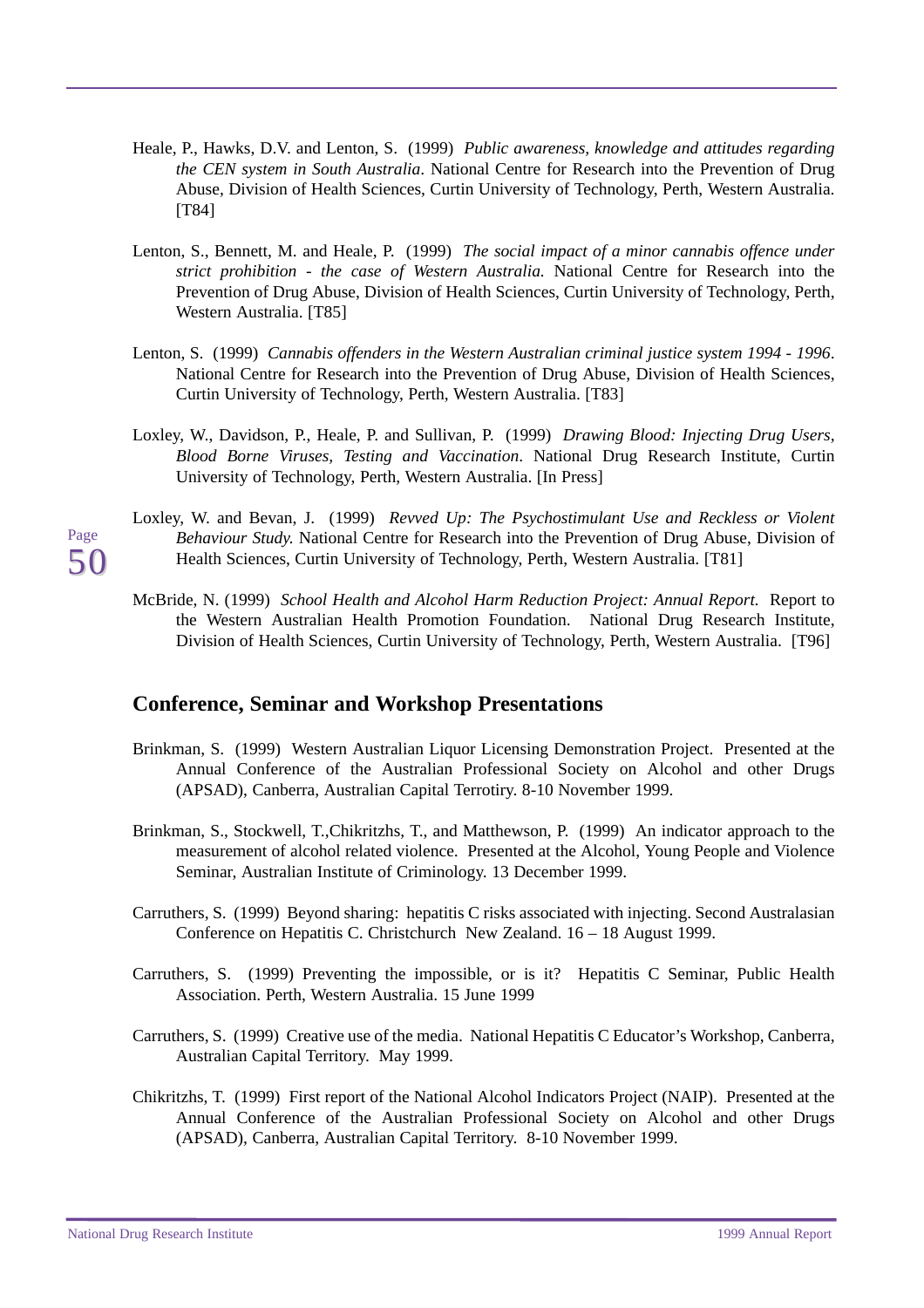Heale, P., Hawks, D.V. and Lenton, S. (1999) *Public awareness, knowledge and attitudes regarding the CEN system in South Australia*. National Centre for Research into the Prevention of Drug Abuse, Division of Health Sciences, Curtin University of Technology, Perth, Western Australia. [T84]

Lenton, S., Bennett, M. and Heale, P. (1999) *The social impact of a minor cannabis offence under strict prohibition - the case of Western Australia.* National Centre for Research into the Prevention of Drug Abuse, Division of Health Sciences, Curtin University of Technology, Perth, Western Australia. [T85]

Lenton, S. (1999) *Cannabis offenders in the Western Australian criminal justice system 1994 - 1996*. National Centre for Research into the Prevention of Drug Abuse, Division of Health Sciences, Curtin University of Technology, Perth, Western Australia. [T83]

Loxley, W., Davidson, P., Heale, P. and Sullivan, P. (1999) *Drawing Blood: Injecting Drug Users, Blood Borne Viruses, Testing and Vaccination*. National Drug Research Institute, Curtin University of Technology, Perth, Western Australia. [In Press]

Loxley, W. and Bevan, J. (1999) *Revved Up: The Psychostimulant Use and Reckless or Violent Behaviour Study.* National Centre for Research into the Prevention of Drug Abuse, Division of Health Sciences, Curtin University of Technology, Perth, Western Australia. [T81]

McBride, N. (1999) *School Health and Alcohol Harm Reduction Project: Annual Report.* Report to the Western Australian Health Promotion Foundation. National Drug Research Institute, Division of Health Sciences, Curtin University of Technology, Perth, Western Australia. [T96]

## Conference, Seminar and Workshop Presentations

Brinkman, S. (1999) Western Australian Liquor Licensing Demonstration Project. Presented at the Annual Conference of the Australian Professional Society on Alcohol and other Drugs (APSAD), Canberra, Australian Capital Terrotiry. 8-10 November 1999.

Brinkman, S., Stockwell, T.,Chikritzhs, T., and Matthewson, P. (1999) An indicator approach to the measurement of alcohol related violence. Presented at the Alcohol, Young People and Violence Seminar, Australian Institute of Criminology. 13 December 1999.

Carruthers, S. (1999) Beyond sharing: hepatitis C risks associated with injecting. Second Australasian Conference on Hepatitis C. Christchurch New Zealand. 16 – 18 August 1999.

Carruthers, S. (1999) Preventing the impossible, or is it? Hepatitis C Seminar, Public Health Association. Perth, Western Australia. 15 June 1999

Carruthers, S. (1999) Creative use of the media. National Hepatitis C Educator's Workshop, Canberra, Australian Capital Territory. May 1999.

Chikritzhs, T. (1999) First report of the National Alcohol Indicators Project (NAIP). Presented at the Annual Conference of the Australian Professional Society on Alcohol and other Drugs (APSAD), Canberra, Australian Capital Territory. 8-10 November 1999.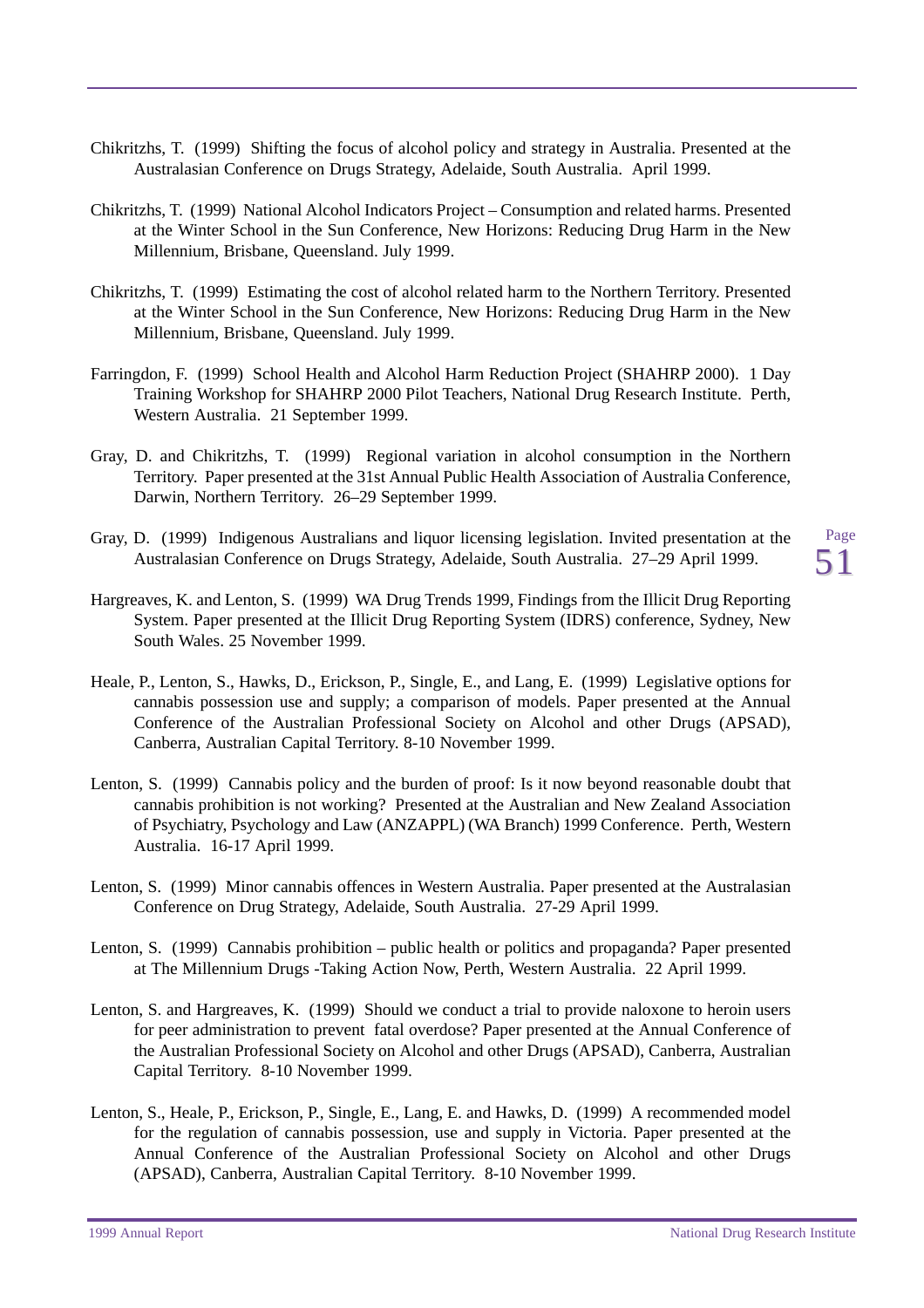Chikritzhs, T. (1999) Shifting the focus of alcohol policy and strategy in Australia. Presented at the Australasian Conference on Drugs Strategy, Adelaide, South Australia. April 1999.

Chikritzhs, T. (1999) National Alcohol Indicators Project – Consumption and related harms. Presented at the Winter School in the Sun Conference, New Horizons: Reducing Drug Harm in the New Millennium, Brisbane, Queensland. July 1999.

Chikritzhs, T. (1999) Estimating the cost of alcohol related harm to the Northern Territory. Presented at the Winter School in the Sun Conference, New Horizons: Reducing Drug Harm in the New Millennium, Brisbane, Queensland. July 1999.

Farringdon, F. (1999) School Health and Alcohol Harm Reduction Project (SHAHRP 2000). 1 Day Training Workshop for SHAHRP 2000 Pilot Teachers, National Drug Research Institute. Perth, Western Australia. 21 September 1999.

Gray, D. and Chikritzhs, T. (1999) Regional variation in alcohol consumption in the Northern Territory. Paper presented at the 31st Annual Public Health Association of Australia Conference, Darwin, Northern Territory. 26–29 September 1999.

Gray, D. (1999) Indigenous Australians and liquor licensing legislation. Invited presentation at the Australasian Conference on Drugs Strategy, Adelaide, South Australia. 27–29 April 1999.

Hargreaves, K. and Lenton, S. (1999) WA Drug Trends 1999, Findings from the Illicit Drug Reporting System. Paper presented at the Illicit Drug Reporting System (IDRS) conference, Sydney, New South Wales. 25 November 1999.

Heale, P., Lenton, S., Hawks, D., Erickson, P., Single, E., and Lang, E. (1999) Legislative options for cannabis possession use and supply; a comparison of models. Paper presented at the Annual Conference of the Australian Professional Society on Alcohol and other Drugs (APSAD), Canberra, Australian Capital Territory. 8-10 November 1999.

Lenton, S. (1999) Cannabis policy and the burden of proof: Is it now beyond reasonable doubt that cannabis prohibition is not working? Presented at the Australian and New Zealand Association of Psychiatry, Psychology and Law (ANZAPPL) (WA Branch) 1999 Conference. Perth, Western Australia. 16-17 April 1999.

Lenton, S. (1999) Minor cannabis offences in Western Australia. Paper presented at the Australasian Conference on Drug Strategy, Adelaide, South Australia. 27-29 April 1999.

Lenton, S. (1999) Cannabis prohibition – public health or politics and propaganda? Paper presented at The Millennium Drugs -Taking Action Now, Perth, Western Australia. 22 April 1999.

Lenton, S. and Hargreaves, K. (1999) Should we conduct a trial to provide naloxone to heroin users for peer administration to prevent fatal overdose? Paper presented at the Annual Conference of the Australian Professional Society on Alcohol and other Drugs (APSAD), Canberra, Australian Capital Territory. 8-10 November 1999.

Lenton, S., Heale, P., Erickson, P., Single, E., Lang, E. and Hawks, D. (1999) A recommended model for the regulation of cannabis possession, use and supply in Victoria. Paper presented at the Annual Conference of the Australian Professional Society on Alcohol and other Drugs (APSAD), Canberra, Australian Capital Territory. 8-10 November 1999.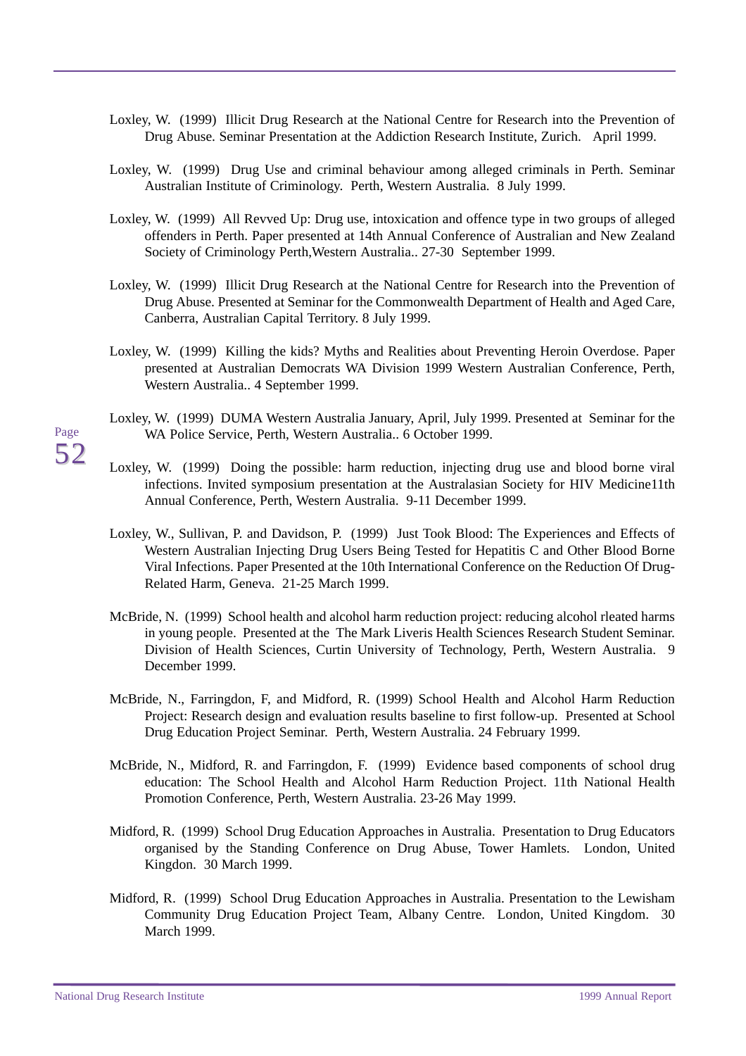Loxley, W.  (1999)  Illicit Drug Research at the National Centre for Research into the Prevention of Drug Abuse. Seminar Presentation at the Addiction Research Institute, Zurich.   April 1999.

Loxley, W.  (1999)  Drug Use and criminal behaviour among alleged criminals in Perth. Seminar Australian Institute of Criminology.  Perth, Western Australia.  8 July 1999.

Loxley, W.  (1999)  All Revved Up: Drug use, intoxication and offence type in two groups of alleged offenders in Perth. Paper presented at 14th Annual Conference of Australian and New Zealand Society of Criminology Perth,Western Australia.. 27-30  September 1999.

Loxley, W.  (1999)  Illicit Drug Research at the National Centre for Research into the Prevention of Drug Abuse. Presented at Seminar for the Commonwealth Department of Health and Aged Care, Canberra, Australian Capital Territory. 8 July 1999.

Loxley, W.  (1999)  Killing the kids? Myths and Realities about Preventing Heroin Overdose. Paper presented at Australian Democrats WA Division 1999 Western Australian Conference, Perth, Western Australia.. 4 September 1999.

Loxley, W.  (1999)  DUMA Western Australia January, April, July 1999. Presented at  Seminar for the WA Police Service, Perth, Western Australia.. 6 October 1999.

Loxley, W.  (1999)  Doing the possible: harm reduction, injecting drug use and blood borne viral infections. Invited symposium presentation at the Australasian Society for HIV Medicine11th Annual Conference, Perth, Western Australia.  9-11 December 1999.

Loxley, W., Sullivan, P. and Davidson, P.  (1999)  Just Took Blood: The Experiences and Effects of Western Australian Injecting Drug Users Being Tested for Hepatitis C and Other Blood Borne Viral Infections. Paper Presented at the 10th International Conference on the Reduction Of Drug-Related Harm, Geneva.  21-25 March 1999.

McBride, N.  (1999)  School health and alcohol harm reduction project: reducing alcohol rleated harms in young people.  Presented at the  The Mark Liveris Health Sciences Research Student Seminar. Division of Health Sciences, Curtin University of Technology, Perth, Western Australia.  9 December 1999.

McBride, N., Farringdon, F, and Midford, R. (1999) School Health and Alcohol Harm Reduction Project: Research design and evaluation results baseline to first follow-up.  Presented at School Drug Education Project Seminar.  Perth, Western Australia. 24 February 1999.

McBride, N., Midford, R. and Farringdon, F.  (1999)  Evidence based components of school drug education: The School Health and Alcohol Harm Reduction Project. 11th National Health Promotion Conference, Perth, Western Australia. 23-26 May 1999.

Midford, R.  (1999)  School Drug Education Approaches in Australia.  Presentation to Drug Educators organised by the Standing Conference on Drug Abuse, Tower Hamlets.  London, United Kingdon.  30 March 1999.

Midford, R.  (1999)  School Drug Education Approaches in Australia. Presentation to the Lewisham Community Drug Education Project Team, Albany Centre.  London, United Kingdom.  30 March 1999.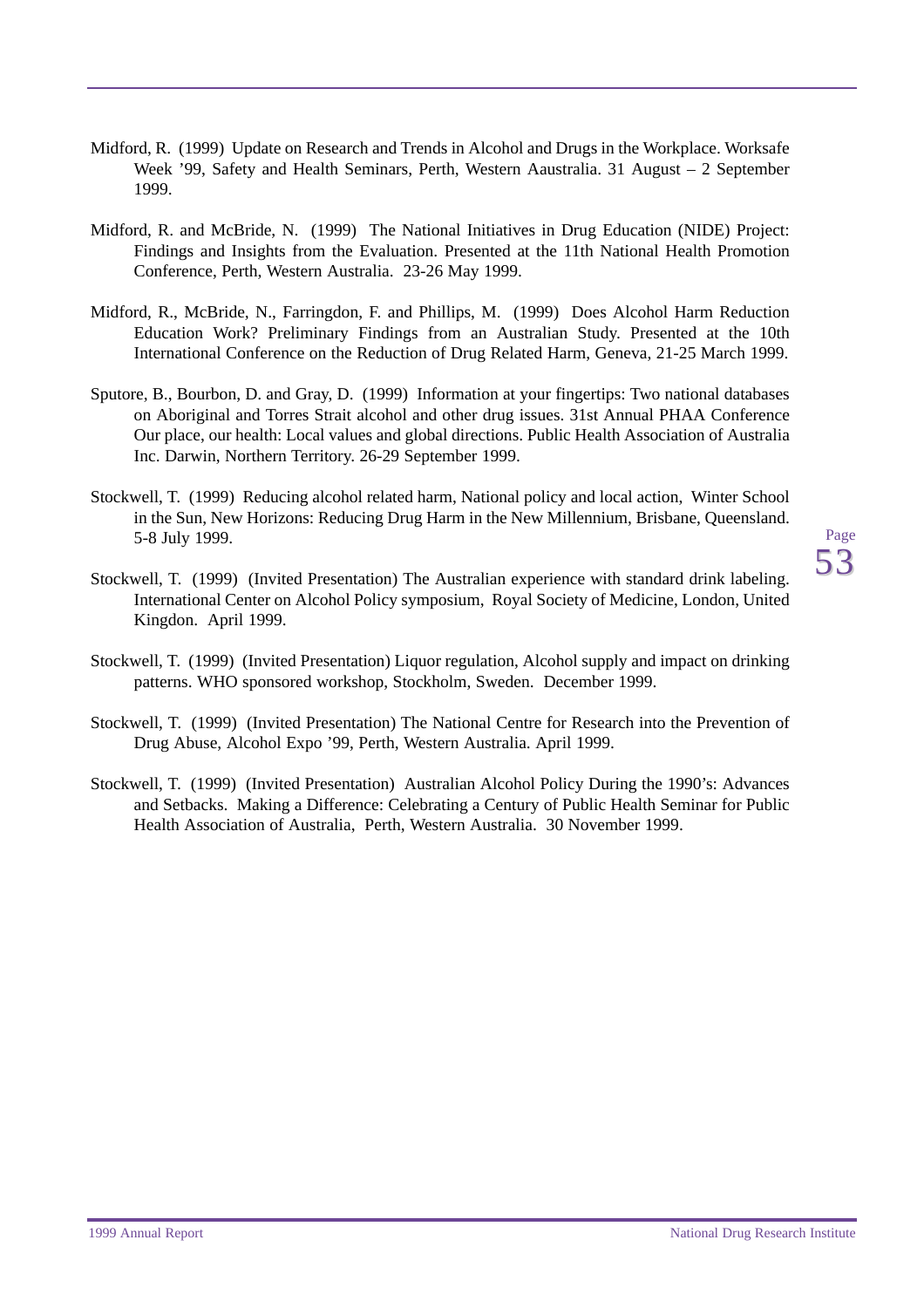Midford, R. (1999) Update on Research and Trends in Alcohol and Drugs in the Workplace. Worksafe Week '99, Safety and Health Seminars, Perth, Western Aaustralia. 31 August – 2 September 1999.

Midford, R. and McBride, N. (1999) The National Initiatives in Drug Education (NIDE) Project: Findings and Insights from the Evaluation. Presented at the 11th National Health Promotion Conference, Perth, Western Australia. 23-26 May 1999.

Midford, R., McBride, N., Farringdon, F. and Phillips, M. (1999) Does Alcohol Harm Reduction Education Work? Preliminary Findings from an Australian Study. Presented at the 10th International Conference on the Reduction of Drug Related Harm, Geneva, 21-25 March 1999.

Sputore, B., Bourbon, D. and Gray, D. (1999) Information at your fingertips: Two national databases on Aboriginal and Torres Strait alcohol and other drug issues. 31st Annual PHAA Conference Our place, our health: Local values and global directions. Public Health Association of Australia Inc. Darwin, Northern Territory. 26-29 September 1999.

Stockwell, T. (1999) Reducing alcohol related harm, National policy and local action, Winter School in the Sun, New Horizons: Reducing Drug Harm in the New Millennium, Brisbane, Queensland. 5-8 July 1999.

Stockwell, T. (1999) (Invited Presentation) The Australian experience with standard drink labeling. International Center on Alcohol Policy symposium, Royal Society of Medicine, London, United Kingdon. April 1999.

Stockwell, T. (1999) (Invited Presentation) Liquor regulation, Alcohol supply and impact on drinking patterns. WHO sponsored workshop, Stockholm, Sweden. December 1999.

Stockwell, T. (1999) (Invited Presentation) The National Centre for Research into the Prevention of Drug Abuse, Alcohol Expo '99, Perth, Western Australia. April 1999.

Stockwell, T. (1999) (Invited Presentation) Australian Alcohol Policy During the 1990's: Advances and Setbacks. Making a Difference: Celebrating a Century of Public Health Seminar for Public Health Association of Australia, Perth, Western Australia. 30 November 1999.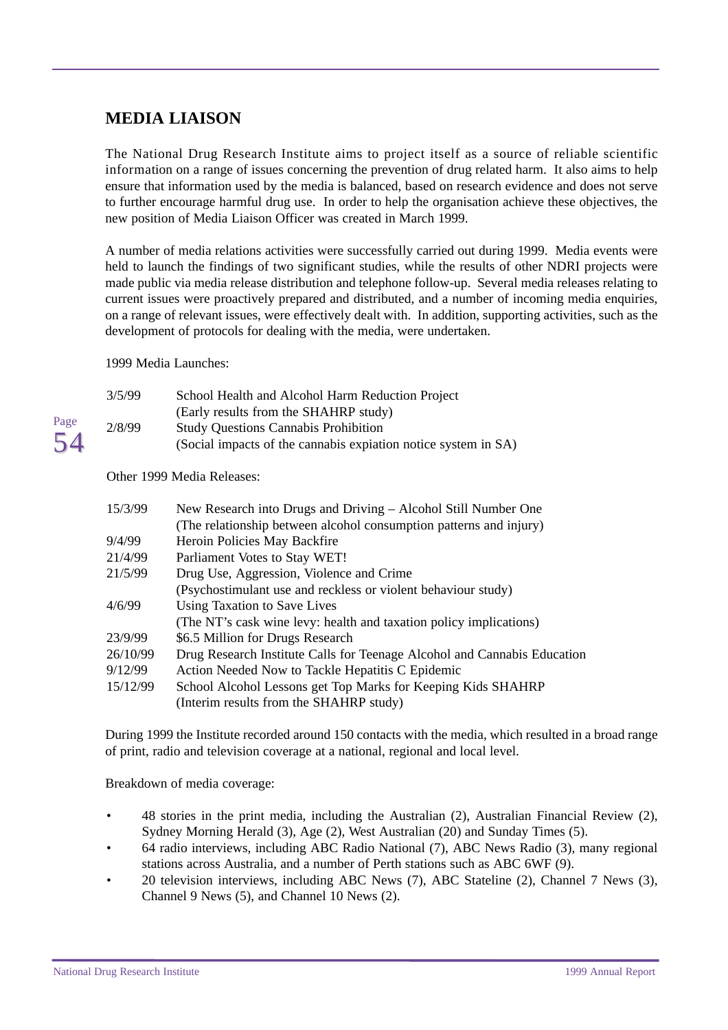## MEDIA LIAISON

The National Drug Research Institute aims to project itself as a source of reliable scientific information on a range of issues concerning the prevention of drug related harm. It also aims to help ensure that information used by the media is balanced, based on research evidence and does not serve to further encourage harmful drug use. In order to help the organisation achieve these objectives, the new position of Media Liaison Officer was created in March 1999.

A number of media relations activities were successfully carried out during 1999. Media events were held to launch the findings of two significant studies, while the results of other NDRI projects were made public via media release distribution and telephone follow-up. Several media releases relating to current issues were proactively prepared and distributed, and a number of incoming media enquiries, on a range of relevant issues, were effectively dealt with. In addition, supporting activities, such as the development of protocols for dealing with the media, were undertaken.

1999 Media Launches:

| | |
|---|---|
| 3/5/99 | School Health and Alcohol Harm Reduction Project<br>(Early results from the SHAHRP study) |
| 2/8/99 | Study Questions Cannabis Prohibition<br>(Social impacts of the cannabis expiation notice system in SA) |

Other 1999 Media Releases:

| | |
|---|---|
| 15/3/99 | New Research into Drugs and Driving – Alcohol Still Number One<br>(The relationship between alcohol consumption patterns and injury) |
| 9/4/99 | Heroin Policies May Backfire |
| 21/4/99 | Parliament Votes to Stay WET! |
| 21/5/99 | Drug Use, Aggression, Violence and Crime<br>(Psychostimulant use and reckless or violent behaviour study) |
| 4/6/99 | Using Taxation to Save Lives<br>(The NT's cask wine levy: health and taxation policy implications) |
| 23/9/99 | $6.5 Million for Drugs Research |
| 26/10/99 | Drug Research Institute Calls for Teenage Alcohol and Cannabis Education |
| 9/12/99 | Action Needed Now to Tackle Hepatitis C Epidemic |
| 15/12/99 | School Alcohol Lessons get Top Marks for Keeping Kids SHAHRP<br>(Interim results from the SHAHRP study) |

During 1999 the Institute recorded around 150 contacts with the media, which resulted in a broad range of print, radio and television coverage at a national, regional and local level.

Breakdown of media coverage:

- 48 stories in the print media, including the Australian (2), Australian Financial Review (2), Sydney Morning Herald (3), Age (2), West Australian (20) and Sunday Times (5).
- 64 radio interviews, including ABC Radio National (7), ABC News Radio (3), many regional stations across Australia, and a number of Perth stations such as ABC 6WF (9).
- 20 television interviews, including ABC News (7), ABC Stateline (2), Channel 7 News (3), Channel 9 News (5), and Channel 10 News (2).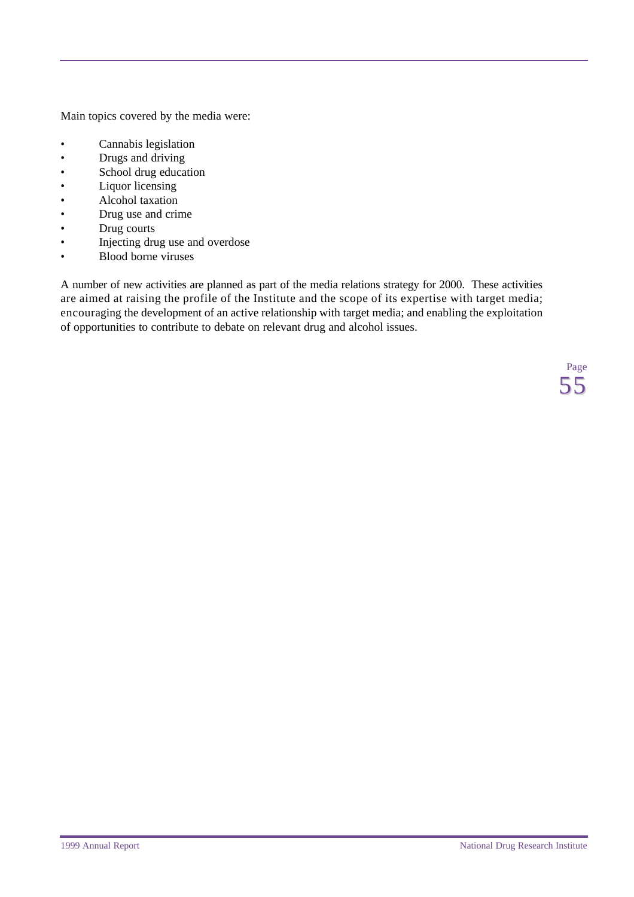Main topics covered by the media were:

- Cannabis legislation
- Drugs and driving
- School drug education
- Liquor licensing
- Alcohol taxation
- Drug use and crime
- Drug courts
- Injecting drug use and overdose
- Blood borne viruses

A number of new activities are planned as part of the media relations strategy for 2000. These activities are aimed at raising the profile of the Institute and the scope of its expertise with target media; encouraging the development of an active relationship with target media; and enabling the exploitation of opportunities to contribute to debate on relevant drug and alcohol issues.